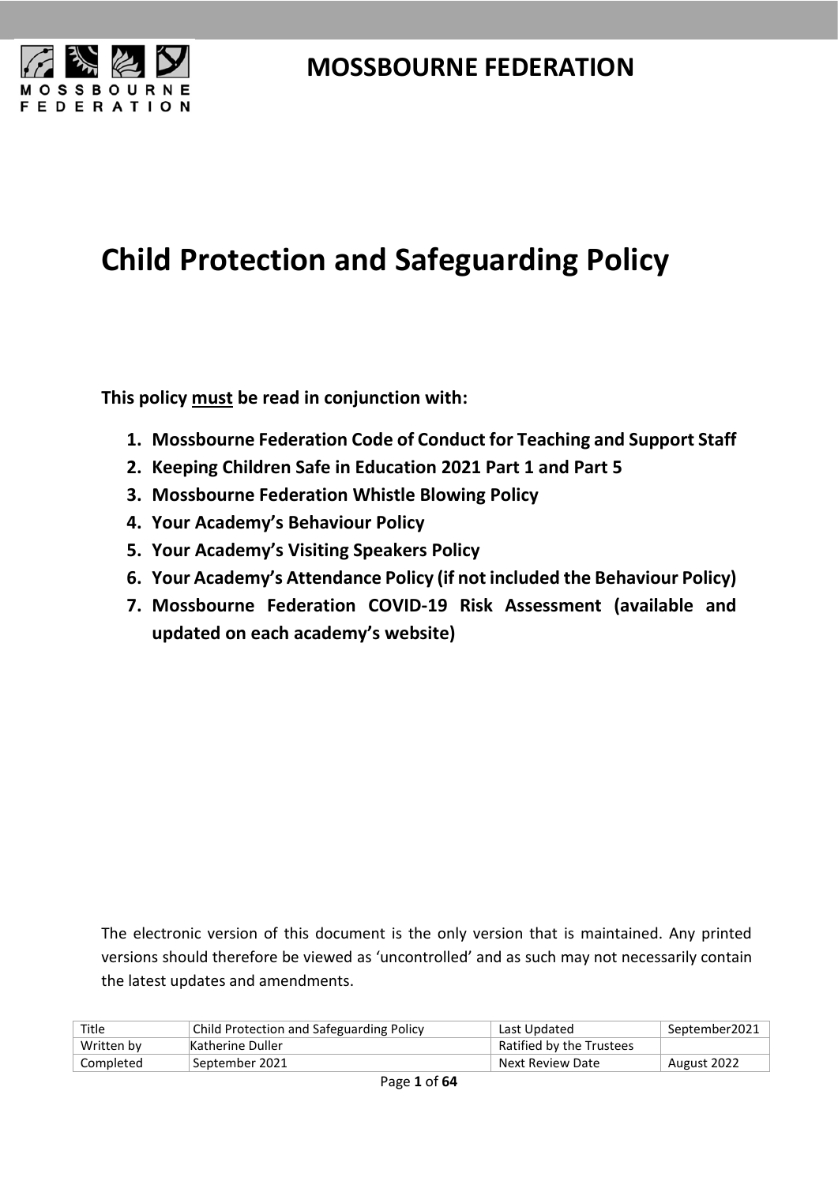# MOSSBOURNE FEDERATION

# Child Protection and Safeguarding Policy

**This policy must be read in conjunction with:**

1. **Mossbourne Federation Code of Conduct for Teaching and Support Staff**
2. **Keeping Children Safe in Education 2021 Part 1 and Part 5**
3. **Mossbourne Federation Whistle Blowing Policy**
4. **Your Academy's Behaviour Policy**
5. **Your Academy's Visiting Speakers Policy**
6. **Your Academy's Attendance Policy (if not included the Behaviour Policy)**
7. **Mossbourne Federation COVID-19 Risk Assessment (available and updated on each academy's website)**

The electronic version of this document is the only version that is maintained. Any printed versions should therefore be viewed as 'uncontrolled' and as such may not necessarily contain the latest updates and amendments.

| Title | Child Protection and Safeguarding Policy | Last Updated | September2021 |
|---|---|---|---|
| Written by | Katherine Duller | Ratified by the Trustees | |
| Completed | September 2021 | Next Review Date | August 2022 |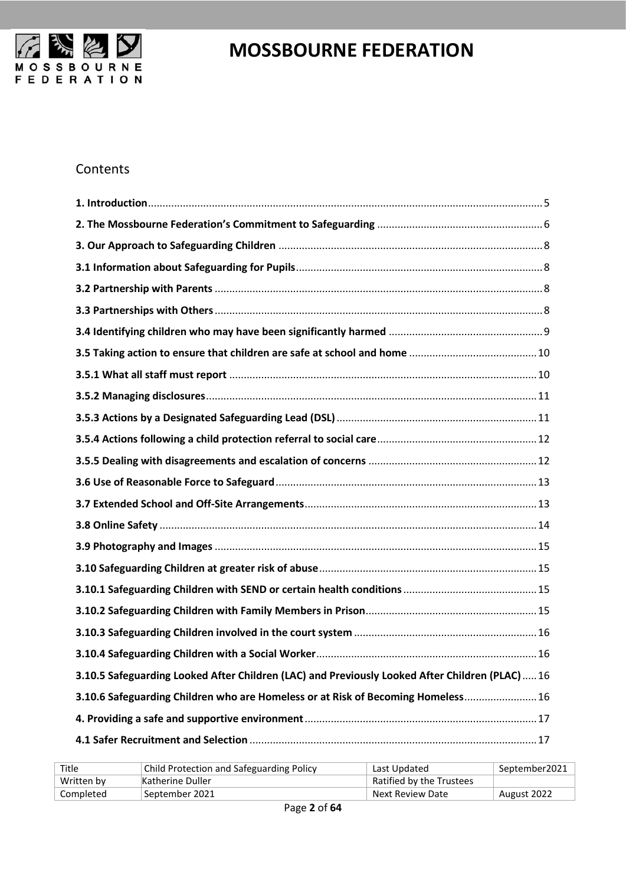## Contents

**1. Introduction** ....................................................................................................................................... 5

**2. The Mossbourne Federation's Commitment to Safeguarding** ......................................................... 6

**3. Our Approach to Safeguarding Children** .......................................................................................... 8

**3.1 Information about Safeguarding for Pupils** .................................................................................... 8

**3.2 Partnership with Parents** ............................................................................................................... 8

**3.3 Partnerships with Others** ................................................................................................................ 8

**3.4 Identifying children who may have been significantly harmed** .................................................... 9

**3.5 Taking action to ensure that children are safe at school and home** ............................................ 10

**3.5.1 What all staff must report** ......................................................................................................... 10

**3.5.2 Managing disclosures** ................................................................................................................ 11

**3.5.3 Actions by a Designated Safeguarding Lead (DSL)** .................................................................... 11

**3.5.4 Actions following a child protection referral to social care** ....................................................... 12

**3.5.5 Dealing with disagreements and escalation of concerns** .......................................................... 12

**3.6 Use of Reasonable Force to Safeguard** ......................................................................................... 13

**3.7 Extended School and Off-Site Arrangements** ............................................................................... 13

**3.8 Online Safety** ................................................................................................................................ 14

**3.9 Photography and Images** .............................................................................................................. 15

**3.10 Safeguarding Children at greater risk of abuse** .......................................................................... 15

**3.10.1 Safeguarding Children with SEND or certain health conditions** .............................................. 15

**3.10.2 Safeguarding Children with Family Members in Prison** ........................................................... 15

**3.10.3 Safeguarding Children involved in the court system** ............................................................... 16

**3.10.4 Safeguarding Children with a Social Worker** ........................................................................... 16

**3.10.5 Safeguarding Looked After Children (LAC) and Previously Looked After Children (PLAC)** ...... 16

**3.10.6 Safeguarding Children who are Homeless or at Risk of Becoming Homeless** ......................... 16

**4. Providing a safe and supportive environment** ............................................................................... 17

**4.1 Safer Recruitment and Selection** .................................................................................................. 17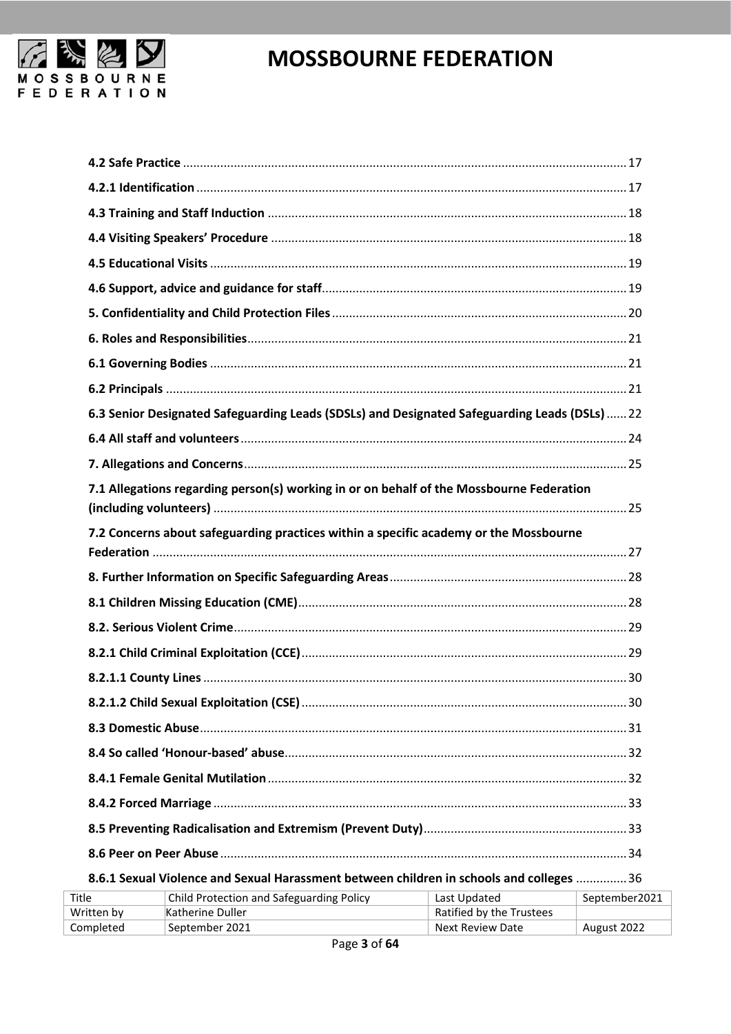**4.2 Safe Practice** .......... 17

**4.2.1 Identification** .......... 17

**4.3 Training and Staff Induction** .......... 18

**4.4 Visiting Speakers' Procedure** .......... 18

**4.5 Educational Visits** .......... 19

**4.6 Support, advice and guidance for staff** .......... 19

**5. Confidentiality and Child Protection Files** .......... 20

**6. Roles and Responsibilities** .......... 21

**6.1 Governing Bodies** .......... 21

**6.2 Principals** .......... 21

**6.3 Senior Designated Safeguarding Leads (SDSLs) and Designated Safeguarding Leads (DSLs)** .......... 22

**6.4 All staff and volunteers** .......... 24

**7. Allegations and Concerns** .......... 25

**7.1 Allegations regarding person(s) working in or on behalf of the Mossbourne Federation (including volunteers)** .......... 25

**7.2 Concerns about safeguarding practices within a specific academy or the Mossbourne Federation** .......... 27

**8. Further Information on Specific Safeguarding Areas** .......... 28

**8.1 Children Missing Education (CME)** .......... 28

**8.2. Serious Violent Crime** .......... 29

**8.2.1 Child Criminal Exploitation (CCE)** .......... 29

**8.2.1.1 County Lines** .......... 30

**8.2.1.2 Child Sexual Exploitation (CSE)** .......... 30

**8.3 Domestic Abuse** .......... 31

**8.4 So called 'Honour-based' abuse** .......... 32

**8.4.1 Female Genital Mutilation** .......... 32

**8.4.2 Forced Marriage** .......... 33

**8.5 Preventing Radicalisation and Extremism (Prevent Duty)** .......... 33

**8.6 Peer on Peer Abuse** .......... 34

**8.6.1 Sexual Violence and Sexual Harassment between children in schools and colleges** .......... 36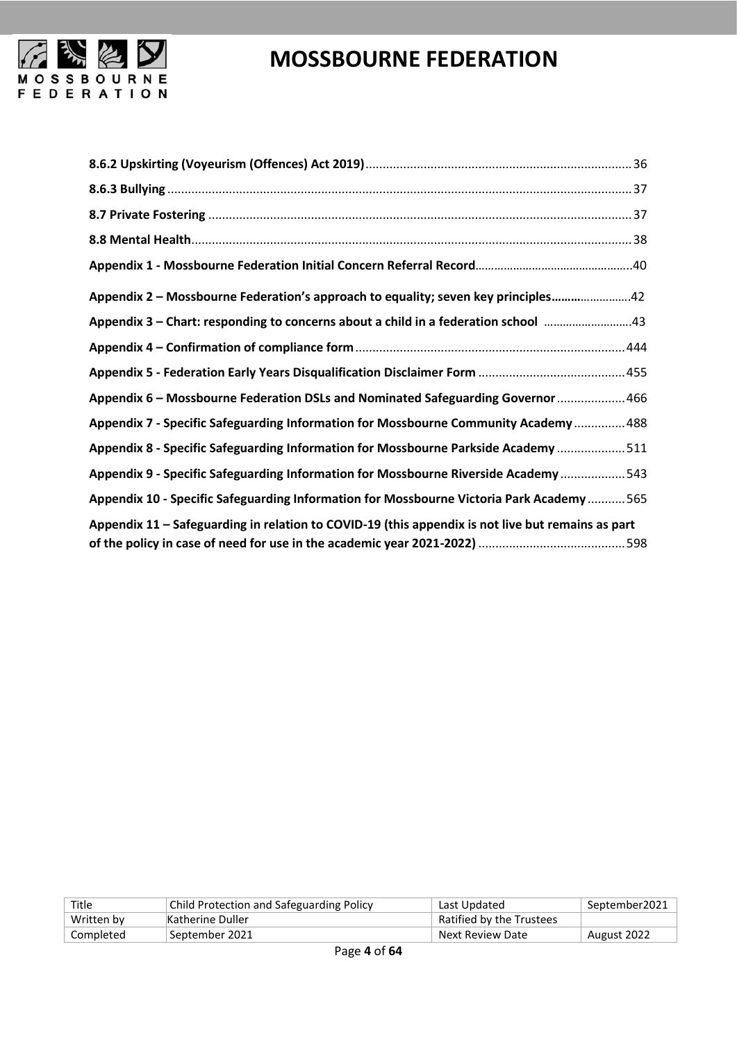**8.6.2 Upskirting (Voyeurism (Offences) Act 2019)** .......... 36

**8.6.3 Bullying** .......... 37

**8.7 Private Fostering** .......... 37

**8.8 Mental Health** .......... 38

**Appendix 1 - Mossbourne Federation Initial Concern Referral Record** .......... 40

**Appendix 2 – Mossbourne Federation's approach to equality; seven key principles** .......... 42

**Appendix 3 – Chart: responding to concerns about a child in a federation school** .......... 43

**Appendix 4 – Confirmation of compliance form** .......... 444

**Appendix 5 - Federation Early Years Disqualification Disclaimer Form** .......... 455

**Appendix 6 – Mossbourne Federation DSLs and Nominated Safeguarding Governor** .......... 466

**Appendix 7 - Specific Safeguarding Information for Mossbourne Community Academy** .......... 488

**Appendix 8 - Specific Safeguarding Information for Mossbourne Parkside Academy** .......... 511

**Appendix 9 - Specific Safeguarding Information for Mossbourne Riverside Academy** .......... 543

**Appendix 10 - Specific Safeguarding Information for Mossbourne Victoria Park Academy** .......... 565

**Appendix 11 – Safeguarding in relation to COVID-19 (this appendix is not live but remains as part of the policy in case of need for use in the academic year 2021-2022)** .......... 598

| Title | Child Protection and Safeguarding Policy | Last Updated | September2021 |
| --- | --- | --- | --- |
| Written by | Katherine Duller | Ratified by the Trustees | |
| Completed | September 2021 | Next Review Date | August 2022 |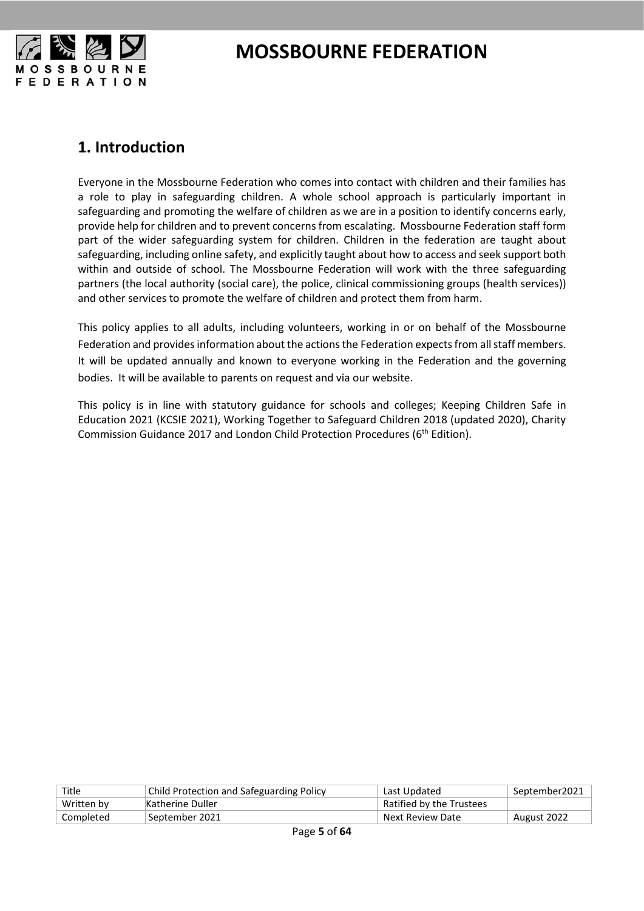## 1. Introduction

Everyone in the Mossbourne Federation who comes into contact with children and their families has a role to play in safeguarding children. A whole school approach is particularly important in safeguarding and promoting the welfare of children as we are in a position to identify concerns early, provide help for children and to prevent concerns from escalating. Mossbourne Federation staff form part of the wider safeguarding system for children. Children in the federation are taught about safeguarding, including online safety, and explicitly taught about how to access and seek support both within and outside of school. The Mossbourne Federation will work with the three safeguarding partners (the local authority (social care), the police, clinical commissioning groups (health services)) and other services to promote the welfare of children and protect them from harm.

This policy applies to all adults, including volunteers, working in or on behalf of the Mossbourne Federation and provides information about the actions the Federation expects from all staff members. It will be updated annually and known to everyone working in the Federation and the governing bodies. It will be available to parents on request and via our website.

This policy is in line with statutory guidance for schools and colleges; Keeping Children Safe in Education 2021 (KCSIE 2021), Working Together to Safeguard Children 2018 (updated 2020), Charity Commission Guidance 2017 and London Child Protection Procedures (6th Edition).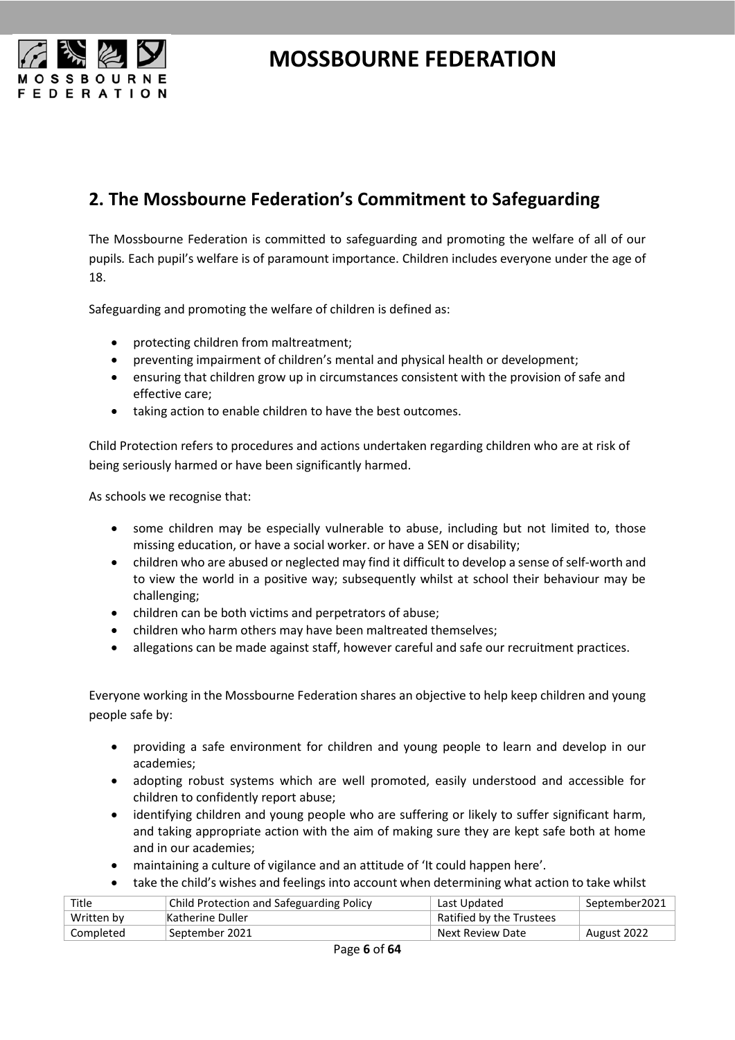## 2. The Mossbourne Federation's Commitment to Safeguarding

The Mossbourne Federation is committed to safeguarding and promoting the welfare of all of our pupils. Each pupil's welfare is of paramount importance. Children includes everyone under the age of 18.

Safeguarding and promoting the welfare of children is defined as:

- protecting children from maltreatment;
- preventing impairment of children's mental and physical health or development;
- ensuring that children grow up in circumstances consistent with the provision of safe and effective care;
- taking action to enable children to have the best outcomes.

Child Protection refers to procedures and actions undertaken regarding children who are at risk of being seriously harmed or have been significantly harmed.

As schools we recognise that:

- some children may be especially vulnerable to abuse, including but not limited to, those missing education, or have a social worker. or have a SEN or disability;
- children who are abused or neglected may find it difficult to develop a sense of self-worth and to view the world in a positive way; subsequently whilst at school their behaviour may be challenging;
- children can be both victims and perpetrators of abuse;
- children who harm others may have been maltreated themselves;
- allegations can be made against staff, however careful and safe our recruitment practices.

Everyone working in the Mossbourne Federation shares an objective to help keep children and young people safe by:

- providing a safe environment for children and young people to learn and develop in our academies;
- adopting robust systems which are well promoted, easily understood and accessible for children to confidently report abuse;
- identifying children and young people who are suffering or likely to suffer significant harm, and taking appropriate action with the aim of making sure they are kept safe both at home and in our academies;
- maintaining a culture of vigilance and an attitude of 'It could happen here'.
- take the child's wishes and feelings into account when determining what action to take whilst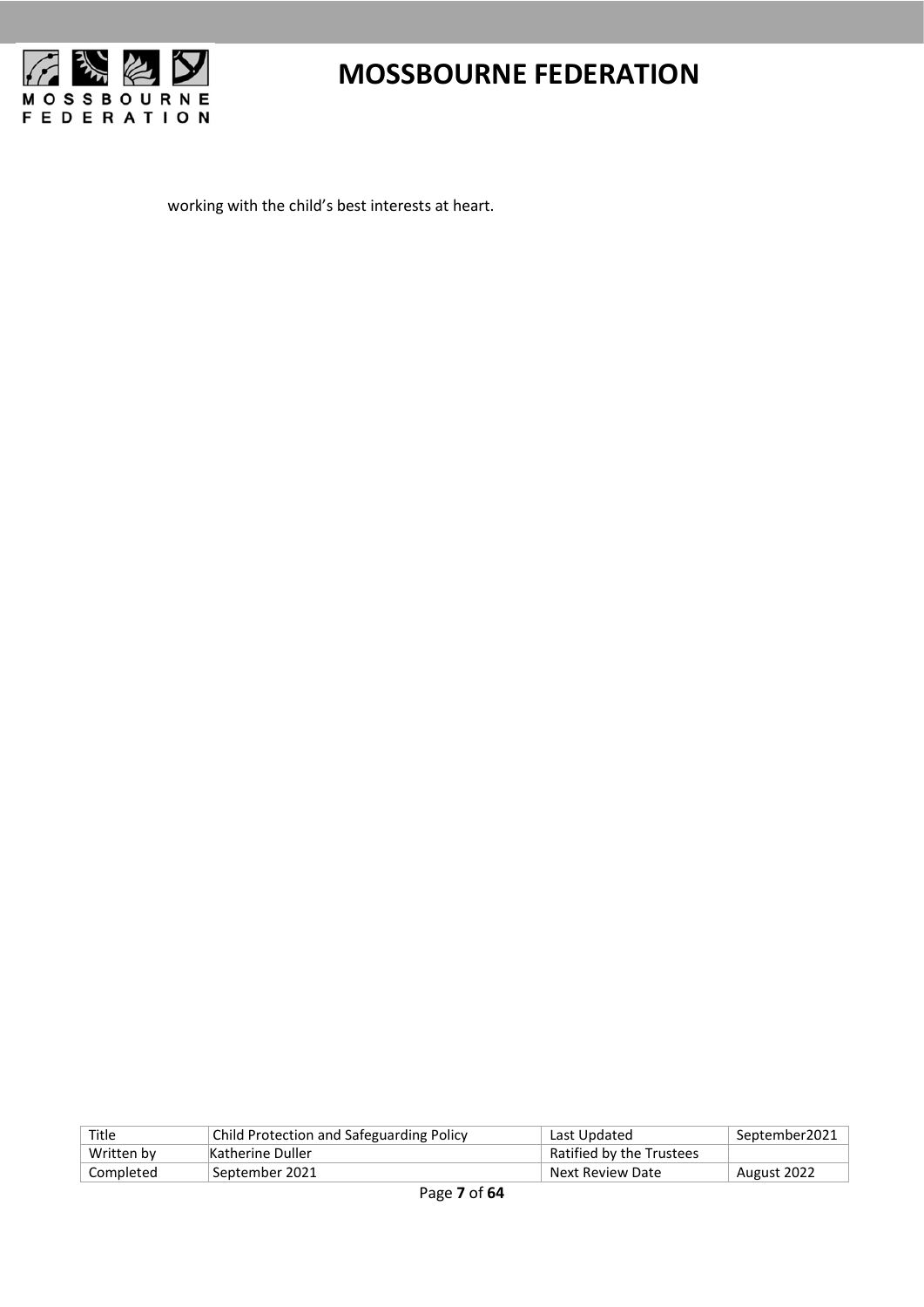working with the child’s best interests at heart.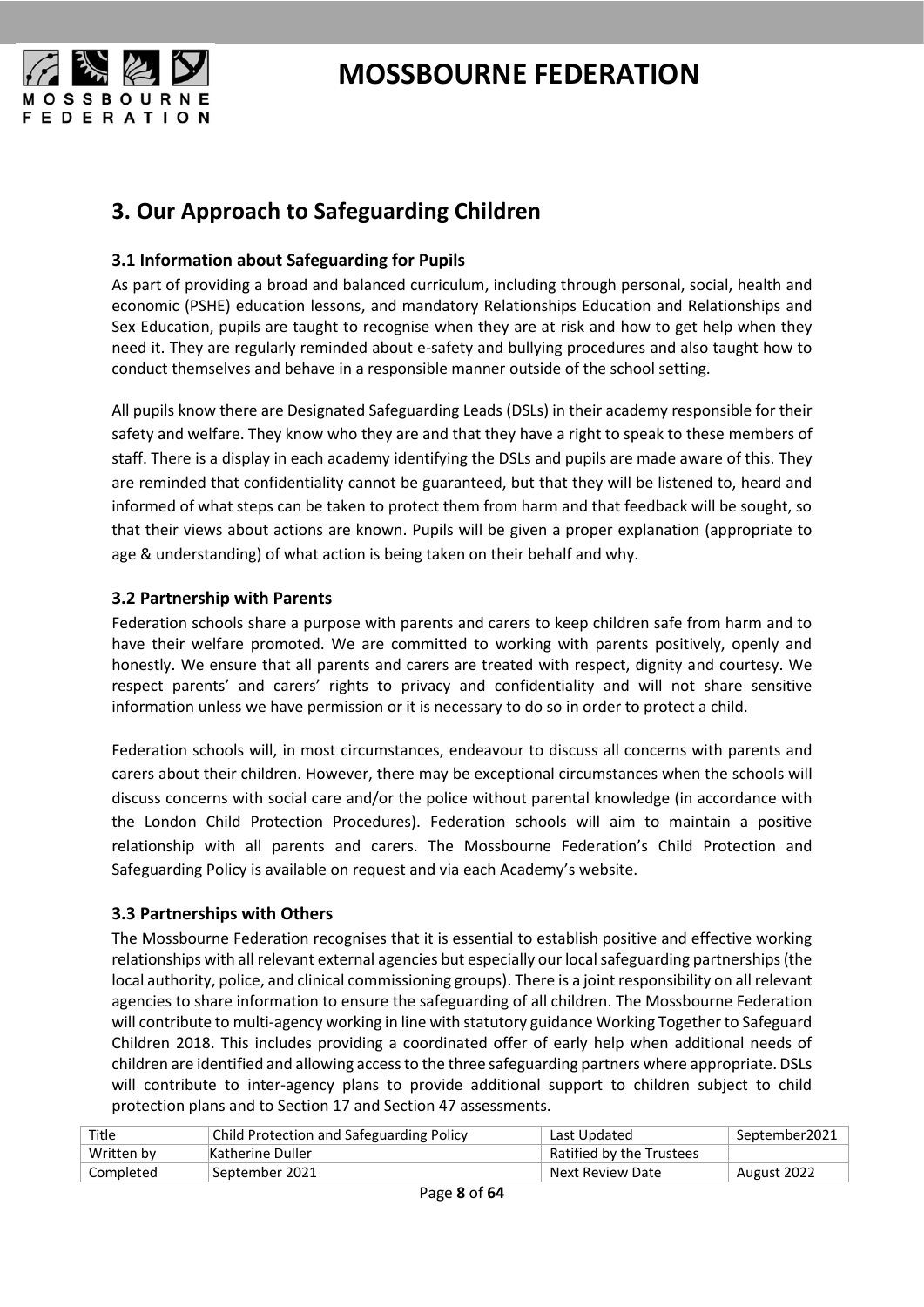## 3. Our Approach to Safeguarding Children

### 3.1 Information about Safeguarding for Pupils

As part of providing a broad and balanced curriculum, including through personal, social, health and economic (PSHE) education lessons, and mandatory Relationships Education and Relationships and Sex Education, pupils are taught to recognise when they are at risk and how to get help when they need it. They are regularly reminded about e-safety and bullying procedures and also taught how to conduct themselves and behave in a responsible manner outside of the school setting.

All pupils know there are Designated Safeguarding Leads (DSLs) in their academy responsible for their safety and welfare. They know who they are and that they have a right to speak to these members of staff. There is a display in each academy identifying the DSLs and pupils are made aware of this. They are reminded that confidentiality cannot be guaranteed, but that they will be listened to, heard and informed of what steps can be taken to protect them from harm and that feedback will be sought, so that their views about actions are known. Pupils will be given a proper explanation (appropriate to age & understanding) of what action is being taken on their behalf and why.

### 3.2 Partnership with Parents

Federation schools share a purpose with parents and carers to keep children safe from harm and to have their welfare promoted. We are committed to working with parents positively, openly and honestly. We ensure that all parents and carers are treated with respect, dignity and courtesy. We respect parents' and carers' rights to privacy and confidentiality and will not share sensitive information unless we have permission or it is necessary to do so in order to protect a child.

Federation schools will, in most circumstances, endeavour to discuss all concerns with parents and carers about their children. However, there may be exceptional circumstances when the schools will discuss concerns with social care and/or the police without parental knowledge (in accordance with the London Child Protection Procedures). Federation schools will aim to maintain a positive relationship with all parents and carers. The Mossbourne Federation's Child Protection and Safeguarding Policy is available on request and via each Academy's website.

### 3.3 Partnerships with Others

The Mossbourne Federation recognises that it is essential to establish positive and effective working relationships with all relevant external agencies but especially our local safeguarding partnerships (the local authority, police, and clinical commissioning groups). There is a joint responsibility on all relevant agencies to share information to ensure the safeguarding of all children. The Mossbourne Federation will contribute to multi-agency working in line with statutory guidance Working Together to Safeguard Children 2018. This includes providing a coordinated offer of early help when additional needs of children are identified and allowing access to the three safeguarding partners where appropriate. DSLs will contribute to inter-agency plans to provide additional support to children subject to child protection plans and to Section 17 and Section 47 assessments.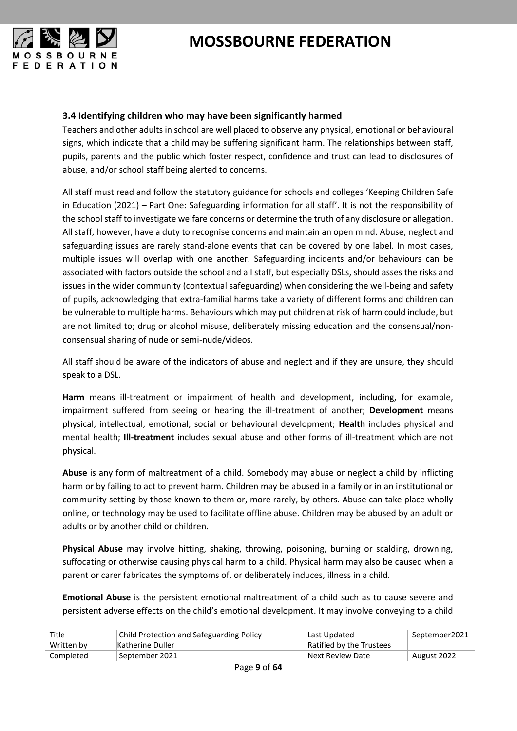### 3.4 Identifying children who may have been significantly harmed

Teachers and other adults in school are well placed to observe any physical, emotional or behavioural signs, which indicate that a child may be suffering significant harm. The relationships between staff, pupils, parents and the public which foster respect, confidence and trust can lead to disclosures of abuse, and/or school staff being alerted to concerns.

All staff must read and follow the statutory guidance for schools and colleges 'Keeping Children Safe in Education (2021) – Part One: Safeguarding information for all staff'. It is not the responsibility of the school staff to investigate welfare concerns or determine the truth of any disclosure or allegation. All staff, however, have a duty to recognise concerns and maintain an open mind. Abuse, neglect and safeguarding issues are rarely stand-alone events that can be covered by one label. In most cases, multiple issues will overlap with one another. Safeguarding incidents and/or behaviours can be associated with factors outside the school and all staff, but especially DSLs, should asses the risks and issues in the wider community (contextual safeguarding) when considering the well-being and safety of pupils, acknowledging that extra-familial harms take a variety of different forms and children can be vulnerable to multiple harms. Behaviours which may put children at risk of harm could include, but are not limited to; drug or alcohol misuse, deliberately missing education and the consensual/non-consensual sharing of nude or semi-nude/videos.

All staff should be aware of the indicators of abuse and neglect and if they are unsure, they should speak to a DSL.

**Harm** means ill-treatment or impairment of health and development, including, for example, impairment suffered from seeing or hearing the ill-treatment of another; **Development** means physical, intellectual, emotional, social or behavioural development; **Health** includes physical and mental health; **Ill-treatment** includes sexual abuse and other forms of ill-treatment which are not physical.

**Abuse** is any form of maltreatment of a child. Somebody may abuse or neglect a child by inflicting harm or by failing to act to prevent harm. Children may be abused in a family or in an institutional or community setting by those known to them or, more rarely, by others. Abuse can take place wholly online, or technology may be used to facilitate offline abuse. Children may be abused by an adult or adults or by another child or children.

**Physical Abuse** may involve hitting, shaking, throwing, poisoning, burning or scalding, drowning, suffocating or otherwise causing physical harm to a child. Physical harm may also be caused when a parent or carer fabricates the symptoms of, or deliberately induces, illness in a child.

**Emotional Abuse** is the persistent emotional maltreatment of a child such as to cause severe and persistent adverse effects on the child's emotional development. It may involve conveying to a child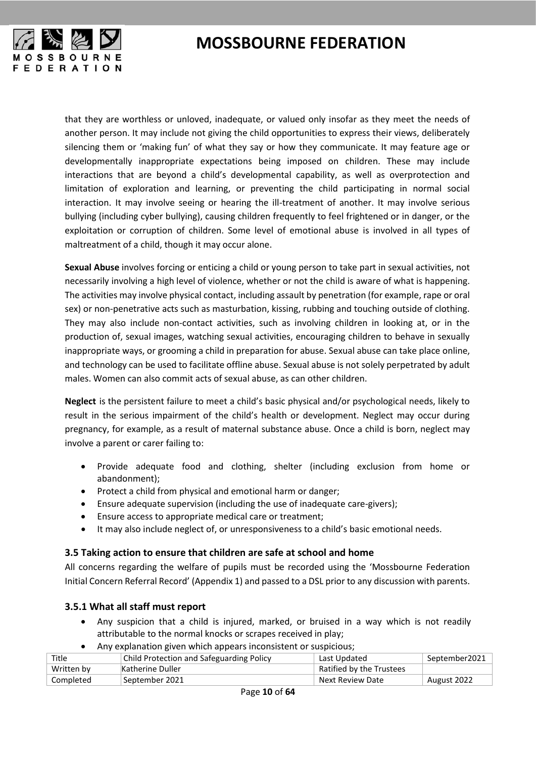that they are worthless or unloved, inadequate, or valued only insofar as they meet the needs of another person. It may include not giving the child opportunities to express their views, deliberately silencing them or 'making fun' of what they say or how they communicate. It may feature age or developmentally inappropriate expectations being imposed on children. These may include interactions that are beyond a child's developmental capability, as well as overprotection and limitation of exploration and learning, or preventing the child participating in normal social interaction. It may involve seeing or hearing the ill-treatment of another. It may involve serious bullying (including cyber bullying), causing children frequently to feel frightened or in danger, or the exploitation or corruption of children. Some level of emotional abuse is involved in all types of maltreatment of a child, though it may occur alone.

**Sexual Abuse** involves forcing or enticing a child or young person to take part in sexual activities, not necessarily involving a high level of violence, whether or not the child is aware of what is happening. The activities may involve physical contact, including assault by penetration (for example, rape or oral sex) or non-penetrative acts such as masturbation, kissing, rubbing and touching outside of clothing. They may also include non-contact activities, such as involving children in looking at, or in the production of, sexual images, watching sexual activities, encouraging children to behave in sexually inappropriate ways, or grooming a child in preparation for abuse. Sexual abuse can take place online, and technology can be used to facilitate offline abuse. Sexual abuse is not solely perpetrated by adult males. Women can also commit acts of sexual abuse, as can other children.

**Neglect** is the persistent failure to meet a child's basic physical and/or psychological needs, likely to result in the serious impairment of the child's health or development. Neglect may occur during pregnancy, for example, as a result of maternal substance abuse. Once a child is born, neglect may involve a parent or carer failing to:

- Provide adequate food and clothing, shelter (including exclusion from home or abandonment);
- Protect a child from physical and emotional harm or danger;
- Ensure adequate supervision (including the use of inadequate care-givers);
- Ensure access to appropriate medical care or treatment;
- It may also include neglect of, or unresponsiveness to a child's basic emotional needs.

### 3.5 Taking action to ensure that children are safe at school and home

All concerns regarding the welfare of pupils must be recorded using the 'Mossbourne Federation Initial Concern Referral Record' (Appendix 1) and passed to a DSL prior to any discussion with parents.

#### 3.5.1 What all staff must report

- Any suspicion that a child is injured, marked, or bruised in a way which is not readily attributable to the normal knocks or scrapes received in play;
- Any explanation given which appears inconsistent or suspicious;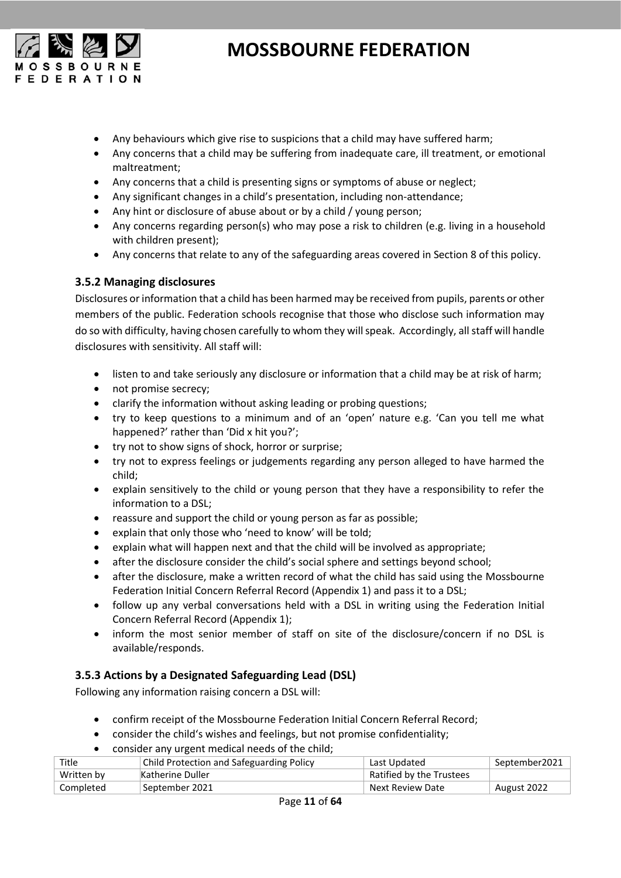- Any behaviours which give rise to suspicions that a child may have suffered harm;
- Any concerns that a child may be suffering from inadequate care, ill treatment, or emotional maltreatment;
- Any concerns that a child is presenting signs or symptoms of abuse or neglect;
- Any significant changes in a child's presentation, including non-attendance;
- Any hint or disclosure of abuse about or by a child / young person;
- Any concerns regarding person(s) who may pose a risk to children (e.g. living in a household with children present);
- Any concerns that relate to any of the safeguarding areas covered in Section 8 of this policy.

### 3.5.2 Managing disclosures

Disclosures or information that a child has been harmed may be received from pupils, parents or other members of the public. Federation schools recognise that those who disclose such information may do so with difficulty, having chosen carefully to whom they will speak. Accordingly, all staff will handle disclosures with sensitivity. All staff will:

- listen to and take seriously any disclosure or information that a child may be at risk of harm;
- not promise secrecy;
- clarify the information without asking leading or probing questions;
- try to keep questions to a minimum and of an 'open' nature e.g. 'Can you tell me what happened?' rather than 'Did x hit you?';
- try not to show signs of shock, horror or surprise;
- try not to express feelings or judgements regarding any person alleged to have harmed the child;
- explain sensitively to the child or young person that they have a responsibility to refer the information to a DSL;
- reassure and support the child or young person as far as possible;
- explain that only those who 'need to know' will be told;
- explain what will happen next and that the child will be involved as appropriate;
- after the disclosure consider the child's social sphere and settings beyond school;
- after the disclosure, make a written record of what the child has said using the Mossbourne Federation Initial Concern Referral Record (Appendix 1) and pass it to a DSL;
- follow up any verbal conversations held with a DSL in writing using the Federation Initial Concern Referral Record (Appendix 1);
- inform the most senior member of staff on site of the disclosure/concern if no DSL is available/responds.

### 3.5.3 Actions by a Designated Safeguarding Lead (DSL)

Following any information raising concern a DSL will:

- confirm receipt of the Mossbourne Federation Initial Concern Referral Record;
- consider the child's wishes and feelings, but not promise confidentiality;
- consider any urgent medical needs of the child;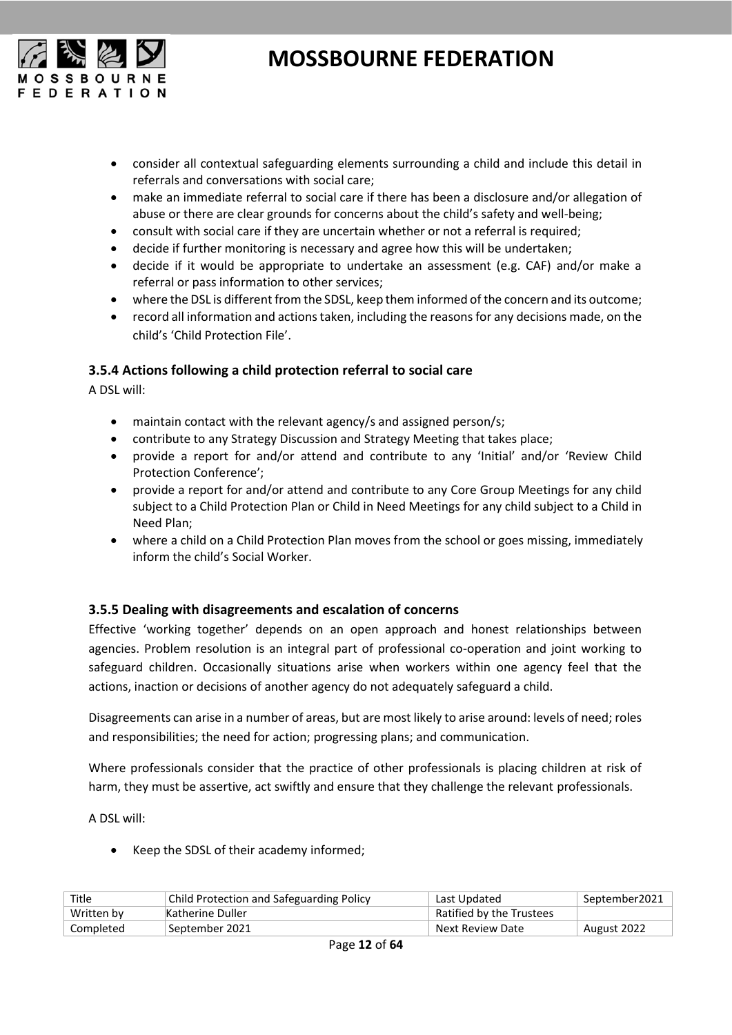- consider all contextual safeguarding elements surrounding a child and include this detail in referrals and conversations with social care;
- make an immediate referral to social care if there has been a disclosure and/or allegation of abuse or there are clear grounds for concerns about the child's safety and well-being;
- consult with social care if they are uncertain whether or not a referral is required;
- decide if further monitoring is necessary and agree how this will be undertaken;
- decide if it would be appropriate to undertake an assessment (e.g. CAF) and/or make a referral or pass information to other services;
- where the DSL is different from the SDSL, keep them informed of the concern and its outcome;
- record all information and actions taken, including the reasons for any decisions made, on the child's 'Child Protection File'.

### 3.5.4 Actions following a child protection referral to social care

A DSL will:

- maintain contact with the relevant agency/s and assigned person/s;
- contribute to any Strategy Discussion and Strategy Meeting that takes place;
- provide a report for and/or attend and contribute to any 'Initial' and/or 'Review Child Protection Conference';
- provide a report for and/or attend and contribute to any Core Group Meetings for any child subject to a Child Protection Plan or Child in Need Meetings for any child subject to a Child in Need Plan;
- where a child on a Child Protection Plan moves from the school or goes missing, immediately inform the child's Social Worker.

### 3.5.5 Dealing with disagreements and escalation of concerns

Effective 'working together' depends on an open approach and honest relationships between agencies. Problem resolution is an integral part of professional co-operation and joint working to safeguard children. Occasionally situations arise when workers within one agency feel that the actions, inaction or decisions of another agency do not adequately safeguard a child.

Disagreements can arise in a number of areas, but are most likely to arise around: levels of need; roles and responsibilities; the need for action; progressing plans; and communication.

Where professionals consider that the practice of other professionals is placing children at risk of harm, they must be assertive, act swiftly and ensure that they challenge the relevant professionals.

A DSL will:

- Keep the SDSL of their academy informed;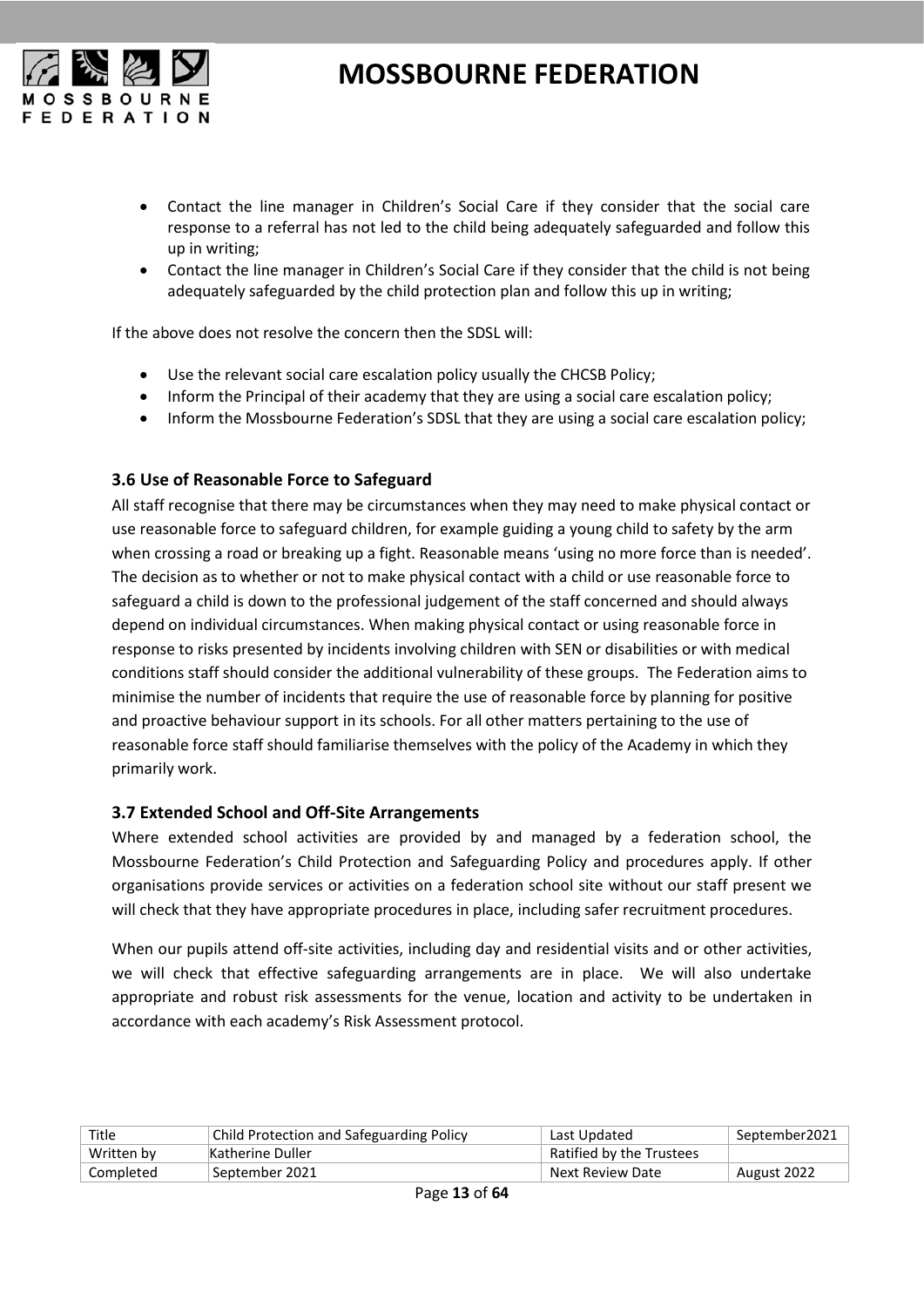- Contact the line manager in Children's Social Care if they consider that the social care response to a referral has not led to the child being adequately safeguarded and follow this up in writing;
- Contact the line manager in Children's Social Care if they consider that the child is not being adequately safeguarded by the child protection plan and follow this up in writing;

If the above does not resolve the concern then the SDSL will:

- Use the relevant social care escalation policy usually the CHCSB Policy;
- Inform the Principal of their academy that they are using a social care escalation policy;
- Inform the Mossbourne Federation's SDSL that they are using a social care escalation policy;

### 3.6 Use of Reasonable Force to Safeguard

All staff recognise that there may be circumstances when they may need to make physical contact or use reasonable force to safeguard children, for example guiding a young child to safety by the arm when crossing a road or breaking up a fight. Reasonable means 'using no more force than is needed'. The decision as to whether or not to make physical contact with a child or use reasonable force to safeguard a child is down to the professional judgement of the staff concerned and should always depend on individual circumstances. When making physical contact or using reasonable force in response to risks presented by incidents involving children with SEN or disabilities or with medical conditions staff should consider the additional vulnerability of these groups. The Federation aims to minimise the number of incidents that require the use of reasonable force by planning for positive and proactive behaviour support in its schools. For all other matters pertaining to the use of reasonable force staff should familiarise themselves with the policy of the Academy in which they primarily work.

### 3.7 Extended School and Off-Site Arrangements

Where extended school activities are provided by and managed by a federation school, the Mossbourne Federation's Child Protection and Safeguarding Policy and procedures apply. If other organisations provide services or activities on a federation school site without our staff present we will check that they have appropriate procedures in place, including safer recruitment procedures.

When our pupils attend off-site activities, including day and residential visits and or other activities, we will check that effective safeguarding arrangements are in place. We will also undertake appropriate and robust risk assessments for the venue, location and activity to be undertaken in accordance with each academy's Risk Assessment protocol.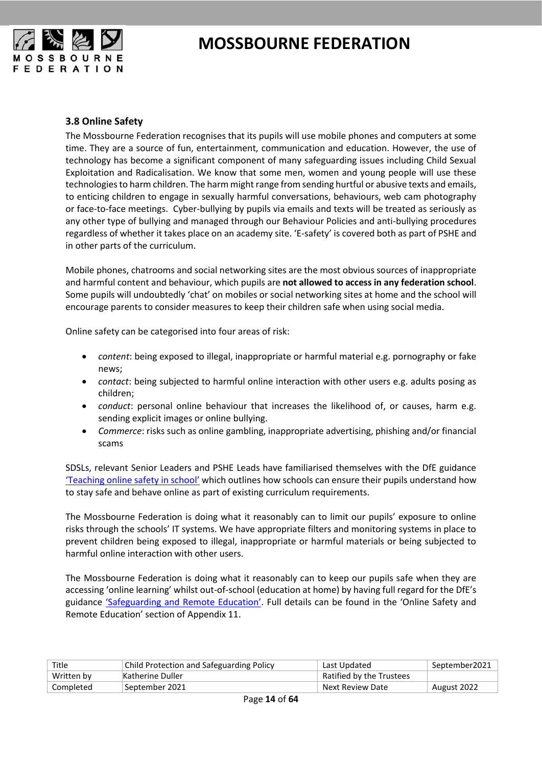### 3.8 Online Safety

The Mossbourne Federation recognises that its pupils will use mobile phones and computers at some time. They are a source of fun, entertainment, communication and education. However, the use of technology has become a significant component of many safeguarding issues including Child Sexual Exploitation and Radicalisation. We know that some men, women and young people will use these technologies to harm children. The harm might range from sending hurtful or abusive texts and emails, to enticing children to engage in sexually harmful conversations, behaviours, web cam photography or face-to-face meetings. Cyber-bullying by pupils via emails and texts will be treated as seriously as any other type of bullying and managed through our Behaviour Policies and anti-bullying procedures regardless of whether it takes place on an academy site. 'E-safety' is covered both as part of PSHE and in other parts of the curriculum.

Mobile phones, chatrooms and social networking sites are the most obvious sources of inappropriate and harmful content and behaviour, which pupils are **not allowed to access in any federation school**. Some pupils will undoubtedly 'chat' on mobiles or social networking sites at home and the school will encourage parents to consider measures to keep their children safe when using social media.

Online safety can be categorised into four areas of risk:

- *content*: being exposed to illegal, inappropriate or harmful material e.g. pornography or fake news;
- *contact*: being subjected to harmful online interaction with other users e.g. adults posing as children;
- *conduct*: personal online behaviour that increases the likelihood of, or causes, harm e.g. sending explicit images or online bullying.
- *Commerce*: risks such as online gambling, inappropriate advertising, phishing and/or financial scams

SDSLs, relevant Senior Leaders and PSHE Leads have familiarised themselves with the DfE guidance 'Teaching online safety in school' which outlines how schools can ensure their pupils understand how to stay safe and behave online as part of existing curriculum requirements.

The Mossbourne Federation is doing what it reasonably can to limit our pupils' exposure to online risks through the schools' IT systems. We have appropriate filters and monitoring systems in place to prevent children being exposed to illegal, inappropriate or harmful materials or being subjected to harmful online interaction with other users.

The Mossbourne Federation is doing what it reasonably can to keep our pupils safe when they are accessing 'online learning' whilst out-of-school (education at home) by having full regard for the DfE's guidance 'Safeguarding and Remote Education'. Full details can be found in the 'Online Safety and Remote Education' section of Appendix 11.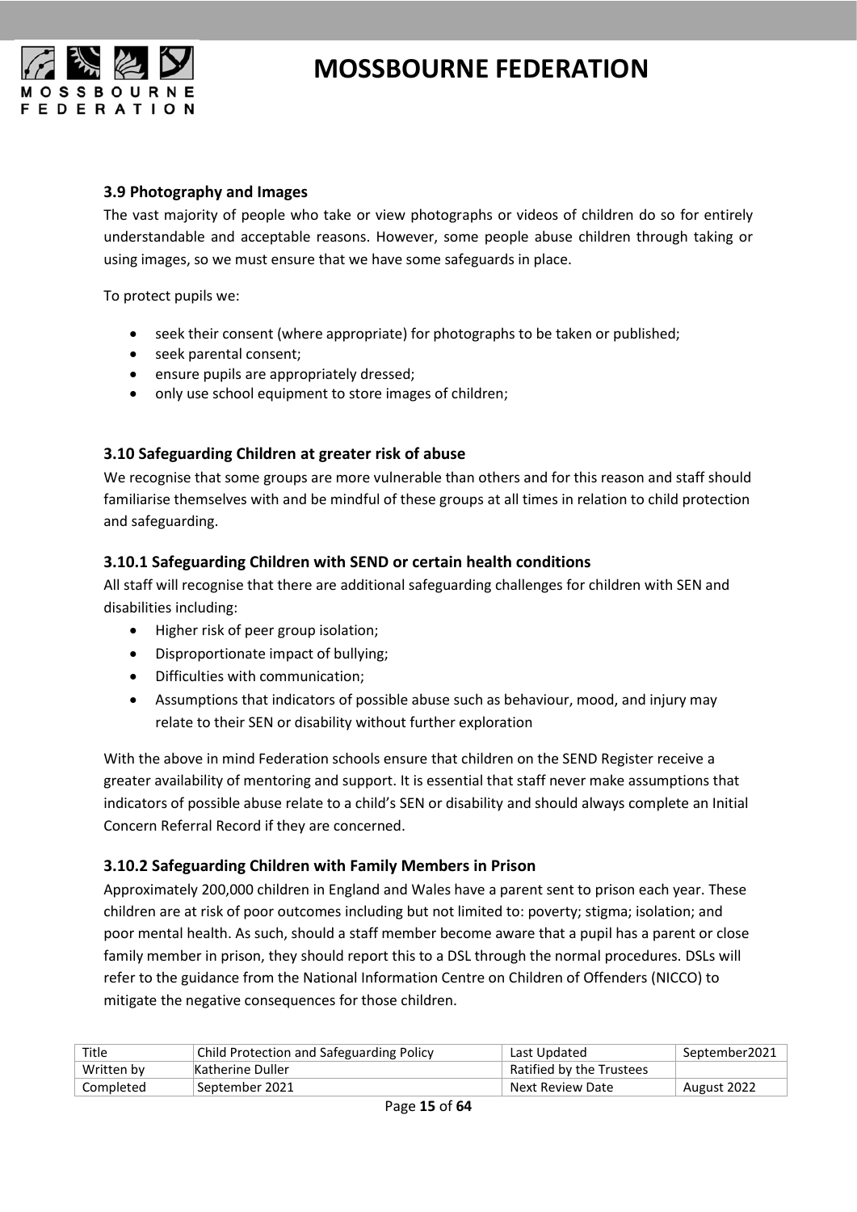### 3.9 Photography and Images

The vast majority of people who take or view photographs or videos of children do so for entirely understandable and acceptable reasons. However, some people abuse children through taking or using images, so we must ensure that we have some safeguards in place.

To protect pupils we:

- seek their consent (where appropriate) for photographs to be taken or published;
- seek parental consent;
- ensure pupils are appropriately dressed;
- only use school equipment to store images of children;

### 3.10 Safeguarding Children at greater risk of abuse

We recognise that some groups are more vulnerable than others and for this reason and staff should familiarise themselves with and be mindful of these groups at all times in relation to child protection and safeguarding.

#### 3.10.1 Safeguarding Children with SEND or certain health conditions

All staff will recognise that there are additional safeguarding challenges for children with SEN and disabilities including:

- Higher risk of peer group isolation;
- Disproportionate impact of bullying;
- Difficulties with communication;
- Assumptions that indicators of possible abuse such as behaviour, mood, and injury may relate to their SEN or disability without further exploration

With the above in mind Federation schools ensure that children on the SEND Register receive a greater availability of mentoring and support. It is essential that staff never make assumptions that indicators of possible abuse relate to a child's SEN or disability and should always complete an Initial Concern Referral Record if they are concerned.

#### 3.10.2 Safeguarding Children with Family Members in Prison

Approximately 200,000 children in England and Wales have a parent sent to prison each year. These children are at risk of poor outcomes including but not limited to: poverty; stigma; isolation; and poor mental health. As such, should a staff member become aware that a pupil has a parent or close family member in prison, they should report this to a DSL through the normal procedures. DSLs will refer to the guidance from the National Information Centre on Children of Offenders (NICCO) to mitigate the negative consequences for those children.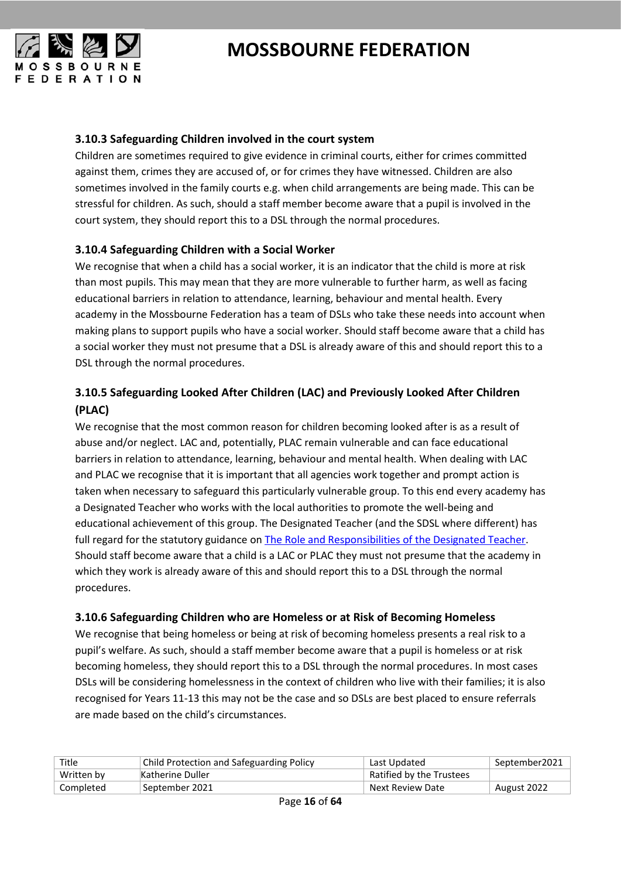### 3.10.3 Safeguarding Children involved in the court system

Children are sometimes required to give evidence in criminal courts, either for crimes committed against them, crimes they are accused of, or for crimes they have witnessed. Children are also sometimes involved in the family courts e.g. when child arrangements are being made. This can be stressful for children. As such, should a staff member become aware that a pupil is involved in the court system, they should report this to a DSL through the normal procedures.

### 3.10.4 Safeguarding Children with a Social Worker

We recognise that when a child has a social worker, it is an indicator that the child is more at risk than most pupils. This may mean that they are more vulnerable to further harm, as well as facing educational barriers in relation to attendance, learning, behaviour and mental health. Every academy in the Mossbourne Federation has a team of DSLs who take these needs into account when making plans to support pupils who have a social worker. Should staff become aware that a child has a social worker they must not presume that a DSL is already aware of this and should report this to a DSL through the normal procedures.

### 3.10.5 Safeguarding Looked After Children (LAC) and Previously Looked After Children (PLAC)

We recognise that the most common reason for children becoming looked after is as a result of abuse and/or neglect. LAC and, potentially, PLAC remain vulnerable and can face educational barriers in relation to attendance, learning, behaviour and mental health. When dealing with LAC and PLAC we recognise that it is important that all agencies work together and prompt action is taken when necessary to safeguard this particularly vulnerable group. To this end every academy has a Designated Teacher who works with the local authorities to promote the well-being and educational achievement of this group. The Designated Teacher (and the SDSL where different) has full regard for the statutory guidance on The Role and Responsibilities of the Designated Teacher. Should staff become aware that a child is a LAC or PLAC they must not presume that the academy in which they work is already aware of this and should report this to a DSL through the normal procedures.

### 3.10.6 Safeguarding Children who are Homeless or at Risk of Becoming Homeless

We recognise that being homeless or being at risk of becoming homeless presents a real risk to a pupil's welfare. As such, should a staff member become aware that a pupil is homeless or at risk becoming homeless, they should report this to a DSL through the normal procedures. In most cases DSLs will be considering homelessness in the context of children who live with their families; it is also recognised for Years 11-13 this may not be the case and so DSLs are best placed to ensure referrals are made based on the child's circumstances.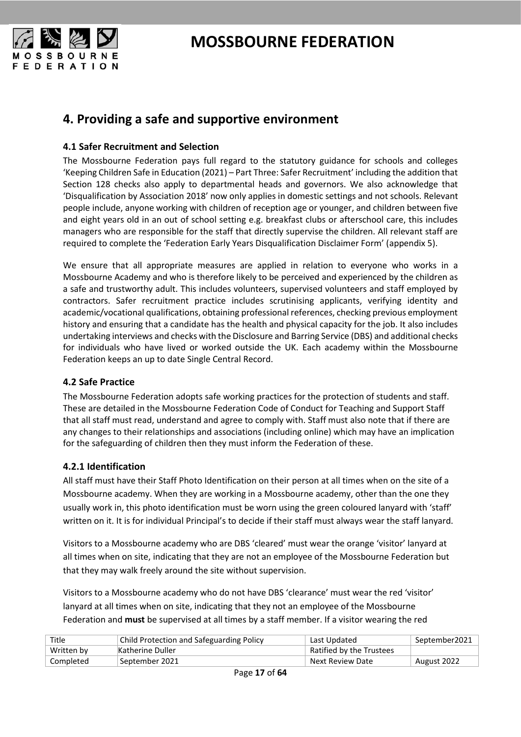## 4. Providing a safe and supportive environment

### 4.1 Safer Recruitment and Selection

The Mossbourne Federation pays full regard to the statutory guidance for schools and colleges 'Keeping Children Safe in Education (2021) – Part Three: Safer Recruitment' including the addition that Section 128 checks also apply to departmental heads and governors. We also acknowledge that 'Disqualification by Association 2018' now only applies in domestic settings and not schools. Relevant people include, anyone working with children of reception age or younger, and children between five and eight years old in an out of school setting e.g. breakfast clubs or afterschool care, this includes managers who are responsible for the staff that directly supervise the children. All relevant staff are required to complete the 'Federation Early Years Disqualification Disclaimer Form' (appendix 5).

We ensure that all appropriate measures are applied in relation to everyone who works in a Mossbourne Academy and who is therefore likely to be perceived and experienced by the children as a safe and trustworthy adult. This includes volunteers, supervised volunteers and staff employed by contractors. Safer recruitment practice includes scrutinising applicants, verifying identity and academic/vocational qualifications, obtaining professional references, checking previous employment history and ensuring that a candidate has the health and physical capacity for the job. It also includes undertaking interviews and checks with the Disclosure and Barring Service (DBS) and additional checks for individuals who have lived or worked outside the UK. Each academy within the Mossbourne Federation keeps an up to date Single Central Record.

### 4.2 Safe Practice

The Mossbourne Federation adopts safe working practices for the protection of students and staff. These are detailed in the Mossbourne Federation Code of Conduct for Teaching and Support Staff that all staff must read, understand and agree to comply with. Staff must also note that if there are any changes to their relationships and associations (including online) which may have an implication for the safeguarding of children then they must inform the Federation of these.

### 4.2.1 Identification

All staff must have their Staff Photo Identification on their person at all times when on the site of a Mossbourne academy. When they are working in a Mossbourne academy, other than the one they usually work in, this photo identification must be worn using the green coloured lanyard with 'staff' written on it. It is for individual Principal's to decide if their staff must always wear the staff lanyard.

Visitors to a Mossbourne academy who are DBS 'cleared' must wear the orange 'visitor' lanyard at all times when on site, indicating that they are not an employee of the Mossbourne Federation but that they may walk freely around the site without supervision.

Visitors to a Mossbourne academy who do not have DBS 'clearance' must wear the red 'visitor' lanyard at all times when on site, indicating that they not an employee of the Mossbourne Federation and **must** be supervised at all times by a staff member. If a visitor wearing the red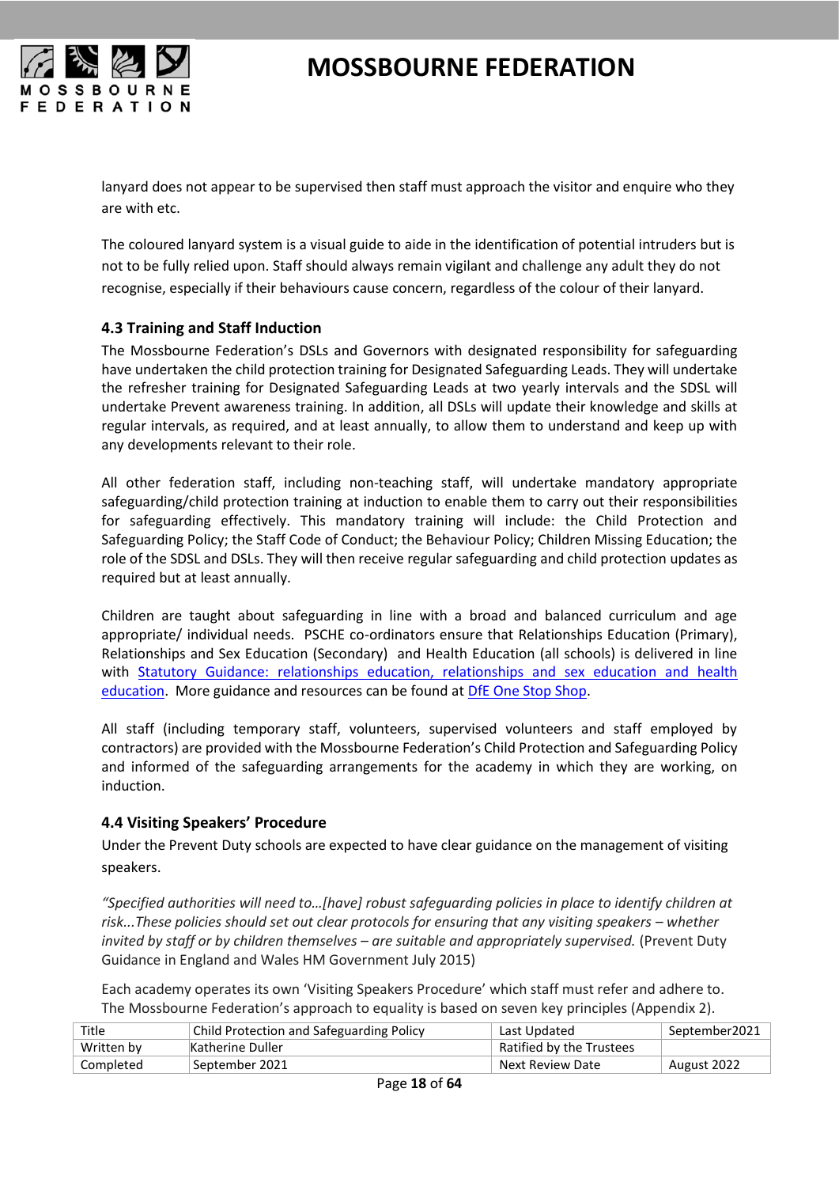lanyard does not appear to be supervised then staff must approach the visitor and enquire who they are with etc.

The coloured lanyard system is a visual guide to aide in the identification of potential intruders but is not to be fully relied upon. Staff should always remain vigilant and challenge any adult they do not recognise, especially if their behaviours cause concern, regardless of the colour of their lanyard.

### 4.3 Training and Staff Induction

The Mossbourne Federation's DSLs and Governors with designated responsibility for safeguarding have undertaken the child protection training for Designated Safeguarding Leads. They will undertake the refresher training for Designated Safeguarding Leads at two yearly intervals and the SDSL will undertake Prevent awareness training. In addition, all DSLs will update their knowledge and skills at regular intervals, as required, and at least annually, to allow them to understand and keep up with any developments relevant to their role.

All other federation staff, including non-teaching staff, will undertake mandatory appropriate safeguarding/child protection training at induction to enable them to carry out their responsibilities for safeguarding effectively. This mandatory training will include: the Child Protection and Safeguarding Policy; the Staff Code of Conduct; the Behaviour Policy; Children Missing Education; the role of the SDSL and DSLs. They will then receive regular safeguarding and child protection updates as required but at least annually.

Children are taught about safeguarding in line with a broad and balanced curriculum and age appropriate/ individual needs. PSCHE co-ordinators ensure that Relationships Education (Primary), Relationships and Sex Education (Secondary) and Health Education (all schools) is delivered in line with Statutory Guidance: relationships education, relationships and sex education and health education. More guidance and resources can be found at DfE One Stop Shop.

All staff (including temporary staff, volunteers, supervised volunteers and staff employed by contractors) are provided with the Mossbourne Federation's Child Protection and Safeguarding Policy and informed of the safeguarding arrangements for the academy in which they are working, on induction.

### 4.4 Visiting Speakers' Procedure

Under the Prevent Duty schools are expected to have clear guidance on the management of visiting speakers.

*"Specified authorities will need to…[have] robust safeguarding policies in place to identify children at risk...These policies should set out clear protocols for ensuring that any visiting speakers – whether invited by staff or by children themselves – are suitable and appropriately supervised.* (Prevent Duty Guidance in England and Wales HM Government July 2015)

Each academy operates its own 'Visiting Speakers Procedure' which staff must refer and adhere to. The Mossbourne Federation's approach to equality is based on seven key principles (Appendix 2).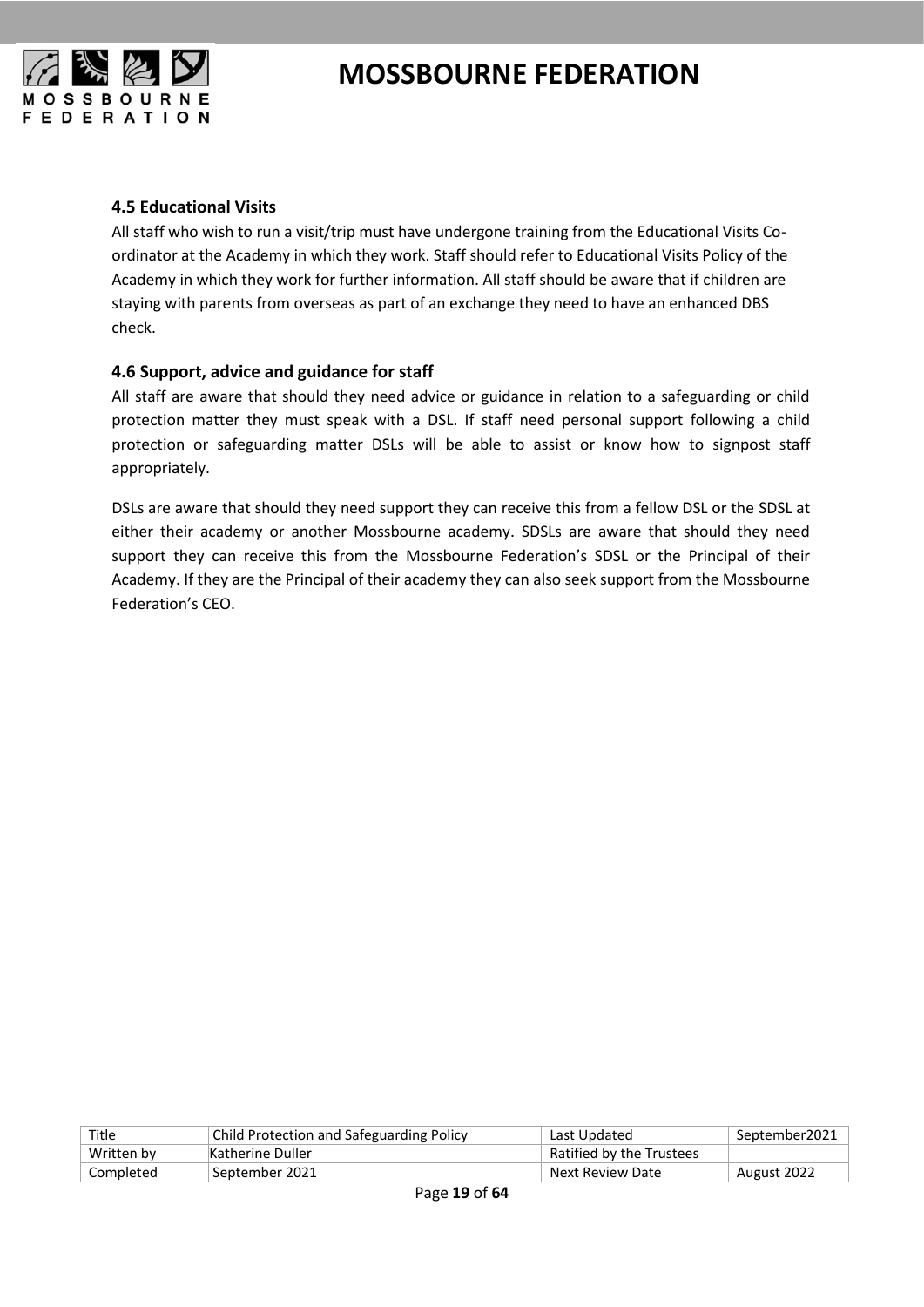### 4.5 Educational Visits

All staff who wish to run a visit/trip must have undergone training from the Educational Visits Co-ordinator at the Academy in which they work. Staff should refer to Educational Visits Policy of the Academy in which they work for further information. All staff should be aware that if children are staying with parents from overseas as part of an exchange they need to have an enhanced DBS check.

### 4.6 Support, advice and guidance for staff

All staff are aware that should they need advice or guidance in relation to a safeguarding or child protection matter they must speak with a DSL. If staff need personal support following a child protection or safeguarding matter DSLs will be able to assist or know how to signpost staff appropriately.

DSLs are aware that should they need support they can receive this from a fellow DSL or the SDSL at either their academy or another Mossbourne academy. SDSLs are aware that should they need support they can receive this from the Mossbourne Federation's SDSL or the Principal of their Academy. If they are the Principal of their academy they can also seek support from the Mossbourne Federation's CEO.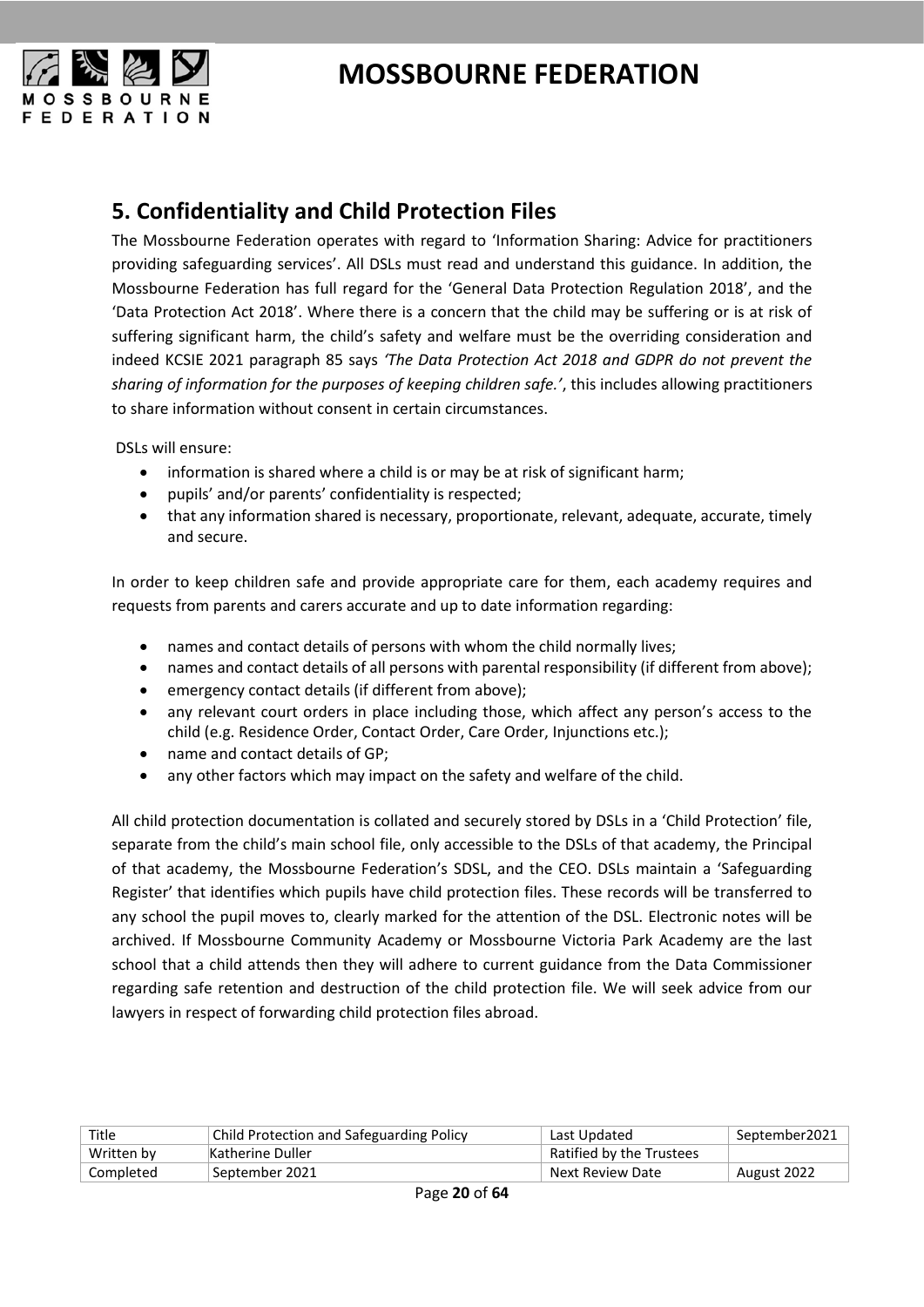## 5. Confidentiality and Child Protection Files

The Mossbourne Federation operates with regard to 'Information Sharing: Advice for practitioners providing safeguarding services'. All DSLs must read and understand this guidance. In addition, the Mossbourne Federation has full regard for the 'General Data Protection Regulation 2018', and the 'Data Protection Act 2018'. Where there is a concern that the child may be suffering or is at risk of suffering significant harm, the child's safety and welfare must be the overriding consideration and indeed KCSIE 2021 paragraph 85 says *'The Data Protection Act 2018 and GDPR do not prevent the sharing of information for the purposes of keeping children safe.'*, this includes allowing practitioners to share information without consent in certain circumstances.

DSLs will ensure:

- information is shared where a child is or may be at risk of significant harm;
- pupils' and/or parents' confidentiality is respected;
- that any information shared is necessary, proportionate, relevant, adequate, accurate, timely and secure.

In order to keep children safe and provide appropriate care for them, each academy requires and requests from parents and carers accurate and up to date information regarding:

- names and contact details of persons with whom the child normally lives;
- names and contact details of all persons with parental responsibility (if different from above);
- emergency contact details (if different from above);
- any relevant court orders in place including those, which affect any person's access to the child (e.g. Residence Order, Contact Order, Care Order, Injunctions etc.);
- name and contact details of GP;
- any other factors which may impact on the safety and welfare of the child.

All child protection documentation is collated and securely stored by DSLs in a 'Child Protection' file, separate from the child's main school file, only accessible to the DSLs of that academy, the Principal of that academy, the Mossbourne Federation's SDSL, and the CEO. DSLs maintain a 'Safeguarding Register' that identifies which pupils have child protection files. These records will be transferred to any school the pupil moves to, clearly marked for the attention of the DSL. Electronic notes will be archived. If Mossbourne Community Academy or Mossbourne Victoria Park Academy are the last school that a child attends then they will adhere to current guidance from the Data Commissioner regarding safe retention and destruction of the child protection file. We will seek advice from our lawyers in respect of forwarding child protection files abroad.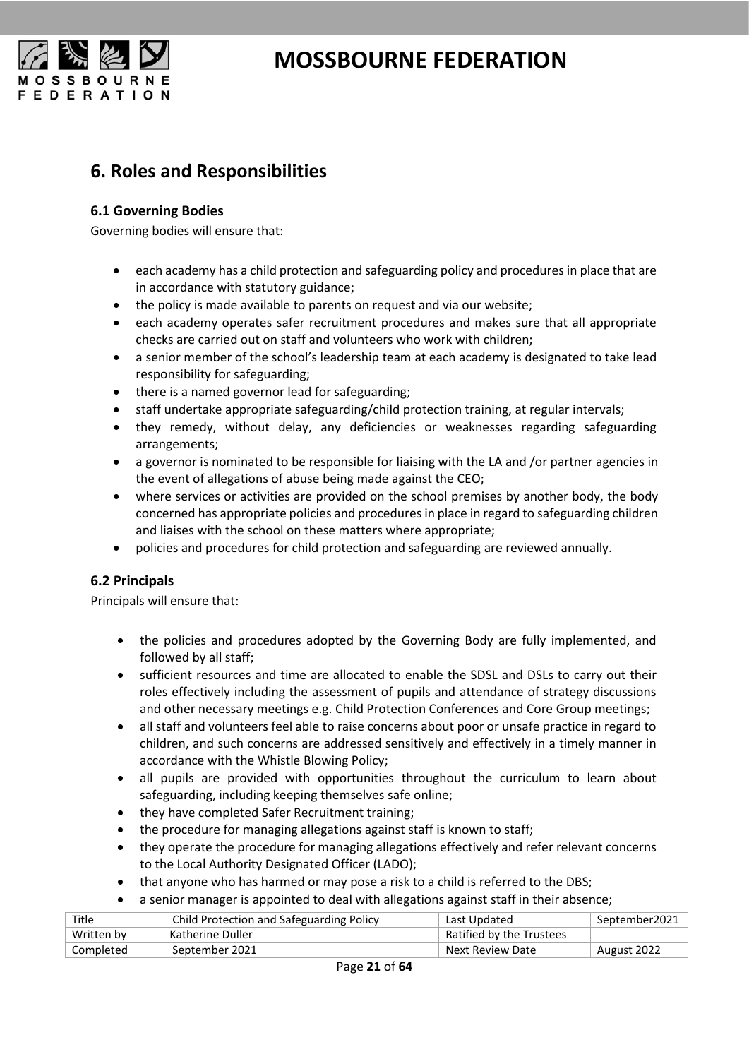## 6. Roles and Responsibilities

### 6.1 Governing Bodies

Governing bodies will ensure that:

- each academy has a child protection and safeguarding policy and procedures in place that are in accordance with statutory guidance;
- the policy is made available to parents on request and via our website;
- each academy operates safer recruitment procedures and makes sure that all appropriate checks are carried out on staff and volunteers who work with children;
- a senior member of the school's leadership team at each academy is designated to take lead responsibility for safeguarding;
- there is a named governor lead for safeguarding;
- staff undertake appropriate safeguarding/child protection training, at regular intervals;
- they remedy, without delay, any deficiencies or weaknesses regarding safeguarding arrangements;
- a governor is nominated to be responsible for liaising with the LA and /or partner agencies in the event of allegations of abuse being made against the CEO;
- where services or activities are provided on the school premises by another body, the body concerned has appropriate policies and procedures in place in regard to safeguarding children and liaises with the school on these matters where appropriate;
- policies and procedures for child protection and safeguarding are reviewed annually.

### 6.2 Principals

Principals will ensure that:

- the policies and procedures adopted by the Governing Body are fully implemented, and followed by all staff;
- sufficient resources and time are allocated to enable the SDSL and DSLs to carry out their roles effectively including the assessment of pupils and attendance of strategy discussions and other necessary meetings e.g. Child Protection Conferences and Core Group meetings;
- all staff and volunteers feel able to raise concerns about poor or unsafe practice in regard to children, and such concerns are addressed sensitively and effectively in a timely manner in accordance with the Whistle Blowing Policy;
- all pupils are provided with opportunities throughout the curriculum to learn about safeguarding, including keeping themselves safe online;
- they have completed Safer Recruitment training;
- the procedure for managing allegations against staff is known to staff;
- they operate the procedure for managing allegations effectively and refer relevant concerns to the Local Authority Designated Officer (LADO);
- that anyone who has harmed or may pose a risk to a child is referred to the DBS;
- a senior manager is appointed to deal with allegations against staff in their absence;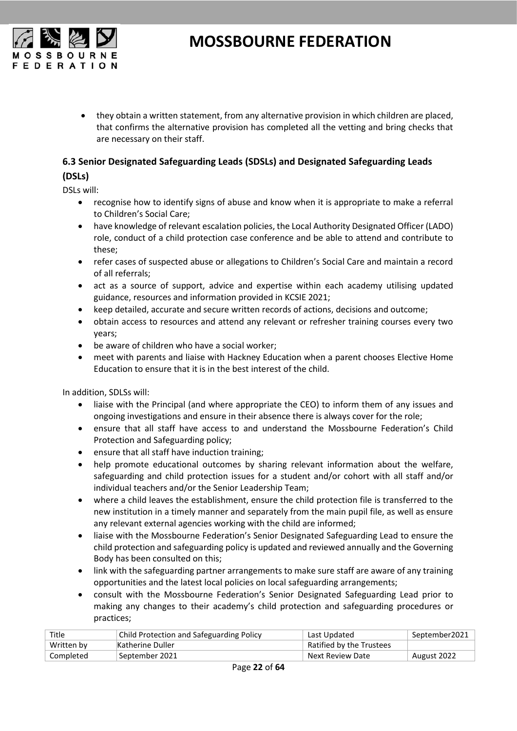- they obtain a written statement, from any alternative provision in which children are placed, that confirms the alternative provision has completed all the vetting and bring checks that are necessary on their staff.

### 6.3 Senior Designated Safeguarding Leads (SDSLs) and Designated Safeguarding Leads (DSLs)

DSLs will:

- recognise how to identify signs of abuse and know when it is appropriate to make a referral to Children's Social Care;
- have knowledge of relevant escalation policies, the Local Authority Designated Officer (LADO) role, conduct of a child protection case conference and be able to attend and contribute to these;
- refer cases of suspected abuse or allegations to Children's Social Care and maintain a record of all referrals;
- act as a source of support, advice and expertise within each academy utilising updated guidance, resources and information provided in KCSIE 2021;
- keep detailed, accurate and secure written records of actions, decisions and outcome;
- obtain access to resources and attend any relevant or refresher training courses every two years;
- be aware of children who have a social worker;
- meet with parents and liaise with Hackney Education when a parent chooses Elective Home Education to ensure that it is in the best interest of the child.

In addition, SDLSs will:

- liaise with the Principal (and where appropriate the CEO) to inform them of any issues and ongoing investigations and ensure in their absence there is always cover for the role;
- ensure that all staff have access to and understand the Mossbourne Federation's Child Protection and Safeguarding policy;
- ensure that all staff have induction training;
- help promote educational outcomes by sharing relevant information about the welfare, safeguarding and child protection issues for a student and/or cohort with all staff and/or individual teachers and/or the Senior Leadership Team;
- where a child leaves the establishment, ensure the child protection file is transferred to the new institution in a timely manner and separately from the main pupil file, as well as ensure any relevant external agencies working with the child are informed;
- liaise with the Mossbourne Federation's Senior Designated Safeguarding Lead to ensure the child protection and safeguarding policy is updated and reviewed annually and the Governing Body has been consulted on this;
- link with the safeguarding partner arrangements to make sure staff are aware of any training opportunities and the latest local policies on local safeguarding arrangements;
- consult with the Mossbourne Federation's Senior Designated Safeguarding Lead prior to making any changes to their academy's child protection and safeguarding procedures or practices;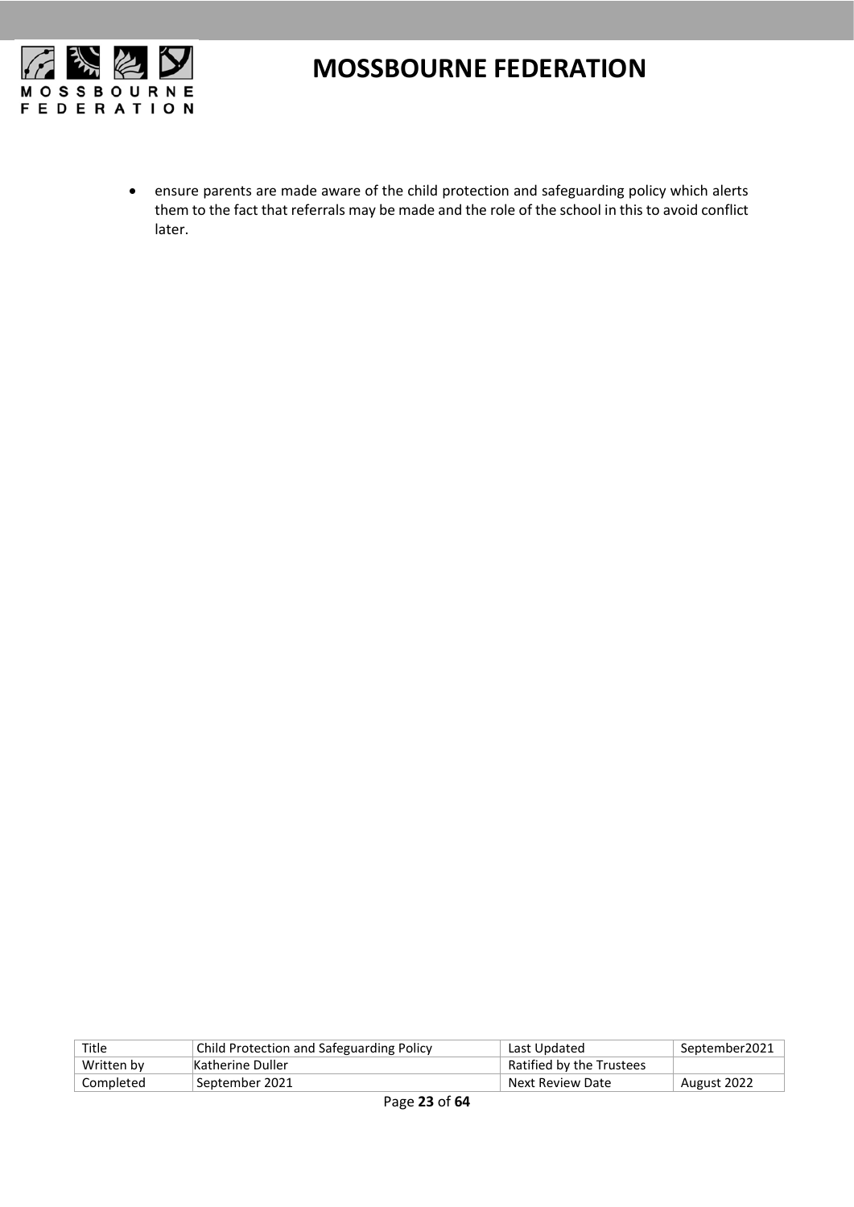- ensure parents are made aware of the child protection and safeguarding policy which alerts them to the fact that referrals may be made and the role of the school in this to avoid conflict later.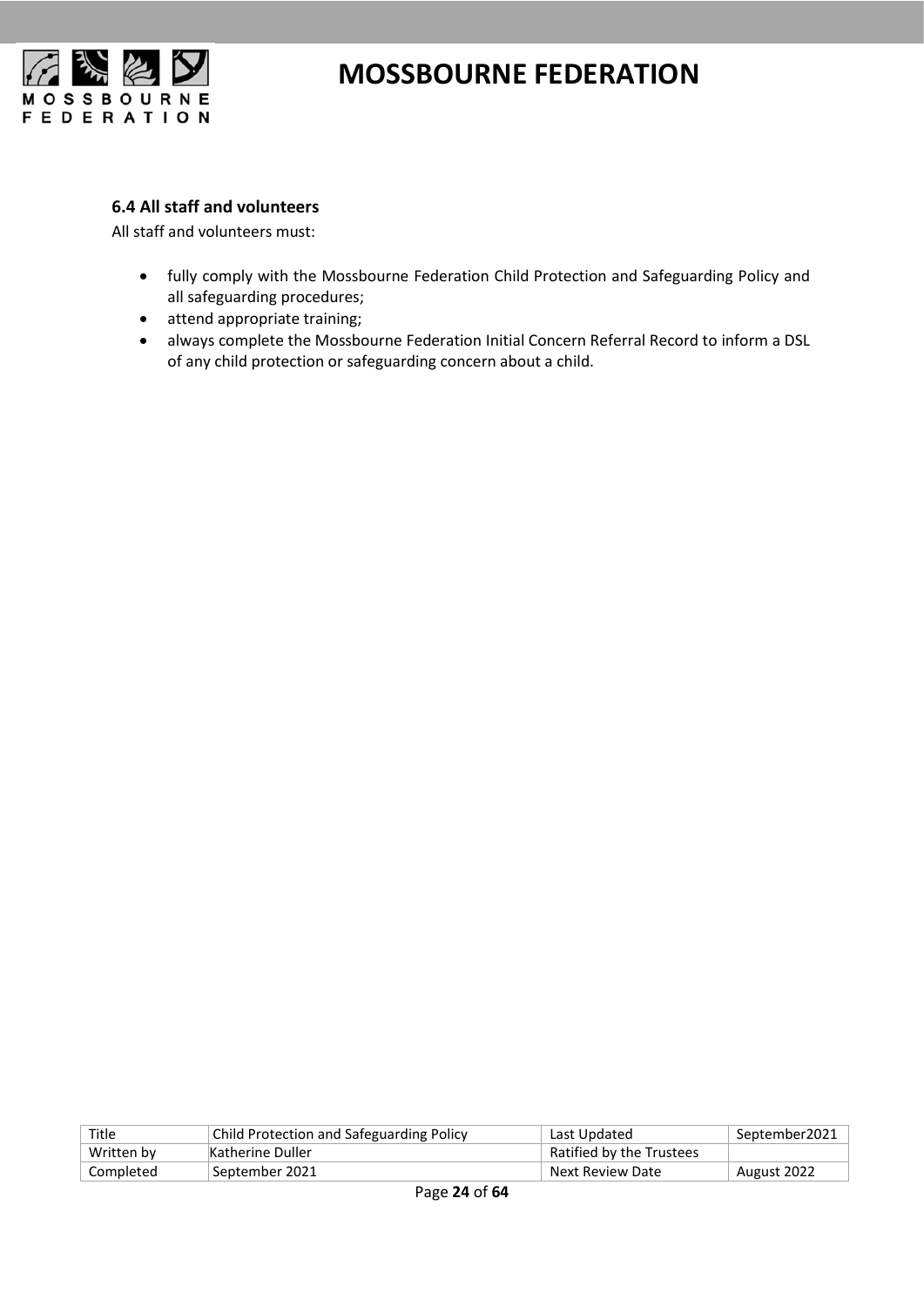### 6.4 All staff and volunteers

All staff and volunteers must:

- fully comply with the Mossbourne Federation Child Protection and Safeguarding Policy and all safeguarding procedures;
- attend appropriate training;
- always complete the Mossbourne Federation Initial Concern Referral Record to inform a DSL of any child protection or safeguarding concern about a child.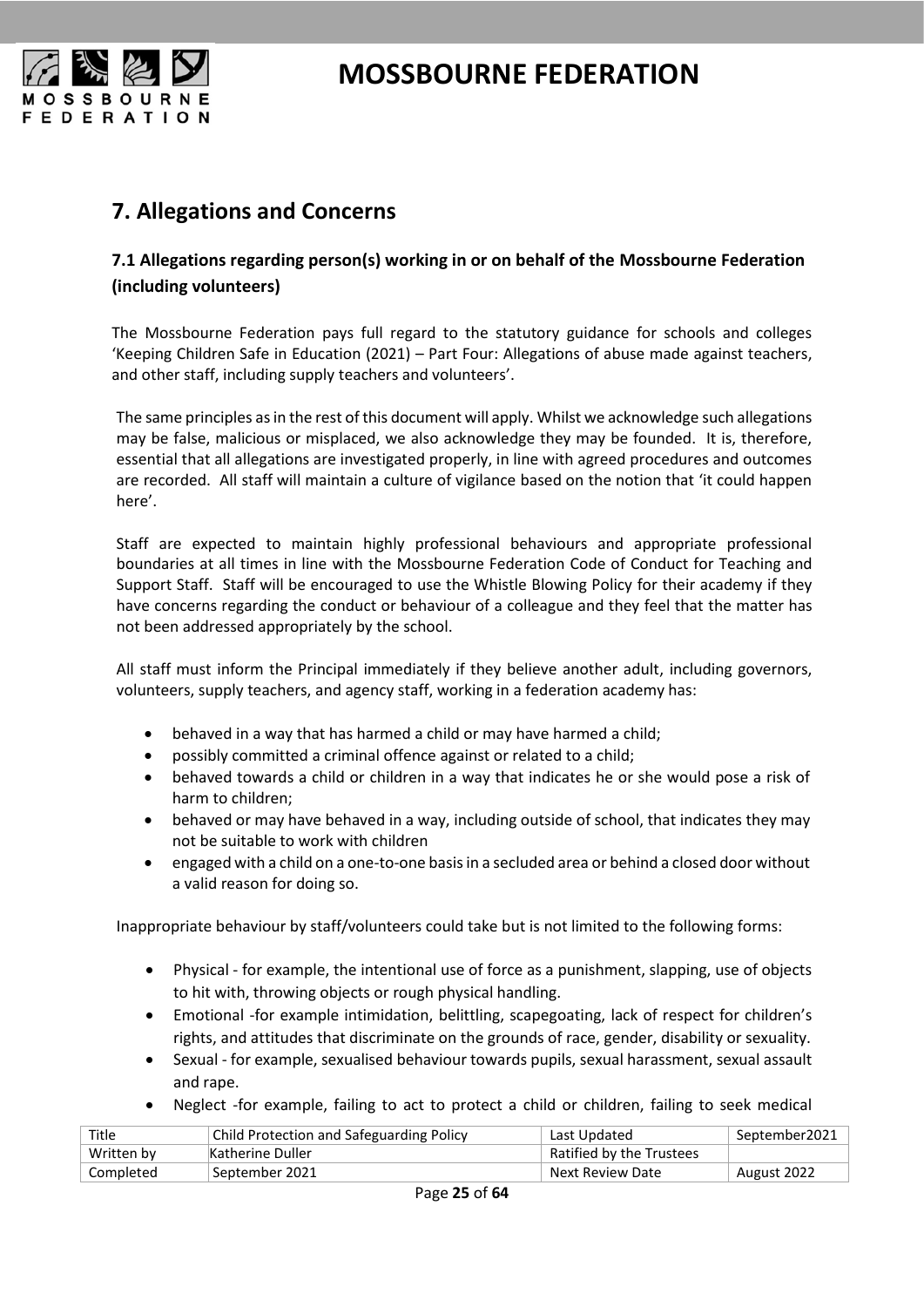## 7. Allegations and Concerns

### 7.1 Allegations regarding person(s) working in or on behalf of the Mossbourne Federation (including volunteers)

The Mossbourne Federation pays full regard to the statutory guidance for schools and colleges 'Keeping Children Safe in Education (2021) – Part Four: Allegations of abuse made against teachers, and other staff, including supply teachers and volunteers'.

The same principles as in the rest of this document will apply. Whilst we acknowledge such allegations may be false, malicious or misplaced, we also acknowledge they may be founded. It is, therefore, essential that all allegations are investigated properly, in line with agreed procedures and outcomes are recorded. All staff will maintain a culture of vigilance based on the notion that 'it could happen here'.

Staff are expected to maintain highly professional behaviours and appropriate professional boundaries at all times in line with the Mossbourne Federation Code of Conduct for Teaching and Support Staff. Staff will be encouraged to use the Whistle Blowing Policy for their academy if they have concerns regarding the conduct or behaviour of a colleague and they feel that the matter has not been addressed appropriately by the school.

All staff must inform the Principal immediately if they believe another adult, including governors, volunteers, supply teachers, and agency staff, working in a federation academy has:

- behaved in a way that has harmed a child or may have harmed a child;
- possibly committed a criminal offence against or related to a child;
- behaved towards a child or children in a way that indicates he or she would pose a risk of harm to children;
- behaved or may have behaved in a way, including outside of school, that indicates they may not be suitable to work with children
- engaged with a child on a one-to-one basis in a secluded area or behind a closed door without a valid reason for doing so.

Inappropriate behaviour by staff/volunteers could take but is not limited to the following forms:

- Physical - for example, the intentional use of force as a punishment, slapping, use of objects to hit with, throwing objects or rough physical handling.
- Emotional -for example intimidation, belittling, scapegoating, lack of respect for children's rights, and attitudes that discriminate on the grounds of race, gender, disability or sexuality.
- Sexual - for example, sexualised behaviour towards pupils, sexual harassment, sexual assault and rape.
- Neglect -for example, failing to act to protect a child or children, failing to seek medical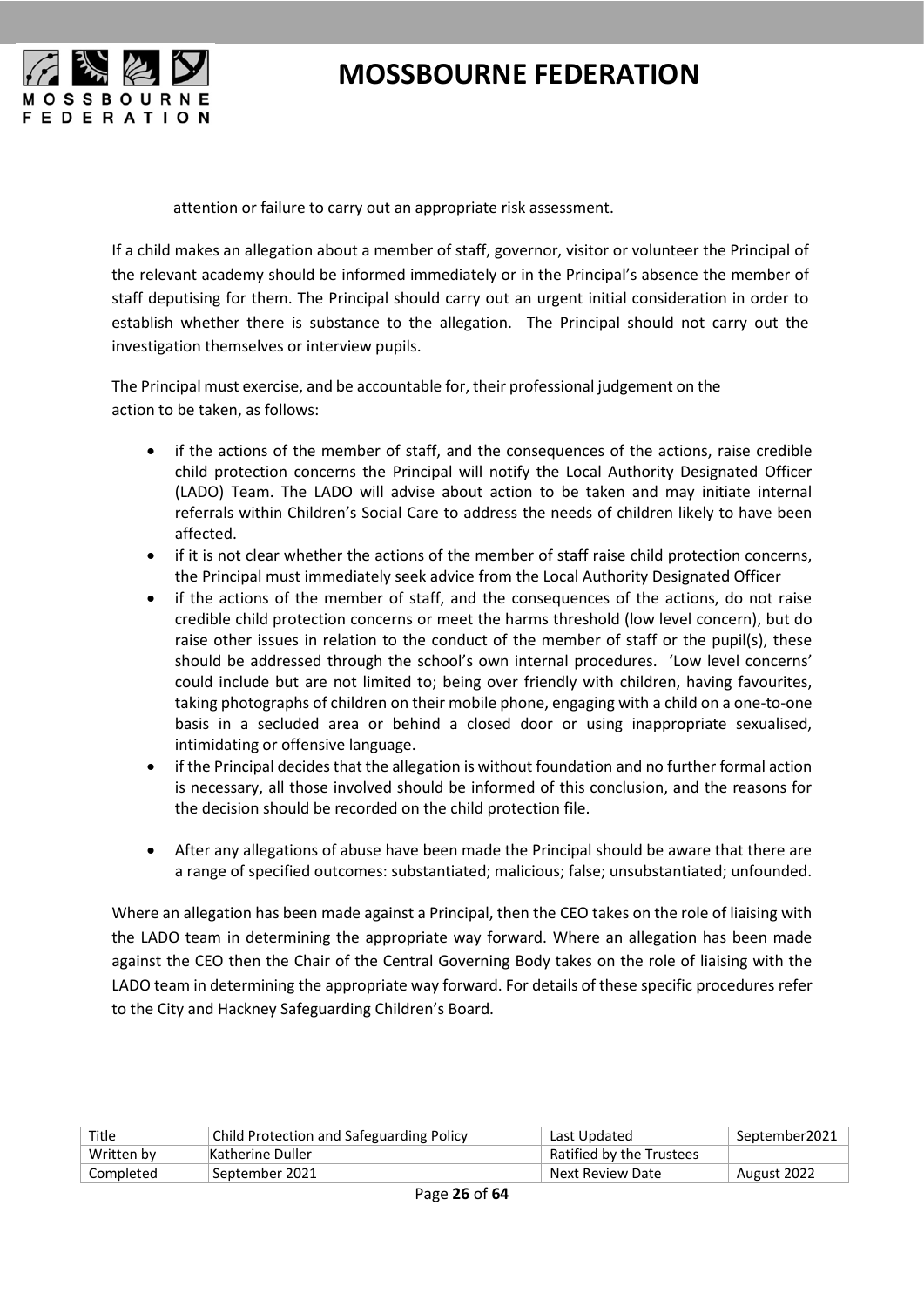attention or failure to carry out an appropriate risk assessment.

If a child makes an allegation about a member of staff, governor, visitor or volunteer the Principal of the relevant academy should be informed immediately or in the Principal's absence the member of staff deputising for them. The Principal should carry out an urgent initial consideration in order to establish whether there is substance to the allegation. The Principal should not carry out the investigation themselves or interview pupils.

The Principal must exercise, and be accountable for, their professional judgement on the action to be taken, as follows:

- if the actions of the member of staff, and the consequences of the actions, raise credible child protection concerns the Principal will notify the Local Authority Designated Officer (LADO) Team. The LADO will advise about action to be taken and may initiate internal referrals within Children's Social Care to address the needs of children likely to have been affected.
- if it is not clear whether the actions of the member of staff raise child protection concerns, the Principal must immediately seek advice from the Local Authority Designated Officer
- if the actions of the member of staff, and the consequences of the actions, do not raise credible child protection concerns or meet the harms threshold (low level concern), but do raise other issues in relation to the conduct of the member of staff or the pupil(s), these should be addressed through the school's own internal procedures. 'Low level concerns' could include but are not limited to; being over friendly with children, having favourites, taking photographs of children on their mobile phone, engaging with a child on a one-to-one basis in a secluded area or behind a closed door or using inappropriate sexualised, intimidating or offensive language.
- if the Principal decides that the allegation is without foundation and no further formal action is necessary, all those involved should be informed of this conclusion, and the reasons for the decision should be recorded on the child protection file.
- After any allegations of abuse have been made the Principal should be aware that there are a range of specified outcomes: substantiated; malicious; false; unsubstantiated; unfounded.

Where an allegation has been made against a Principal, then the CEO takes on the role of liaising with the LADO team in determining the appropriate way forward. Where an allegation has been made against the CEO then the Chair of the Central Governing Body takes on the role of liaising with the LADO team in determining the appropriate way forward. For details of these specific procedures refer to the City and Hackney Safeguarding Children's Board.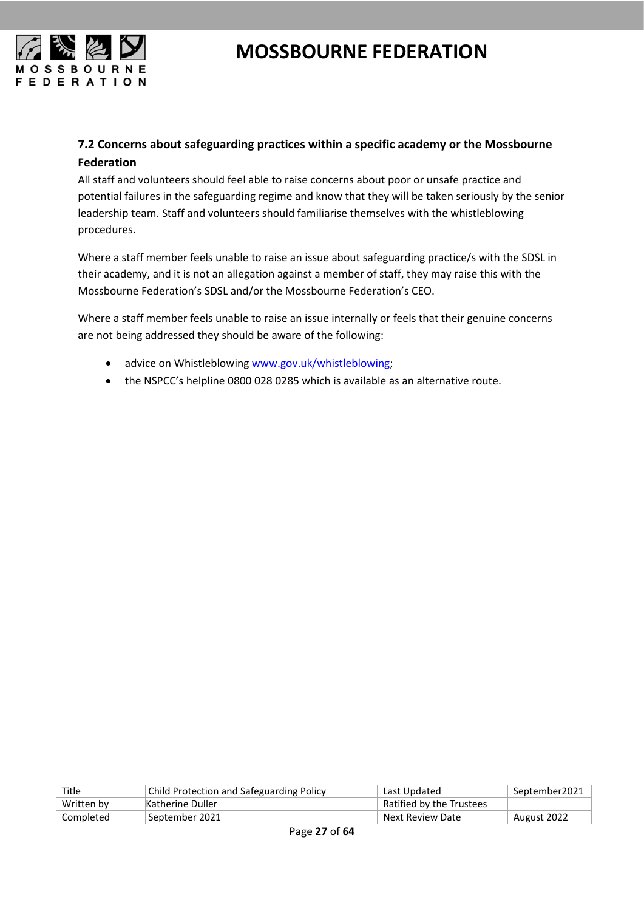### 7.2 Concerns about safeguarding practices within a specific academy or the Mossbourne Federation

All staff and volunteers should feel able to raise concerns about poor or unsafe practice and potential failures in the safeguarding regime and know that they will be taken seriously by the senior leadership team. Staff and volunteers should familiarise themselves with the whistleblowing procedures.

Where a staff member feels unable to raise an issue about safeguarding practice/s with the SDSL in their academy, and it is not an allegation against a member of staff, they may raise this with the Mossbourne Federation's SDSL and/or the Mossbourne Federation's CEO.

Where a staff member feels unable to raise an issue internally or feels that their genuine concerns are not being addressed they should be aware of the following:

- advice on Whistleblowing www.gov.uk/whistleblowing;
- the NSPCC's helpline 0800 028 0285 which is available as an alternative route.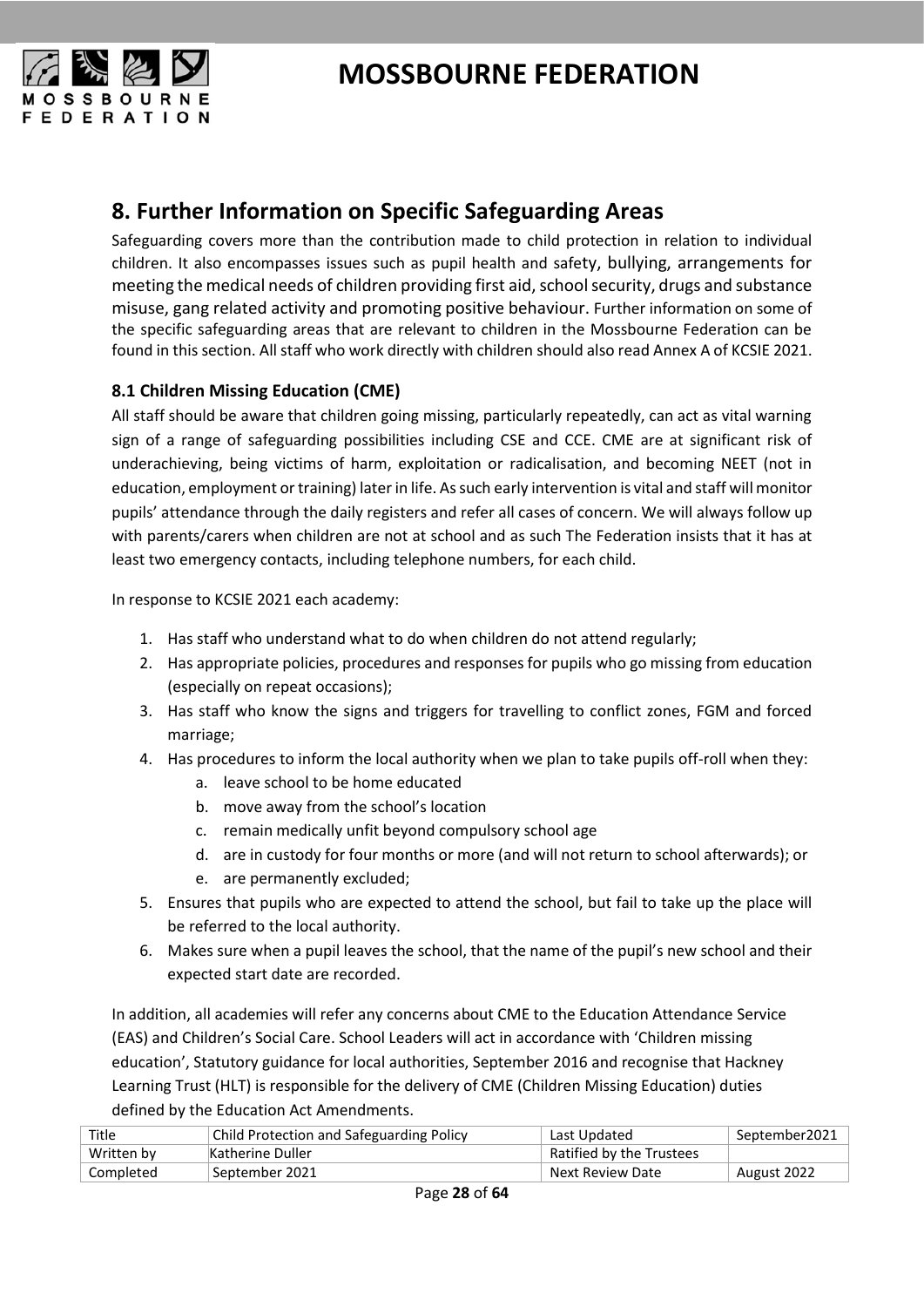## 8. Further Information on Specific Safeguarding Areas

Safeguarding covers more than the contribution made to child protection in relation to individual children. It also encompasses issues such as pupil health and safety, bullying, arrangements for meeting the medical needs of children providing first aid, school security, drugs and substance misuse, gang related activity and promoting positive behaviour. Further information on some of the specific safeguarding areas that are relevant to children in the Mossbourne Federation can be found in this section. All staff who work directly with children should also read Annex A of KCSIE 2021.

### 8.1 Children Missing Education (CME)

All staff should be aware that children going missing, particularly repeatedly, can act as vital warning sign of a range of safeguarding possibilities including CSE and CCE. CME are at significant risk of underachieving, being victims of harm, exploitation or radicalisation, and becoming NEET (not in education, employment or training) later in life. As such early intervention is vital and staff will monitor pupils' attendance through the daily registers and refer all cases of concern. We will always follow up with parents/carers when children are not at school and as such The Federation insists that it has at least two emergency contacts, including telephone numbers, for each child.

In response to KCSIE 2021 each academy:

1. Has staff who understand what to do when children do not attend regularly;
2. Has appropriate policies, procedures and responses for pupils who go missing from education (especially on repeat occasions);
3. Has staff who know the signs and triggers for travelling to conflict zones, FGM and forced marriage;
4. Has procedures to inform the local authority when we plan to take pupils off-roll when they:
    a. leave school to be home educated
    b. move away from the school's location
    c. remain medically unfit beyond compulsory school age
    d. are in custody for four months or more (and will not return to school afterwards); or
    e. are permanently excluded;
5. Ensures that pupils who are expected to attend the school, but fail to take up the place will be referred to the local authority.
6. Makes sure when a pupil leaves the school, that the name of the pupil's new school and their expected start date are recorded.

In addition, all academies will refer any concerns about CME to the Education Attendance Service (EAS) and Children's Social Care. School Leaders will act in accordance with 'Children missing education', Statutory guidance for local authorities, September 2016 and recognise that Hackney Learning Trust (HLT) is responsible for the delivery of CME (Children Missing Education) duties defined by the Education Act Amendments.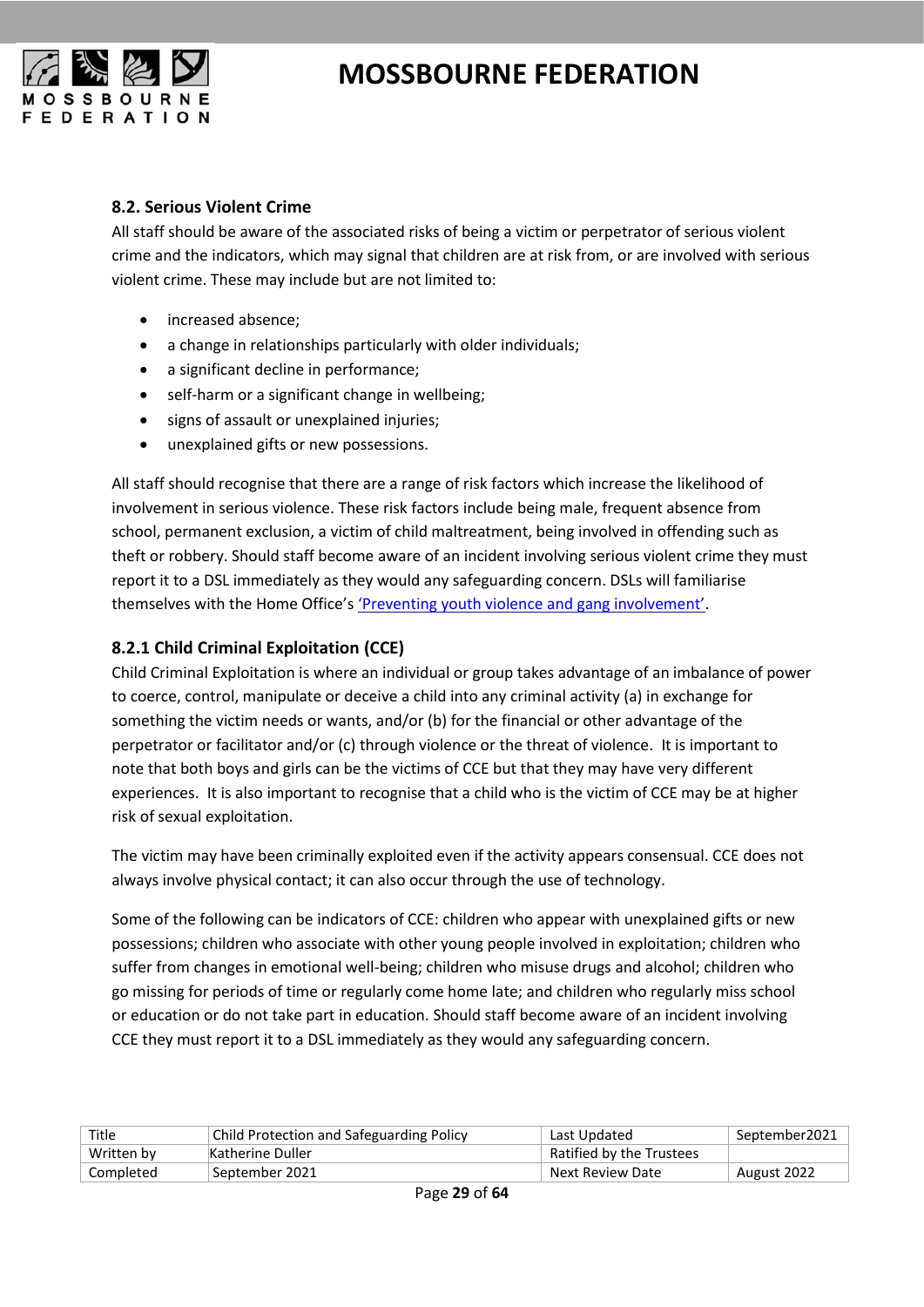### 8.2. Serious Violent Crime

All staff should be aware of the associated risks of being a victim or perpetrator of serious violent crime and the indicators, which may signal that children are at risk from, or are involved with serious violent crime. These may include but are not limited to:

- increased absence;
- a change in relationships particularly with older individuals;
- a significant decline in performance;
- self-harm or a significant change in wellbeing;
- signs of assault or unexplained injuries;
- unexplained gifts or new possessions.

All staff should recognise that there are a range of risk factors which increase the likelihood of involvement in serious violence. These risk factors include being male, frequent absence from school, permanent exclusion, a victim of child maltreatment, being involved in offending such as theft or robbery. Should staff become aware of an incident involving serious violent crime they must report it to a DSL immediately as they would any safeguarding concern. DSLs will familiarise themselves with the Home Office's 'Preventing youth violence and gang involvement'.

### 8.2.1 Child Criminal Exploitation (CCE)

Child Criminal Exploitation is where an individual or group takes advantage of an imbalance of power to coerce, control, manipulate or deceive a child into any criminal activity (a) in exchange for something the victim needs or wants, and/or (b) for the financial or other advantage of the perpetrator or facilitator and/or (c) through violence or the threat of violence. It is important to note that both boys and girls can be the victims of CCE but that they may have very different experiences. It is also important to recognise that a child who is the victim of CCE may be at higher risk of sexual exploitation.

The victim may have been criminally exploited even if the activity appears consensual. CCE does not always involve physical contact; it can also occur through the use of technology.

Some of the following can be indicators of CCE: children who appear with unexplained gifts or new possessions; children who associate with other young people involved in exploitation; children who suffer from changes in emotional well-being; children who misuse drugs and alcohol; children who go missing for periods of time or regularly come home late; and children who regularly miss school or education or do not take part in education. Should staff become aware of an incident involving CCE they must report it to a DSL immediately as they would any safeguarding concern.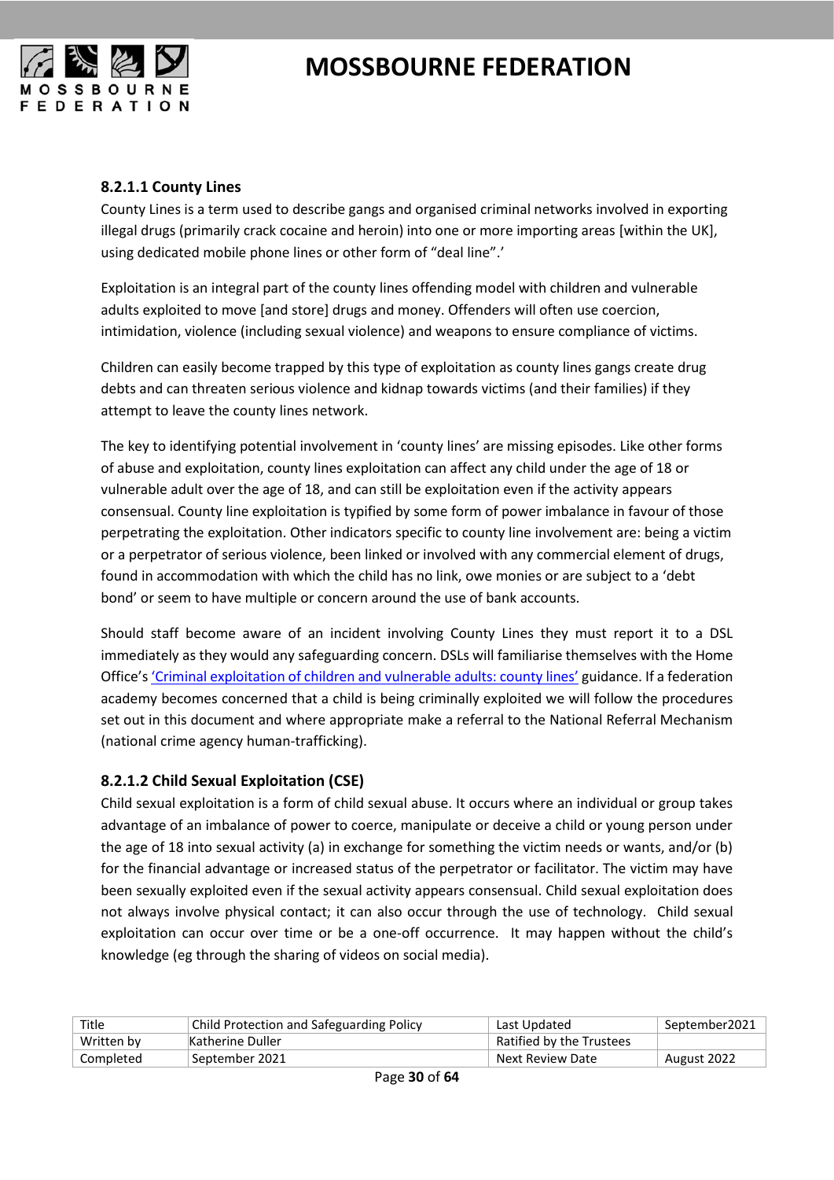### 8.2.1.1 County Lines

County Lines is a term used to describe gangs and organised criminal networks involved in exporting illegal drugs (primarily crack cocaine and heroin) into one or more importing areas [within the UK], using dedicated mobile phone lines or other form of "deal line".'

Exploitation is an integral part of the county lines offending model with children and vulnerable adults exploited to move [and store] drugs and money. Offenders will often use coercion, intimidation, violence (including sexual violence) and weapons to ensure compliance of victims.

Children can easily become trapped by this type of exploitation as county lines gangs create drug debts and can threaten serious violence and kidnap towards victims (and their families) if they attempt to leave the county lines network.

The key to identifying potential involvement in 'county lines' are missing episodes. Like other forms of abuse and exploitation, county lines exploitation can affect any child under the age of 18 or vulnerable adult over the age of 18, and can still be exploitation even if the activity appears consensual. County line exploitation is typified by some form of power imbalance in favour of those perpetrating the exploitation. Other indicators specific to county line involvement are: being a victim or a perpetrator of serious violence, been linked or involved with any commercial element of drugs, found in accommodation with which the child has no link, owe monies or are subject to a 'debt bond' or seem to have multiple or concern around the use of bank accounts.

Should staff become aware of an incident involving County Lines they must report it to a DSL immediately as they would any safeguarding concern. DSLs will familiarise themselves with the Home Office's 'Criminal exploitation of children and vulnerable adults: county lines' guidance. If a federation academy becomes concerned that a child is being criminally exploited we will follow the procedures set out in this document and where appropriate make a referral to the National Referral Mechanism (national crime agency human-trafficking).

### 8.2.1.2 Child Sexual Exploitation (CSE)

Child sexual exploitation is a form of child sexual abuse. It occurs where an individual or group takes advantage of an imbalance of power to coerce, manipulate or deceive a child or young person under the age of 18 into sexual activity (a) in exchange for something the victim needs or wants, and/or (b) for the financial advantage or increased status of the perpetrator or facilitator. The victim may have been sexually exploited even if the sexual activity appears consensual. Child sexual exploitation does not always involve physical contact; it can also occur through the use of technology. Child sexual exploitation can occur over time or be a one-off occurrence. It may happen without the child's knowledge (eg through the sharing of videos on social media).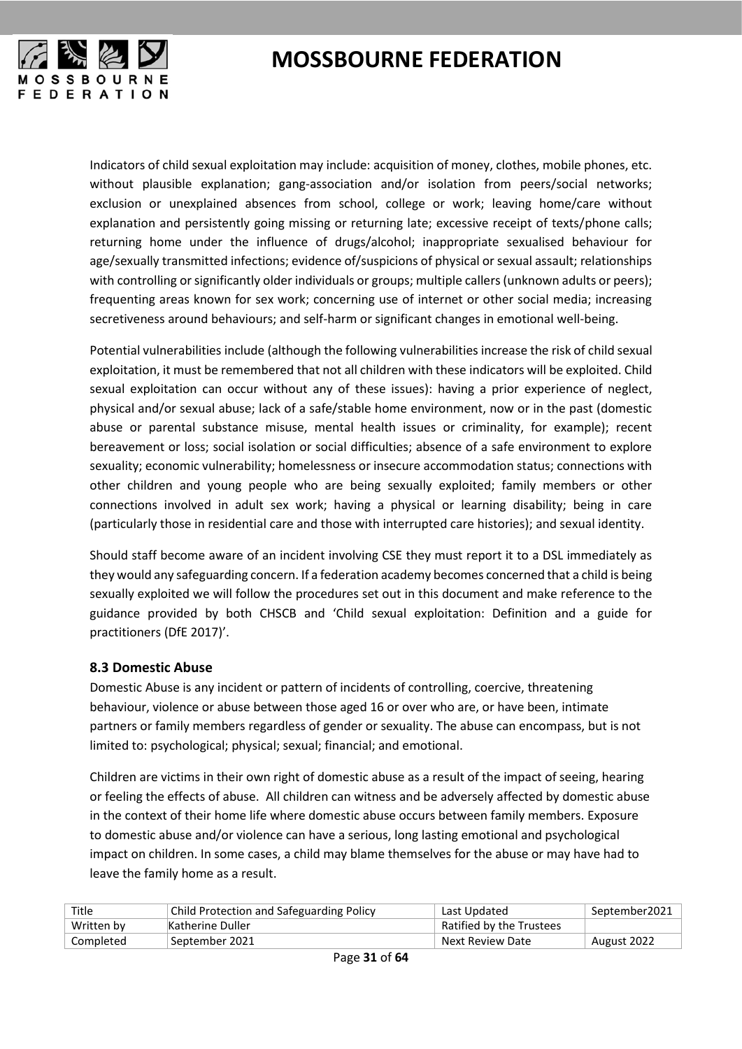Indicators of child sexual exploitation may include: acquisition of money, clothes, mobile phones, etc. without plausible explanation; gang-association and/or isolation from peers/social networks; exclusion or unexplained absences from school, college or work; leaving home/care without explanation and persistently going missing or returning late; excessive receipt of texts/phone calls; returning home under the influence of drugs/alcohol; inappropriate sexualised behaviour for age/sexually transmitted infections; evidence of/suspicions of physical or sexual assault; relationships with controlling or significantly older individuals or groups; multiple callers (unknown adults or peers); frequenting areas known for sex work; concerning use of internet or other social media; increasing secretiveness around behaviours; and self-harm or significant changes in emotional well-being.

Potential vulnerabilities include (although the following vulnerabilities increase the risk of child sexual exploitation, it must be remembered that not all children with these indicators will be exploited. Child sexual exploitation can occur without any of these issues): having a prior experience of neglect, physical and/or sexual abuse; lack of a safe/stable home environment, now or in the past (domestic abuse or parental substance misuse, mental health issues or criminality, for example); recent bereavement or loss; social isolation or social difficulties; absence of a safe environment to explore sexuality; economic vulnerability; homelessness or insecure accommodation status; connections with other children and young people who are being sexually exploited; family members or other connections involved in adult sex work; having a physical or learning disability; being in care (particularly those in residential care and those with interrupted care histories); and sexual identity.

Should staff become aware of an incident involving CSE they must report it to a DSL immediately as they would any safeguarding concern. If a federation academy becomes concerned that a child is being sexually exploited we will follow the procedures set out in this document and make reference to the guidance provided by both CHSCB and 'Child sexual exploitation: Definition and a guide for practitioners (DfE 2017)'.

### 8.3 Domestic Abuse

Domestic Abuse is any incident or pattern of incidents of controlling, coercive, threatening behaviour, violence or abuse between those aged 16 or over who are, or have been, intimate partners or family members regardless of gender or sexuality. The abuse can encompass, but is not limited to: psychological; physical; sexual; financial; and emotional.

Children are victims in their own right of domestic abuse as a result of the impact of seeing, hearing or feeling the effects of abuse. All children can witness and be adversely affected by domestic abuse in the context of their home life where domestic abuse occurs between family members. Exposure to domestic abuse and/or violence can have a serious, long lasting emotional and psychological impact on children. In some cases, a child may blame themselves for the abuse or may have had to leave the family home as a result.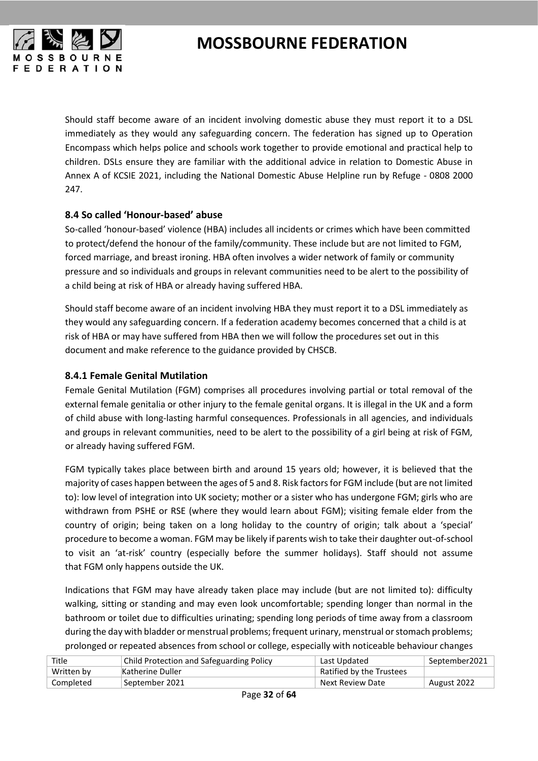Should staff become aware of an incident involving domestic abuse they must report it to a DSL immediately as they would any safeguarding concern. The federation has signed up to Operation Encompass which helps police and schools work together to provide emotional and practical help to children. DSLs ensure they are familiar with the additional advice in relation to Domestic Abuse in Annex A of KCSIE 2021, including the National Domestic Abuse Helpline run by Refuge - 0808 2000 247.

### 8.4 So called 'Honour-based' abuse

So-called 'honour-based' violence (HBA) includes all incidents or crimes which have been committed to protect/defend the honour of the family/community. These include but are not limited to FGM, forced marriage, and breast ironing. HBA often involves a wider network of family or community pressure and so individuals and groups in relevant communities need to be alert to the possibility of a child being at risk of HBA or already having suffered HBA.

Should staff become aware of an incident involving HBA they must report it to a DSL immediately as they would any safeguarding concern. If a federation academy becomes concerned that a child is at risk of HBA or may have suffered from HBA then we will follow the procedures set out in this document and make reference to the guidance provided by CHSCB.

#### 8.4.1 Female Genital Mutilation

Female Genital Mutilation (FGM) comprises all procedures involving partial or total removal of the external female genitalia or other injury to the female genital organs. It is illegal in the UK and a form of child abuse with long-lasting harmful consequences. Professionals in all agencies, and individuals and groups in relevant communities, need to be alert to the possibility of a girl being at risk of FGM, or already having suffered FGM.

FGM typically takes place between birth and around 15 years old; however, it is believed that the majority of cases happen between the ages of 5 and 8. Risk factors for FGM include (but are not limited to): low level of integration into UK society; mother or a sister who has undergone FGM; girls who are withdrawn from PSHE or RSE (where they would learn about FGM); visiting female elder from the country of origin; being taken on a long holiday to the country of origin; talk about a 'special' procedure to become a woman. FGM may be likely if parents wish to take their daughter out-of-school to visit an 'at-risk' country (especially before the summer holidays). Staff should not assume that FGM only happens outside the UK.

Indications that FGM may have already taken place may include (but are not limited to): difficulty walking, sitting or standing and may even look uncomfortable; spending longer than normal in the bathroom or toilet due to difficulties urinating; spending long periods of time away from a classroom during the day with bladder or menstrual problems; frequent urinary, menstrual or stomach problems; prolonged or repeated absences from school or college, especially with noticeable behaviour changes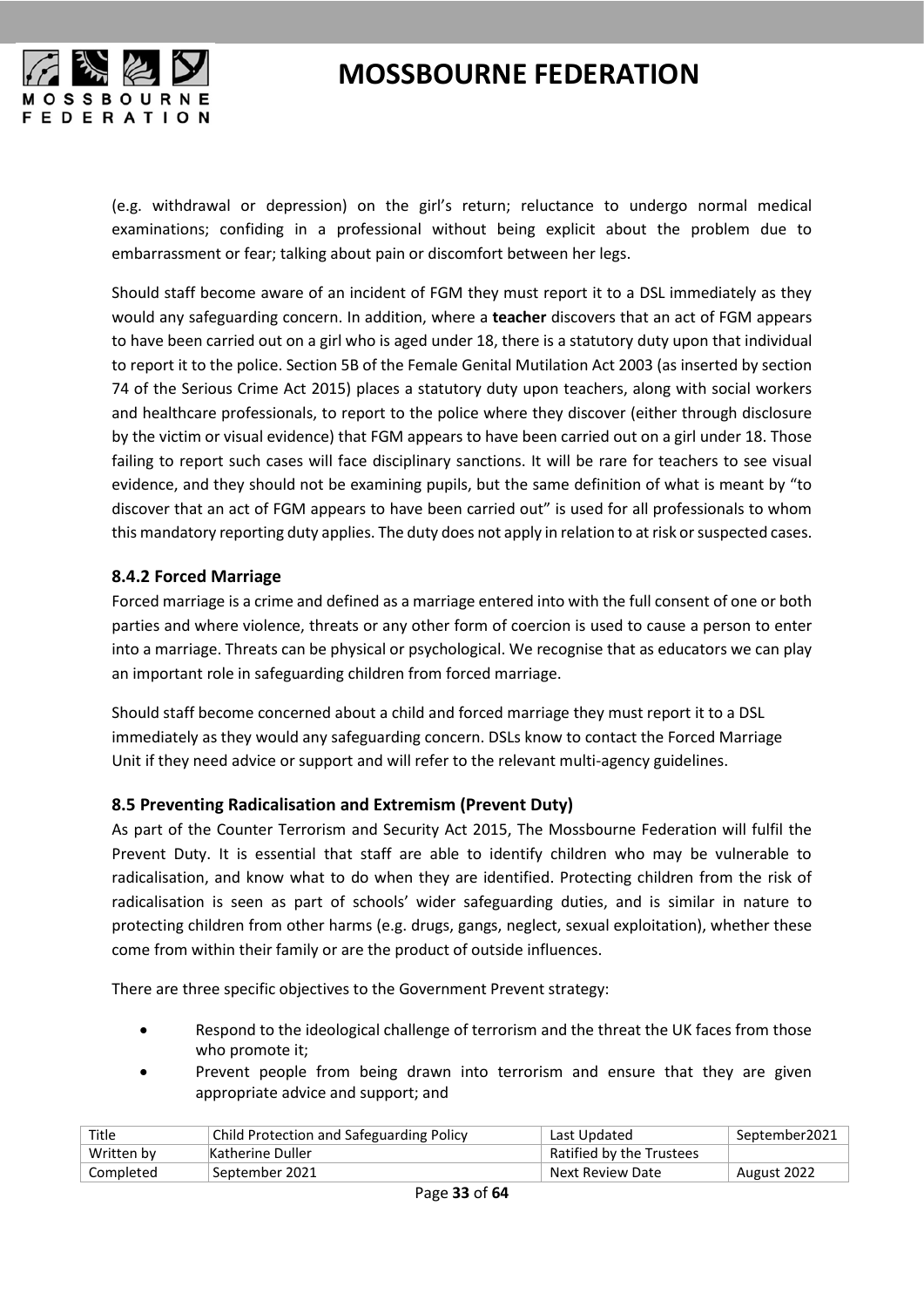(e.g. withdrawal or depression) on the girl's return; reluctance to undergo normal medical examinations; confiding in a professional without being explicit about the problem due to embarrassment or fear; talking about pain or discomfort between her legs.

Should staff become aware of an incident of FGM they must report it to a DSL immediately as they would any safeguarding concern. In addition, where a **teacher** discovers that an act of FGM appears to have been carried out on a girl who is aged under 18, there is a statutory duty upon that individual to report it to the police. Section 5B of the Female Genital Mutilation Act 2003 (as inserted by section 74 of the Serious Crime Act 2015) places a statutory duty upon teachers, along with social workers and healthcare professionals, to report to the police where they discover (either through disclosure by the victim or visual evidence) that FGM appears to have been carried out on a girl under 18. Those failing to report such cases will face disciplinary sanctions. It will be rare for teachers to see visual evidence, and they should not be examining pupils, but the same definition of what is meant by "to discover that an act of FGM appears to have been carried out" is used for all professionals to whom this mandatory reporting duty applies. The duty does not apply in relation to at risk or suspected cases.

### 8.4.2 Forced Marriage

Forced marriage is a crime and defined as a marriage entered into with the full consent of one or both parties and where violence, threats or any other form of coercion is used to cause a person to enter into a marriage. Threats can be physical or psychological. We recognise that as educators we can play an important role in safeguarding children from forced marriage.

Should staff become concerned about a child and forced marriage they must report it to a DSL immediately as they would any safeguarding concern. DSLs know to contact the Forced Marriage Unit if they need advice or support and will refer to the relevant multi-agency guidelines.

### 8.5 Preventing Radicalisation and Extremism (Prevent Duty)

As part of the Counter Terrorism and Security Act 2015, The Mossbourne Federation will fulfil the Prevent Duty. It is essential that staff are able to identify children who may be vulnerable to radicalisation, and know what to do when they are identified. Protecting children from the risk of radicalisation is seen as part of schools' wider safeguarding duties, and is similar in nature to protecting children from other harms (e.g. drugs, gangs, neglect, sexual exploitation), whether these come from within their family or are the product of outside influences.

There are three specific objectives to the Government Prevent strategy:

- Respond to the ideological challenge of terrorism and the threat the UK faces from those who promote it;
- Prevent people from being drawn into terrorism and ensure that they are given appropriate advice and support; and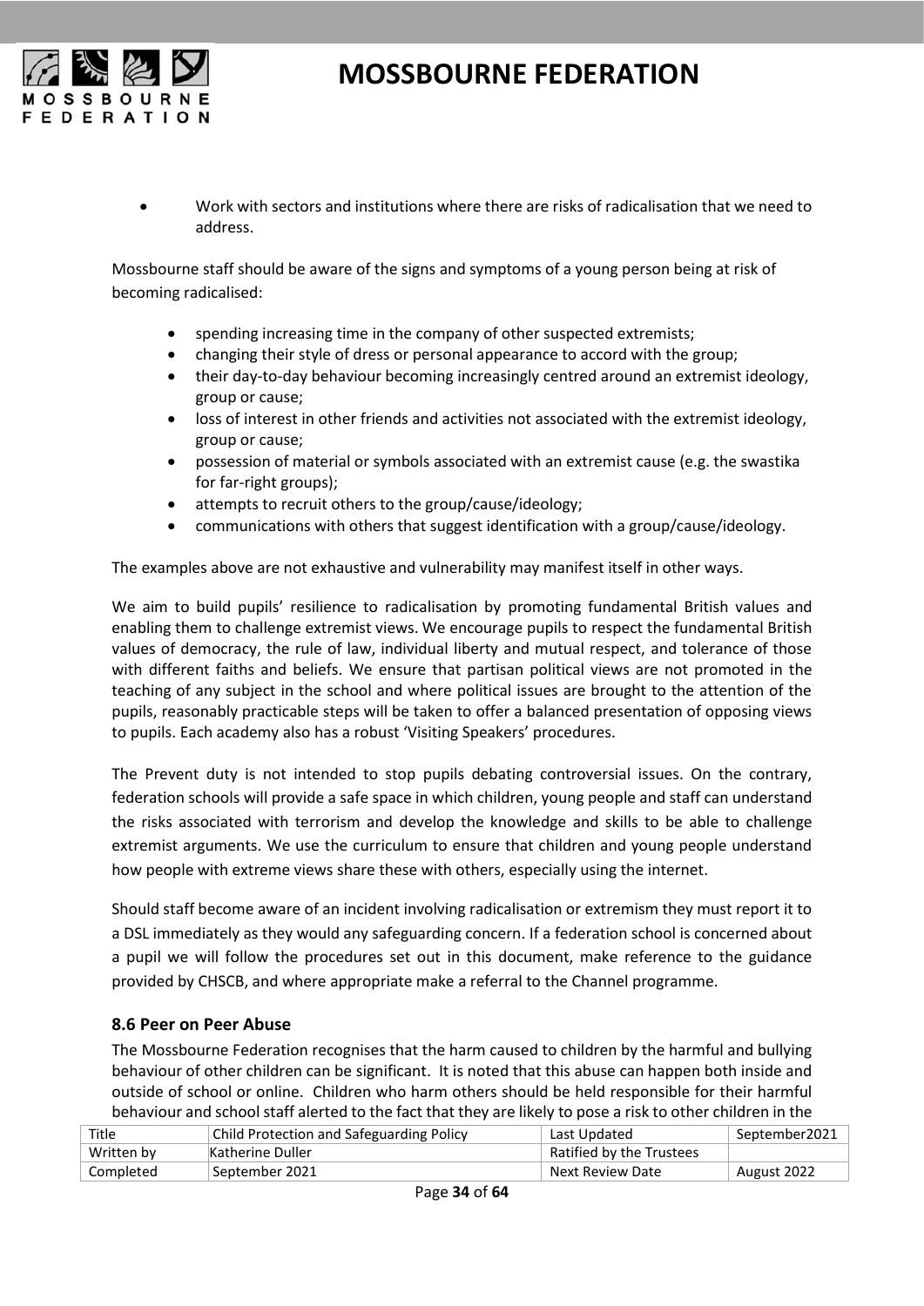- Work with sectors and institutions where there are risks of radicalisation that we need to address.

Mossbourne staff should be aware of the signs and symptoms of a young person being at risk of becoming radicalised:

- spending increasing time in the company of other suspected extremists;
- changing their style of dress or personal appearance to accord with the group;
- their day-to-day behaviour becoming increasingly centred around an extremist ideology, group or cause;
- loss of interest in other friends and activities not associated with the extremist ideology, group or cause;
- possession of material or symbols associated with an extremist cause (e.g. the swastika for far-right groups);
- attempts to recruit others to the group/cause/ideology;
- communications with others that suggest identification with a group/cause/ideology.

The examples above are not exhaustive and vulnerability may manifest itself in other ways.

We aim to build pupils' resilience to radicalisation by promoting fundamental British values and enabling them to challenge extremist views. We encourage pupils to respect the fundamental British values of democracy, the rule of law, individual liberty and mutual respect, and tolerance of those with different faiths and beliefs. We ensure that partisan political views are not promoted in the teaching of any subject in the school and where political issues are brought to the attention of the pupils, reasonably practicable steps will be taken to offer a balanced presentation of opposing views to pupils. Each academy also has a robust 'Visiting Speakers' procedures.

The Prevent duty is not intended to stop pupils debating controversial issues. On the contrary, federation schools will provide a safe space in which children, young people and staff can understand the risks associated with terrorism and develop the knowledge and skills to be able to challenge extremist arguments. We use the curriculum to ensure that children and young people understand how people with extreme views share these with others, especially using the internet.

Should staff become aware of an incident involving radicalisation or extremism they must report it to a DSL immediately as they would any safeguarding concern. If a federation school is concerned about a pupil we will follow the procedures set out in this document, make reference to the guidance provided by CHSCB, and where appropriate make a referral to the Channel programme.

### 8.6 Peer on Peer Abuse

The Mossbourne Federation recognises that the harm caused to children by the harmful and bullying behaviour of other children can be significant. It is noted that this abuse can happen both inside and outside of school or online. Children who harm others should be held responsible for their harmful behaviour and school staff alerted to the fact that they are likely to pose a risk to other children in the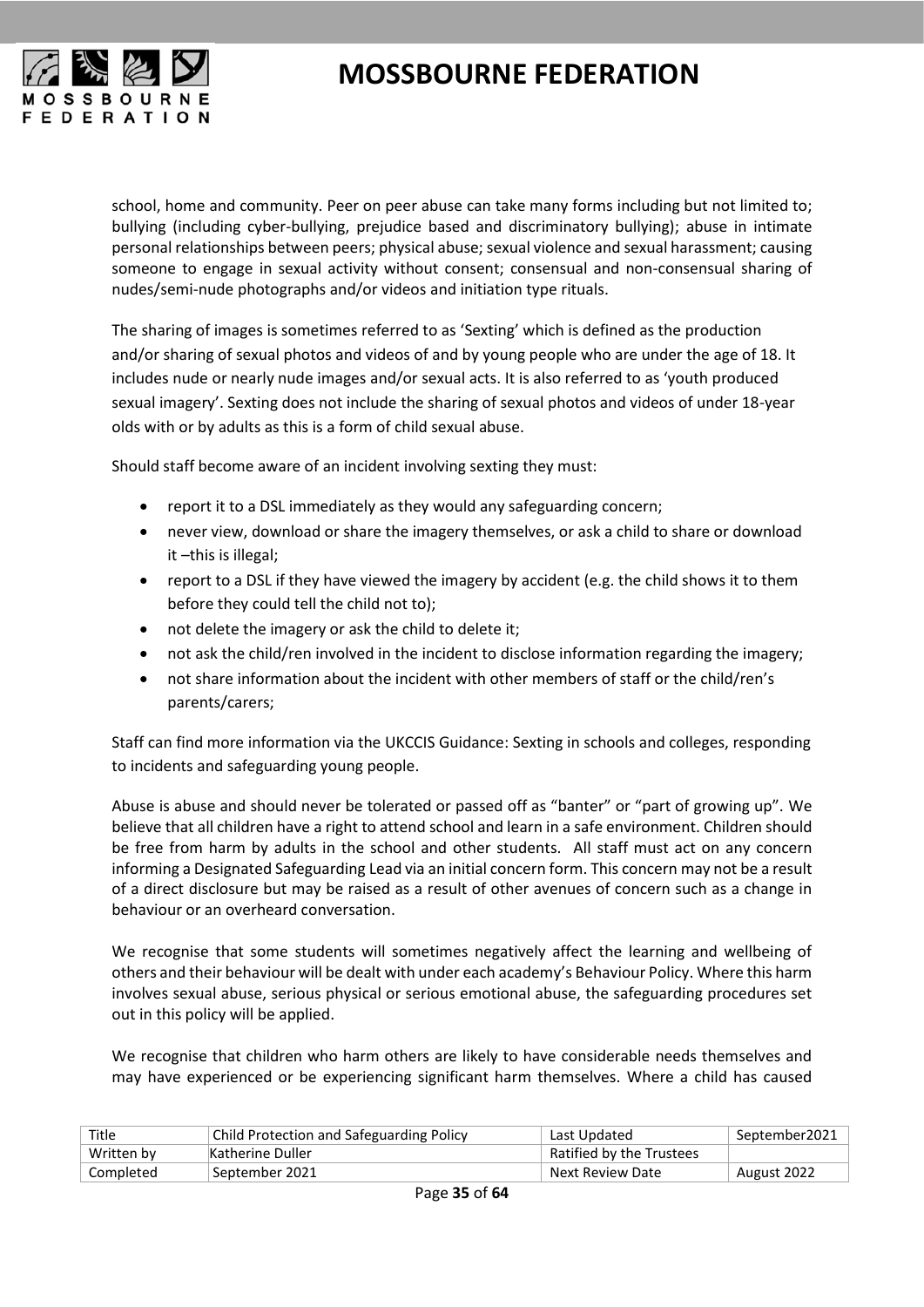school, home and community. Peer on peer abuse can take many forms including but not limited to; bullying (including cyber-bullying, prejudice based and discriminatory bullying); abuse in intimate personal relationships between peers; physical abuse; sexual violence and sexual harassment; causing someone to engage in sexual activity without consent; consensual and non-consensual sharing of nudes/semi-nude photographs and/or videos and initiation type rituals.

The sharing of images is sometimes referred to as 'Sexting' which is defined as the production and/or sharing of sexual photos and videos of and by young people who are under the age of 18. It includes nude or nearly nude images and/or sexual acts. It is also referred to as 'youth produced sexual imagery'. Sexting does not include the sharing of sexual photos and videos of under 18-year olds with or by adults as this is a form of child sexual abuse.

Should staff become aware of an incident involving sexting they must:

- report it to a DSL immediately as they would any safeguarding concern;
- never view, download or share the imagery themselves, or ask a child to share or download it –this is illegal;
- report to a DSL if they have viewed the imagery by accident (e.g. the child shows it to them before they could tell the child not to);
- not delete the imagery or ask the child to delete it;
- not ask the child/ren involved in the incident to disclose information regarding the imagery;
- not share information about the incident with other members of staff or the child/ren's parents/carers;

Staff can find more information via the UKCCIS Guidance: Sexting in schools and colleges, responding to incidents and safeguarding young people.

Abuse is abuse and should never be tolerated or passed off as "banter" or "part of growing up". We believe that all children have a right to attend school and learn in a safe environment. Children should be free from harm by adults in the school and other students. All staff must act on any concern informing a Designated Safeguarding Lead via an initial concern form. This concern may not be a result of a direct disclosure but may be raised as a result of other avenues of concern such as a change in behaviour or an overheard conversation.

We recognise that some students will sometimes negatively affect the learning and wellbeing of others and their behaviour will be dealt with under each academy's Behaviour Policy. Where this harm involves sexual abuse, serious physical or serious emotional abuse, the safeguarding procedures set out in this policy will be applied.

We recognise that children who harm others are likely to have considerable needs themselves and may have experienced or be experiencing significant harm themselves. Where a child has caused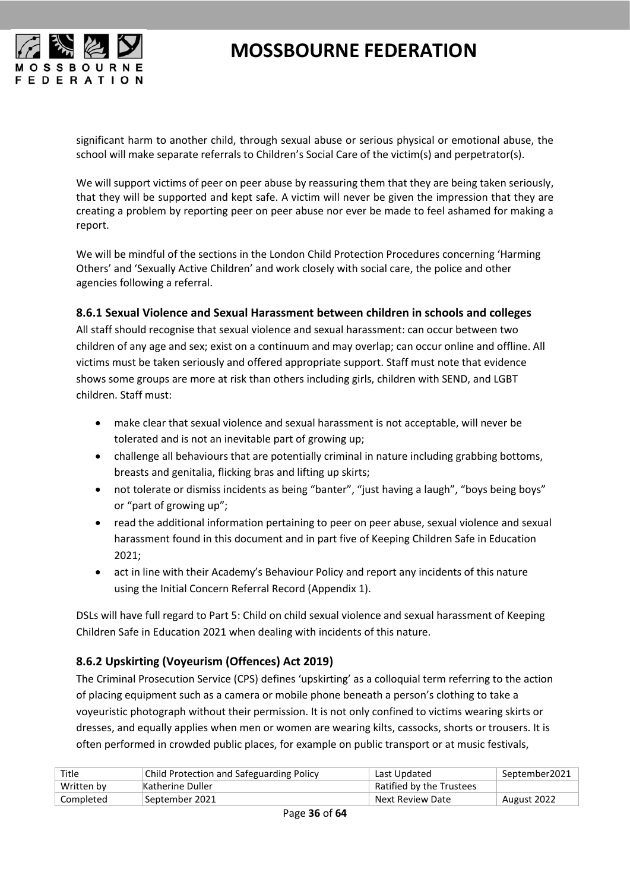significant harm to another child, through sexual abuse or serious physical or emotional abuse, the school will make separate referrals to Children's Social Care of the victim(s) and perpetrator(s).

We will support victims of peer on peer abuse by reassuring them that they are being taken seriously, that they will be supported and kept safe. A victim will never be given the impression that they are creating a problem by reporting peer on peer abuse nor ever be made to feel ashamed for making a report.

We will be mindful of the sections in the London Child Protection Procedures concerning 'Harming Others' and 'Sexually Active Children' and work closely with social care, the police and other agencies following a referral.

### 8.6.1 Sexual Violence and Sexual Harassment between children in schools and colleges

All staff should recognise that sexual violence and sexual harassment: can occur between two children of any age and sex; exist on a continuum and may overlap; can occur online and offline. All victims must be taken seriously and offered appropriate support. Staff must note that evidence shows some groups are more at risk than others including girls, children with SEND, and LGBT children. Staff must:

- make clear that sexual violence and sexual harassment is not acceptable, will never be tolerated and is not an inevitable part of growing up;
- challenge all behaviours that are potentially criminal in nature including grabbing bottoms, breasts and genitalia, flicking bras and lifting up skirts;
- not tolerate or dismiss incidents as being "banter", "just having a laugh", "boys being boys" or "part of growing up";
- read the additional information pertaining to peer on peer abuse, sexual violence and sexual harassment found in this document and in part five of Keeping Children Safe in Education 2021;
- act in line with their Academy's Behaviour Policy and report any incidents of this nature using the Initial Concern Referral Record (Appendix 1).

DSLs will have full regard to Part 5: Child on child sexual violence and sexual harassment of Keeping Children Safe in Education 2021 when dealing with incidents of this nature.

### 8.6.2 Upskirting (Voyeurism (Offences) Act 2019)

The Criminal Prosecution Service (CPS) defines 'upskirting' as a colloquial term referring to the action of placing equipment such as a camera or mobile phone beneath a person's clothing to take a voyeuristic photograph without their permission. It is not only confined to victims wearing skirts or dresses, and equally applies when men or women are wearing kilts, cassocks, shorts or trousers. It is often performed in crowded public places, for example on public transport or at music festivals,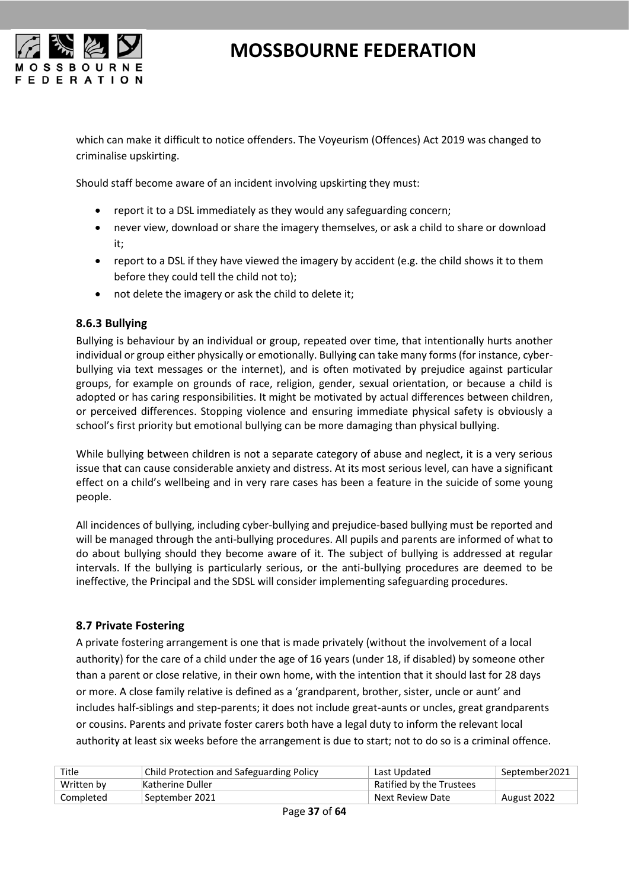which can make it difficult to notice offenders. The Voyeurism (Offences) Act 2019 was changed to criminalise upskirting.

Should staff become aware of an incident involving upskirting they must:

- report it to a DSL immediately as they would any safeguarding concern;
- never view, download or share the imagery themselves, or ask a child to share or download it;
- report to a DSL if they have viewed the imagery by accident (e.g. the child shows it to them before they could tell the child not to);
- not delete the imagery or ask the child to delete it;

### 8.6.3 Bullying

Bullying is behaviour by an individual or group, repeated over time, that intentionally hurts another individual or group either physically or emotionally. Bullying can take many forms (for instance, cyber-bullying via text messages or the internet), and is often motivated by prejudice against particular groups, for example on grounds of race, religion, gender, sexual orientation, or because a child is adopted or has caring responsibilities. It might be motivated by actual differences between children, or perceived differences. Stopping violence and ensuring immediate physical safety is obviously a school's first priority but emotional bullying can be more damaging than physical bullying.

While bullying between children is not a separate category of abuse and neglect, it is a very serious issue that can cause considerable anxiety and distress. At its most serious level, can have a significant effect on a child's wellbeing and in very rare cases has been a feature in the suicide of some young people.

All incidences of bullying, including cyber-bullying and prejudice-based bullying must be reported and will be managed through the anti-bullying procedures. All pupils and parents are informed of what to do about bullying should they become aware of it. The subject of bullying is addressed at regular intervals. If the bullying is particularly serious, or the anti-bullying procedures are deemed to be ineffective, the Principal and the SDSL will consider implementing safeguarding procedures.

### 8.7 Private Fostering

A private fostering arrangement is one that is made privately (without the involvement of a local authority) for the care of a child under the age of 16 years (under 18, if disabled) by someone other than a parent or close relative, in their own home, with the intention that it should last for 28 days or more. A close family relative is defined as a 'grandparent, brother, sister, uncle or aunt' and includes half-siblings and step-parents; it does not include great-aunts or uncles, great grandparents or cousins. Parents and private foster carers both have a legal duty to inform the relevant local authority at least six weeks before the arrangement is due to start; not to do so is a criminal offence.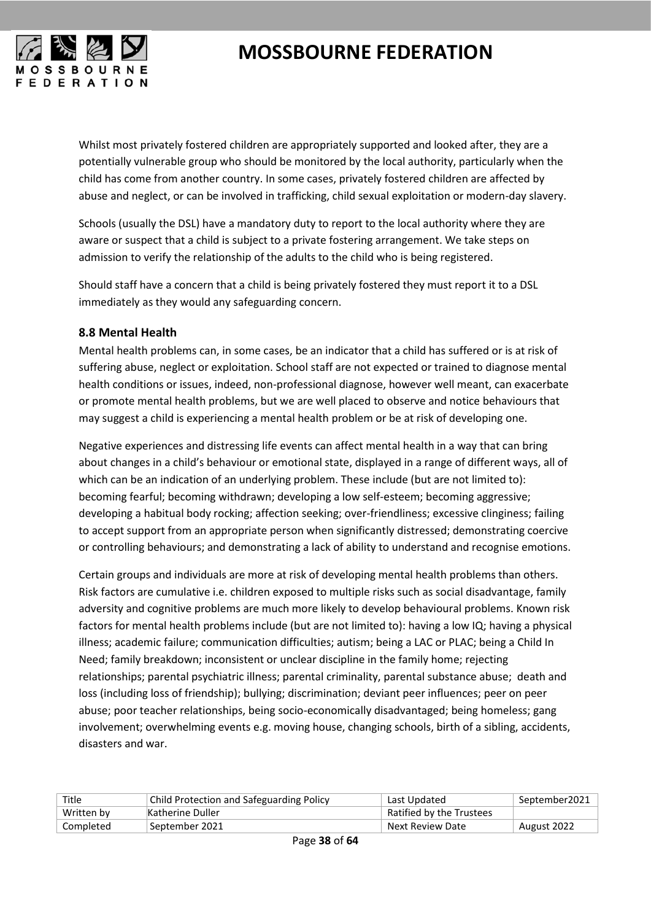Whilst most privately fostered children are appropriately supported and looked after, they are a potentially vulnerable group who should be monitored by the local authority, particularly when the child has come from another country. In some cases, privately fostered children are affected by abuse and neglect, or can be involved in trafficking, child sexual exploitation or modern-day slavery.

Schools (usually the DSL) have a mandatory duty to report to the local authority where they are aware or suspect that a child is subject to a private fostering arrangement. We take steps on admission to verify the relationship of the adults to the child who is being registered.

Should staff have a concern that a child is being privately fostered they must report it to a DSL immediately as they would any safeguarding concern.

### 8.8 Mental Health

Mental health problems can, in some cases, be an indicator that a child has suffered or is at risk of suffering abuse, neglect or exploitation. School staff are not expected or trained to diagnose mental health conditions or issues, indeed, non-professional diagnose, however well meant, can exacerbate or promote mental health problems, but we are well placed to observe and notice behaviours that may suggest a child is experiencing a mental health problem or be at risk of developing one.

Negative experiences and distressing life events can affect mental health in a way that can bring about changes in a child's behaviour or emotional state, displayed in a range of different ways, all of which can be an indication of an underlying problem. These include (but are not limited to): becoming fearful; becoming withdrawn; developing a low self-esteem; becoming aggressive; developing a habitual body rocking; affection seeking; over-friendliness; excessive clinginess; failing to accept support from an appropriate person when significantly distressed; demonstrating coercive or controlling behaviours; and demonstrating a lack of ability to understand and recognise emotions.

Certain groups and individuals are more at risk of developing mental health problems than others. Risk factors are cumulative i.e. children exposed to multiple risks such as social disadvantage, family adversity and cognitive problems are much more likely to develop behavioural problems. Known risk factors for mental health problems include (but are not limited to): having a low IQ; having a physical illness; academic failure; communication difficulties; autism; being a LAC or PLAC; being a Child In Need; family breakdown; inconsistent or unclear discipline in the family home; rejecting relationships; parental psychiatric illness; parental criminality, parental substance abuse; death and loss (including loss of friendship); bullying; discrimination; deviant peer influences; peer on peer abuse; poor teacher relationships, being socio-economically disadvantaged; being homeless; gang involvement; overwhelming events e.g. moving house, changing schools, birth of a sibling, accidents, disasters and war.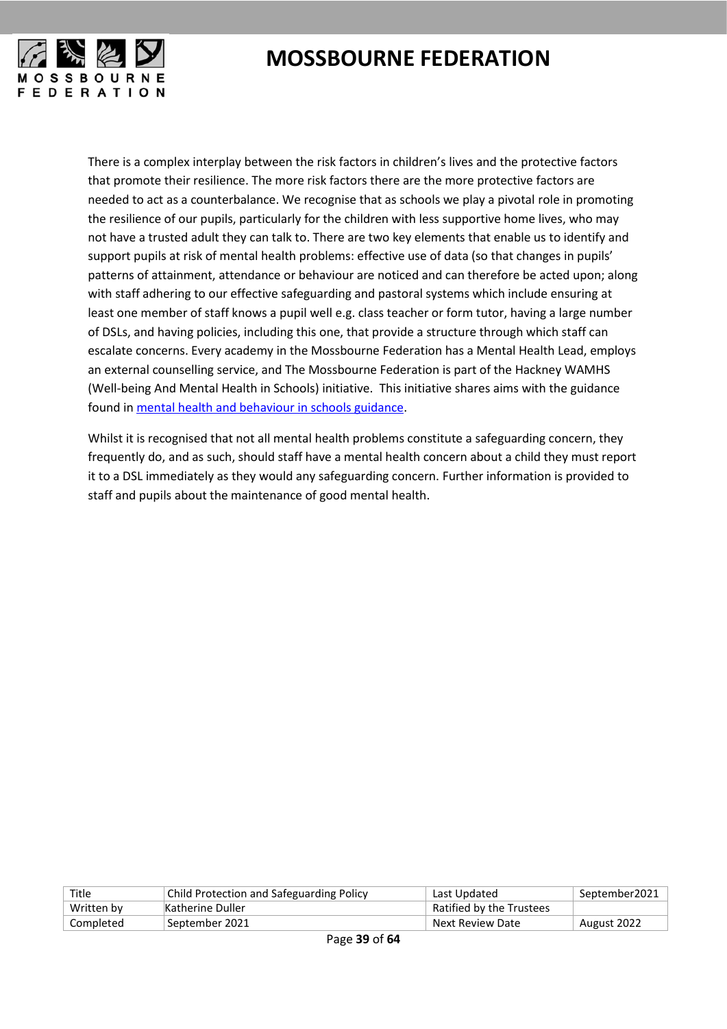There is a complex interplay between the risk factors in children's lives and the protective factors that promote their resilience. The more risk factors there are the more protective factors are needed to act as a counterbalance. We recognise that as schools we play a pivotal role in promoting the resilience of our pupils, particularly for the children with less supportive home lives, who may not have a trusted adult they can talk to. There are two key elements that enable us to identify and support pupils at risk of mental health problems: effective use of data (so that changes in pupils' patterns of attainment, attendance or behaviour are noticed and can therefore be acted upon; along with staff adhering to our effective safeguarding and pastoral systems which include ensuring at least one member of staff knows a pupil well e.g. class teacher or form tutor, having a large number of DSLs, and having policies, including this one, that provide a structure through which staff can escalate concerns. Every academy in the Mossbourne Federation has a Mental Health Lead, employs an external counselling service, and The Mossbourne Federation is part of the Hackney WAMHS (Well-being And Mental Health in Schools) initiative. This initiative shares aims with the guidance found in [mental health and behaviour in schools guidance](#).

Whilst it is recognised that not all mental health problems constitute a safeguarding concern, they frequently do, and as such, should staff have a mental health concern about a child they must report it to a DSL immediately as they would any safeguarding concern. Further information is provided to staff and pupils about the maintenance of good mental health.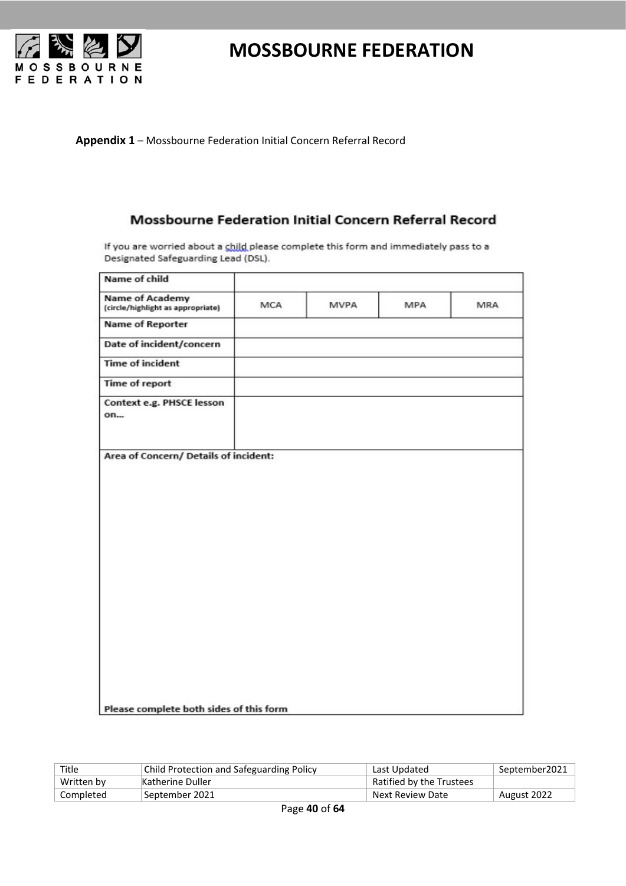**Appendix 1** – Mossbourne Federation Initial Concern Referral Record

## Mossbourne Federation Initial Concern Referral Record

If you are worried about a child please complete this form and immediately pass to a Designated Safeguarding Lead (DSL).

| **Name of child** | | | | |
|---|---|---|---|---|
| **Name of Academy** (circle/highlight as appropriate) | MCA | MVPA | MPA | MRA |
| **Name of Reporter** | | | | |
| **Date of incident/concern** | | | | |
| **Time of incident** | | | | |
| **Time of report** | | | | |
| **Context e.g. PHSCE lesson on…** | | | | |
| **Area of Concern/ Details of incident:** | | | | |
| **Please complete both sides of this form** | | | | |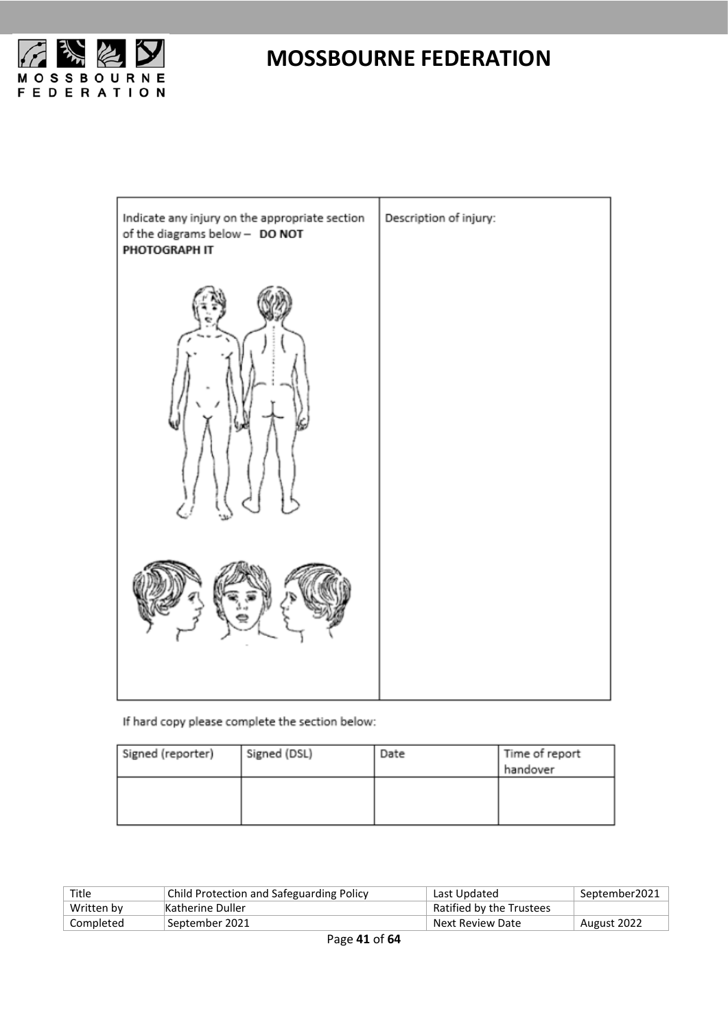| Indicate any injury on the appropriate section of the diagrams below – **DO NOT PHOTOGRAPH IT** | Description of injury: |
| --- | --- |
| | |

If hard copy please complete the section below:

| Signed (reporter) | Signed (DSL) | Date | Time of report handover |
| --- | --- | --- | --- |
| | | | |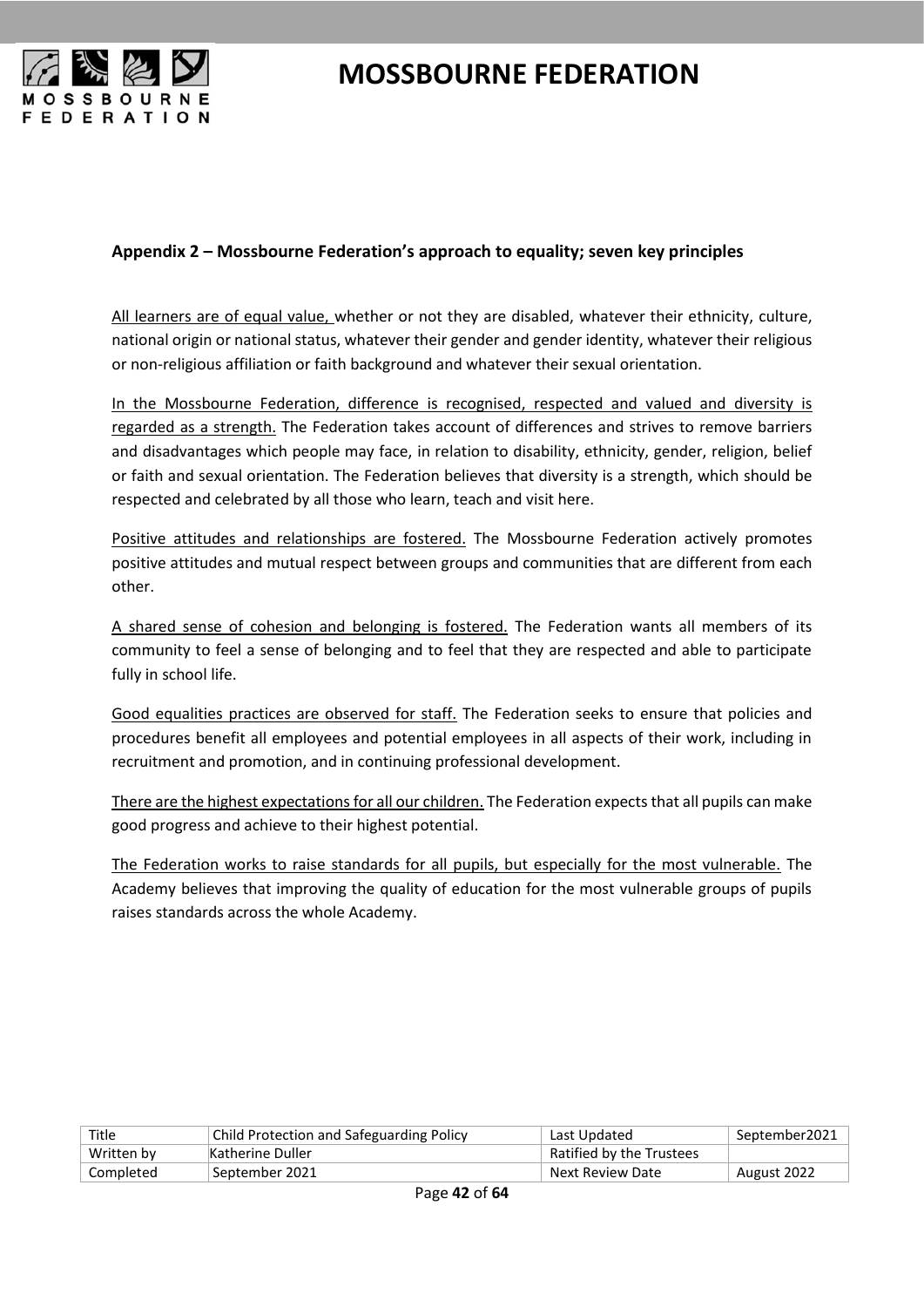## Appendix 2 – Mossbourne Federation's approach to equality; seven key principles

All learners are of equal value, whether or not they are disabled, whatever their ethnicity, culture, national origin or national status, whatever their gender and gender identity, whatever their religious or non-religious affiliation or faith background and whatever their sexual orientation.

In the Mossbourne Federation, difference is recognised, respected and valued and diversity is regarded as a strength. The Federation takes account of differences and strives to remove barriers and disadvantages which people may face, in relation to disability, ethnicity, gender, religion, belief or faith and sexual orientation. The Federation believes that diversity is a strength, which should be respected and celebrated by all those who learn, teach and visit here.

Positive attitudes and relationships are fostered. The Mossbourne Federation actively promotes positive attitudes and mutual respect between groups and communities that are different from each other.

A shared sense of cohesion and belonging is fostered. The Federation wants all members of its community to feel a sense of belonging and to feel that they are respected and able to participate fully in school life.

Good equalities practices are observed for staff. The Federation seeks to ensure that policies and procedures benefit all employees and potential employees in all aspects of their work, including in recruitment and promotion, and in continuing professional development.

There are the highest expectations for all our children. The Federation expects that all pupils can make good progress and achieve to their highest potential.

The Federation works to raise standards for all pupils, but especially for the most vulnerable. The Academy believes that improving the quality of education for the most vulnerable groups of pupils raises standards across the whole Academy.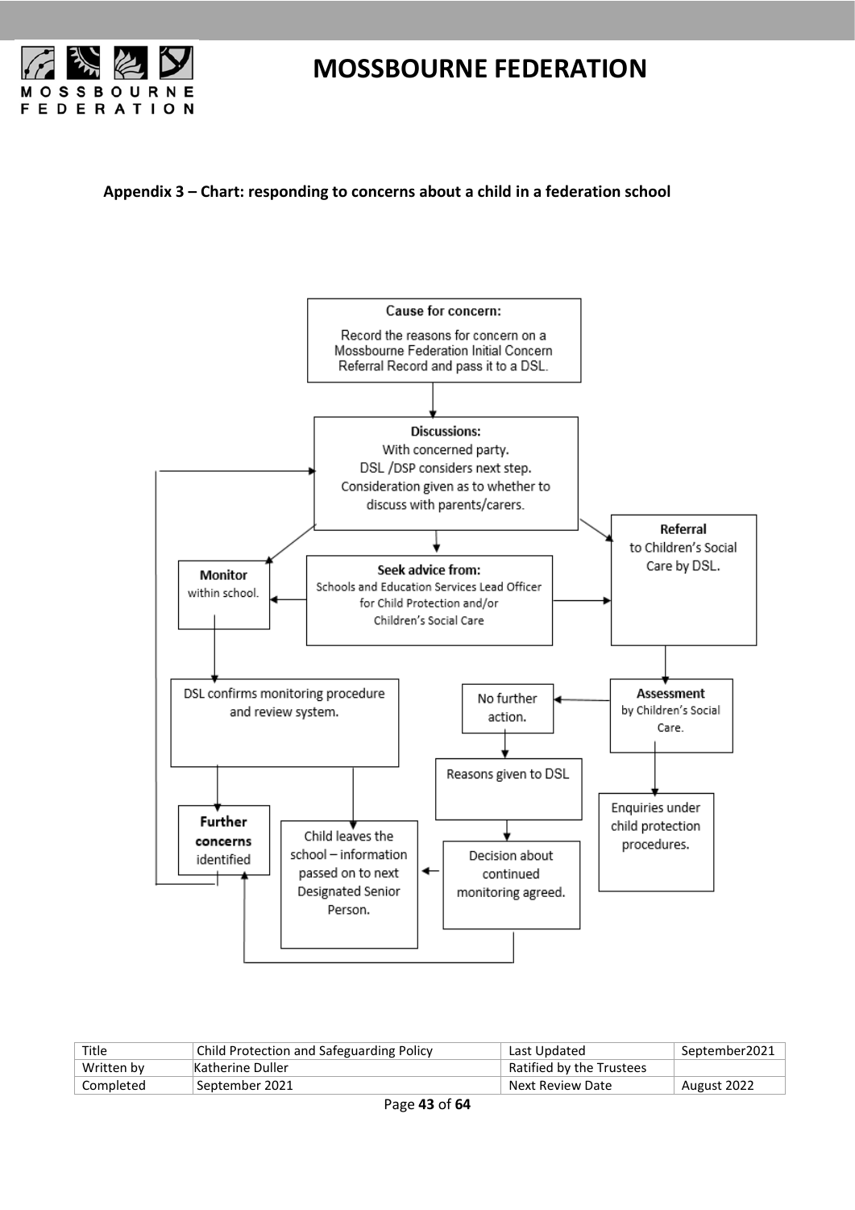**Appendix 3 – Chart: responding to concerns about a child in a federation school**

**Cause for concern:**
Record the reasons for concern on a Mossbourne Federation Initial Concern Referral Record and pass it to a DSL.

**Discussions:**
With concerned party.
DSL /DSP considers next step.
Consideration given as to whether to discuss with parents/carers.

**Monitor** within school.

**Seek advice from:**
Schools and Education Services Lead Officer for Child Protection and/or Children's Social Care

**Referral** to Children's Social Care by DSL.

DSL confirms monitoring procedure and review system.

No further action.

**Assessment** by Children's Social Care.

Reasons given to DSL

Enquiries under child protection procedures.

**Further concerns** identified

Child leaves the school – information passed on to next Designated Senior Person.

Decision about continued monitoring agreed.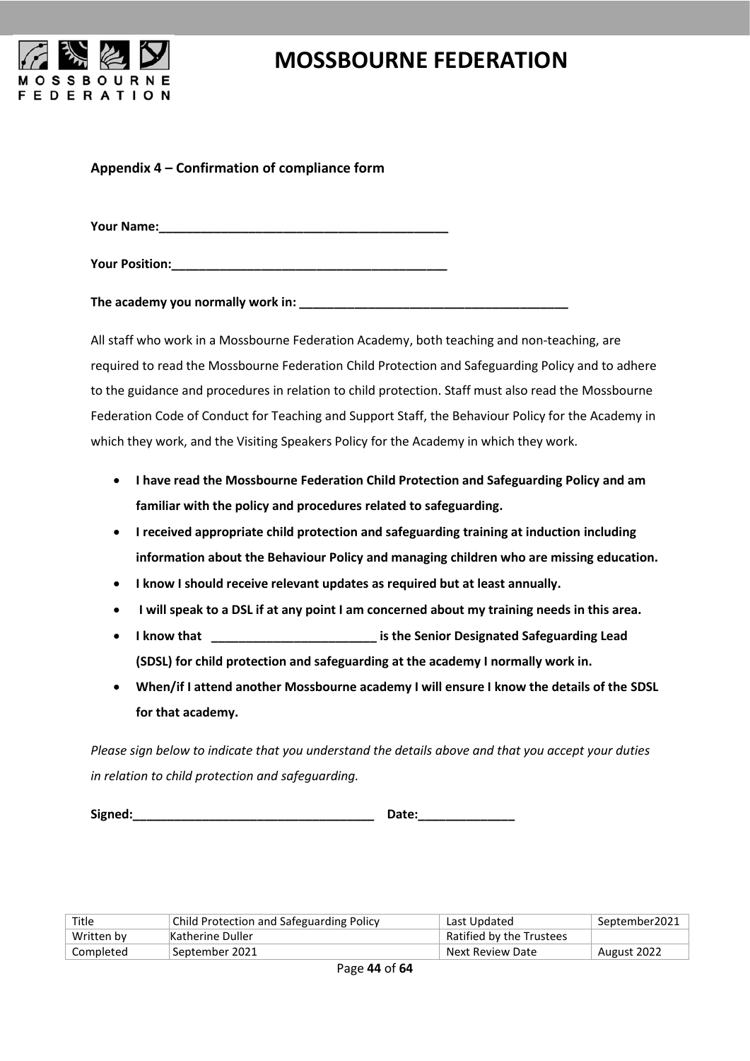## Appendix 4 – Confirmation of compliance form

**Your Name:___________________________________________**

**Your Position:_________________________________________**

**The academy you normally work in: ________________________________________**

All staff who work in a Mossbourne Federation Academy, both teaching and non-teaching, are required to read the Mossbourne Federation Child Protection and Safeguarding Policy and to adhere to the guidance and procedures in relation to child protection. Staff must also read the Mossbourne Federation Code of Conduct for Teaching and Support Staff, the Behaviour Policy for the Academy in which they work, and the Visiting Speakers Policy for the Academy in which they work.

- **I have read the Mossbourne Federation Child Protection and Safeguarding Policy and am familiar with the policy and procedures related to safeguarding.**
- **I received appropriate child protection and safeguarding training at induction including information about the Behaviour Policy and managing children who are missing education.**
- **I know I should receive relevant updates as required but at least annually.**
- **I will speak to a DSL if at any point I am concerned about my training needs in this area.**
- **I know that _________________________ is the Senior Designated Safeguarding Lead (SDSL) for child protection and safeguarding at the academy I normally work in.**
- **When/if I attend another Mossbourne academy I will ensure I know the details of the SDSL for that academy.**

*Please sign below to indicate that you understand the details above and that you accept your duties in relation to child protection and safeguarding.*

**Signed:____________________________________ Date:______________**

| Title | Child Protection and Safeguarding Policy | Last Updated | September2021 |
|---|---|---|---|
| Written by | Katherine Duller | Ratified by the Trustees | |
| Completed | September 2021 | Next Review Date | August 2022 |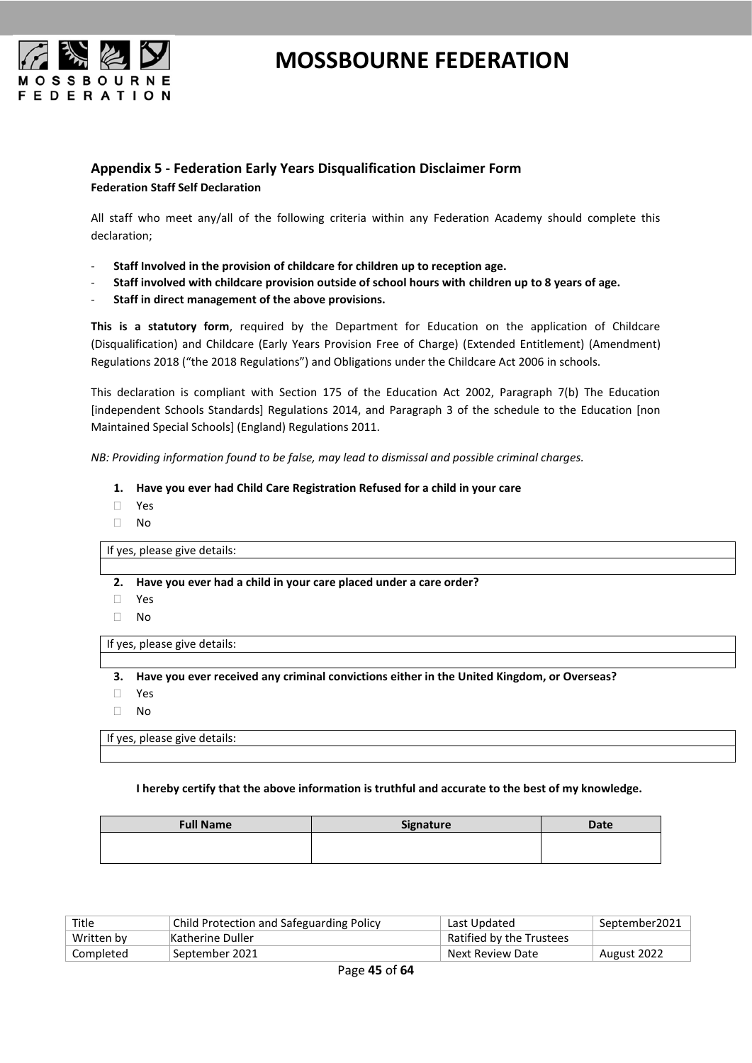# MOSSBOURNE FEDERATION

## Appendix 5 - Federation Early Years Disqualification Disclaimer Form

**Federation Staff Self Declaration**

All staff who meet any/all of the following criteria within any Federation Academy should complete this declaration;

- **Staff Involved in the provision of childcare for children up to reception age.**
- **Staff involved with childcare provision outside of school hours with children up to 8 years of age.**
- **Staff in direct management of the above provisions.**

**This is a statutory form**, required by the Department for Education on the application of Childcare (Disqualification) and Childcare (Early Years Provision Free of Charge) (Extended Entitlement) (Amendment) Regulations 2018 ("the 2018 Regulations") and Obligations under the Childcare Act 2006 in schools.

This declaration is compliant with Section 175 of the Education Act 2002, Paragraph 7(b) The Education [independent Schools Standards] Regulations 2014, and Paragraph 3 of the schedule to the Education [non Maintained Special Schools] (England) Regulations 2011.

*NB: Providing information found to be false, may lead to dismissal and possible criminal charges.*

1. **Have you ever had Child Care Registration Refused for a child in your care**
   - ☐ Yes
   - ☐ No

| If yes, please give details: |
|---|
| |

2. **Have you ever had a child in your care placed under a care order?**
   - ☐ Yes
   - ☐ No

| If yes, please give details: |
|---|
| |

3. **Have you ever received any criminal convictions either in the United Kingdom, or Overseas?**
   - ☐ Yes
   - ☐ No

| If yes, please give details: |
|---|
| |

**I hereby certify that the above information is truthful and accurate to the best of my knowledge.**

| Full Name | Signature | Date |
|---|---|---|
| | | |

| Title | Child Protection and Safeguarding Policy | Last Updated | September2021 |
|---|---|---|---|
| Written by | Katherine Duller | Ratified by the Trustees | |
| Completed | September 2021 | Next Review Date | August 2022 |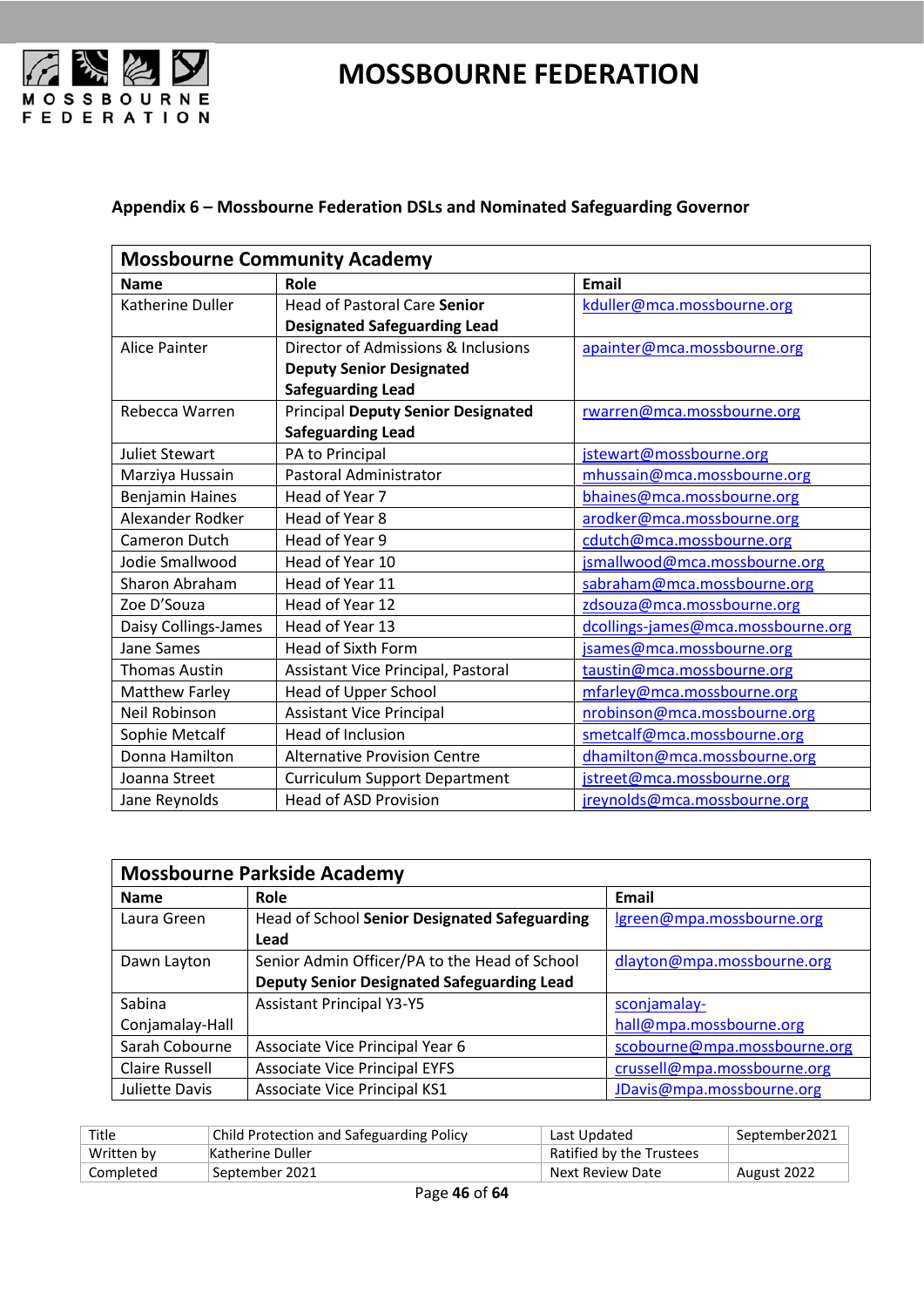# MOSSBOURNE FEDERATION

**Appendix 6 – Mossbourne Federation DSLs and Nominated Safeguarding Governor**

| **Mossbourne Community Academy** | | |
|---|---|---|
| **Name** | **Role** | **Email** |
| Katherine Duller | Head of Pastoral Care **Senior Designated Safeguarding Lead** | kduller@mca.mossbourne.org |
| Alice Painter | Director of Admissions & Inclusions **Deputy Senior Designated Safeguarding Lead** | apainter@mca.mossbourne.org |
| Rebecca Warren | Principal **Deputy Senior Designated Safeguarding Lead** | rwarren@mca.mossbourne.org |
| Juliet Stewart | PA to Principal | jstewart@mossbourne.org |
| Marziya Hussain | Pastoral Administrator | mhussain@mca.mossbourne.org |
| Benjamin Haines | Head of Year 7 | bhaines@mca.mossbourne.org |
| Alexander Rodker | Head of Year 8 | arodker@mca.mossbourne.org |
| Cameron Dutch | Head of Year 9 | cdutch@mca.mossbourne.org |
| Jodie Smallwood | Head of Year 10 | jsmallwood@mca.mossbourne.org |
| Sharon Abraham | Head of Year 11 | sabraham@mca.mossbourne.org |
| Zoe D'Souza | Head of Year 12 | zdsouza@mca.mossbourne.org |
| Daisy Collings-James | Head of Year 13 | dcollings-james@mca.mossbourne.org |
| Jane Sames | Head of Sixth Form | jsames@mca.mossbourne.org |
| Thomas Austin | Assistant Vice Principal, Pastoral | taustin@mca.mossbourne.org |
| Matthew Farley | Head of Upper School | mfarley@mca.mossbourne.org |
| Neil Robinson | Assistant Vice Principal | nrobinson@mca.mossbourne.org |
| Sophie Metcalf | Head of Inclusion | smetcalf@mca.mossbourne.org |
| Donna Hamilton | Alternative Provision Centre | dhamilton@mca.mossbourne.org |
| Joanna Street | Curriculum Support Department | jstreet@mca.mossbourne.org |
| Jane Reynolds | Head of ASD Provision | jreynolds@mca.mossbourne.org |

| **Mossbourne Parkside Academy** | | |
|---|---|---|
| **Name** | **Role** | **Email** |
| Laura Green | Head of School **Senior Designated Safeguarding Lead** | lgreen@mpa.mossbourne.org |
| Dawn Layton | Senior Admin Officer/PA to the Head of School **Deputy Senior Designated Safeguarding Lead** | dlayton@mpa.mossbourne.org |
| Sabina Conjamalay-Hall | Assistant Principal Y3-Y5 | sconjamalay-hall@mpa.mossbourne.org |
| Sarah Cobourne | Associate Vice Principal Year 6 | scobourne@mpa.mossbourne.org |
| Claire Russell | Associate Vice Principal EYFS | crussell@mpa.mossbourne.org |
| Juliette Davis | Associate Vice Principal KS1 | JDavis@mpa.mossbourne.org |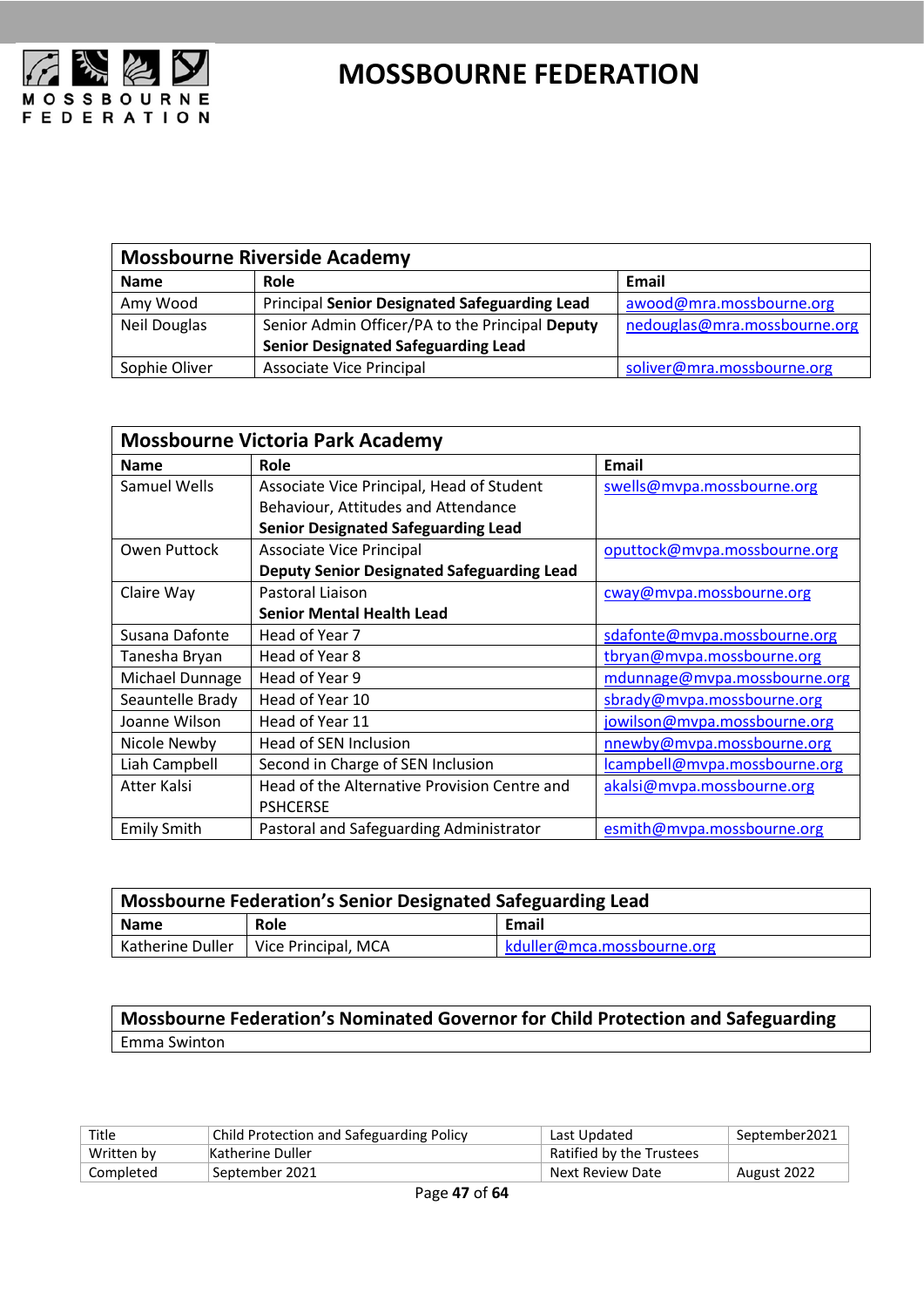| Mossbourne Riverside Academy | | |
|---|---|---|
| **Name** | **Role** | **Email** |
| Amy Wood | Principal **Senior Designated Safeguarding Lead** | awood@mra.mossbourne.org |
| Neil Douglas | Senior Admin Officer/PA to the Principal **Deputy Senior Designated Safeguarding Lead** | nedouglas@mra.mossbourne.org |
| Sophie Oliver | Associate Vice Principal | soliver@mra.mossbourne.org |

| Mossbourne Victoria Park Academy | | |
|---|---|---|
| **Name** | **Role** | **Email** |
| Samuel Wells | Associate Vice Principal, Head of Student Behaviour, Attitudes and Attendance **Senior Designated Safeguarding Lead** | swells@mvpa.mossbourne.org |
| Owen Puttock | Associate Vice Principal **Deputy Senior Designated Safeguarding Lead** | oputtock@mvpa.mossbourne.org |
| Claire Way | Pastoral Liaison **Senior Mental Health Lead** | cway@mvpa.mossbourne.org |
| Susana Dafonte | Head of Year 7 | sdafonte@mvpa.mossbourne.org |
| Tanesha Bryan | Head of Year 8 | tbryan@mvpa.mossbourne.org |
| Michael Dunnage | Head of Year 9 | mdunnage@mvpa.mossbourne.org |
| Seauntelle Brady | Head of Year 10 | sbrady@mvpa.mossbourne.org |
| Joanne Wilson | Head of Year 11 | jowilson@mvpa.mossbourne.org |
| Nicole Newby | Head of SEN Inclusion | nnewby@mvpa.mossbourne.org |
| Liah Campbell | Second in Charge of SEN Inclusion | lcampbell@mvpa.mossbourne.org |
| Atter Kalsi | Head of the Alternative Provision Centre and PSHCERSE | akalsi@mvpa.mossbourne.org |
| Emily Smith | Pastoral and Safeguarding Administrator | esmith@mvpa.mossbourne.org |

| Mossbourne Federation's Senior Designated Safeguarding Lead | | |
|---|---|---|
| **Name** | **Role** | **Email** |
| Katherine Duller | Vice Principal, MCA | kduller@mca.mossbourne.org |

| Mossbourne Federation's Nominated Governor for Child Protection and Safeguarding |
|---|
| Emma Swinton |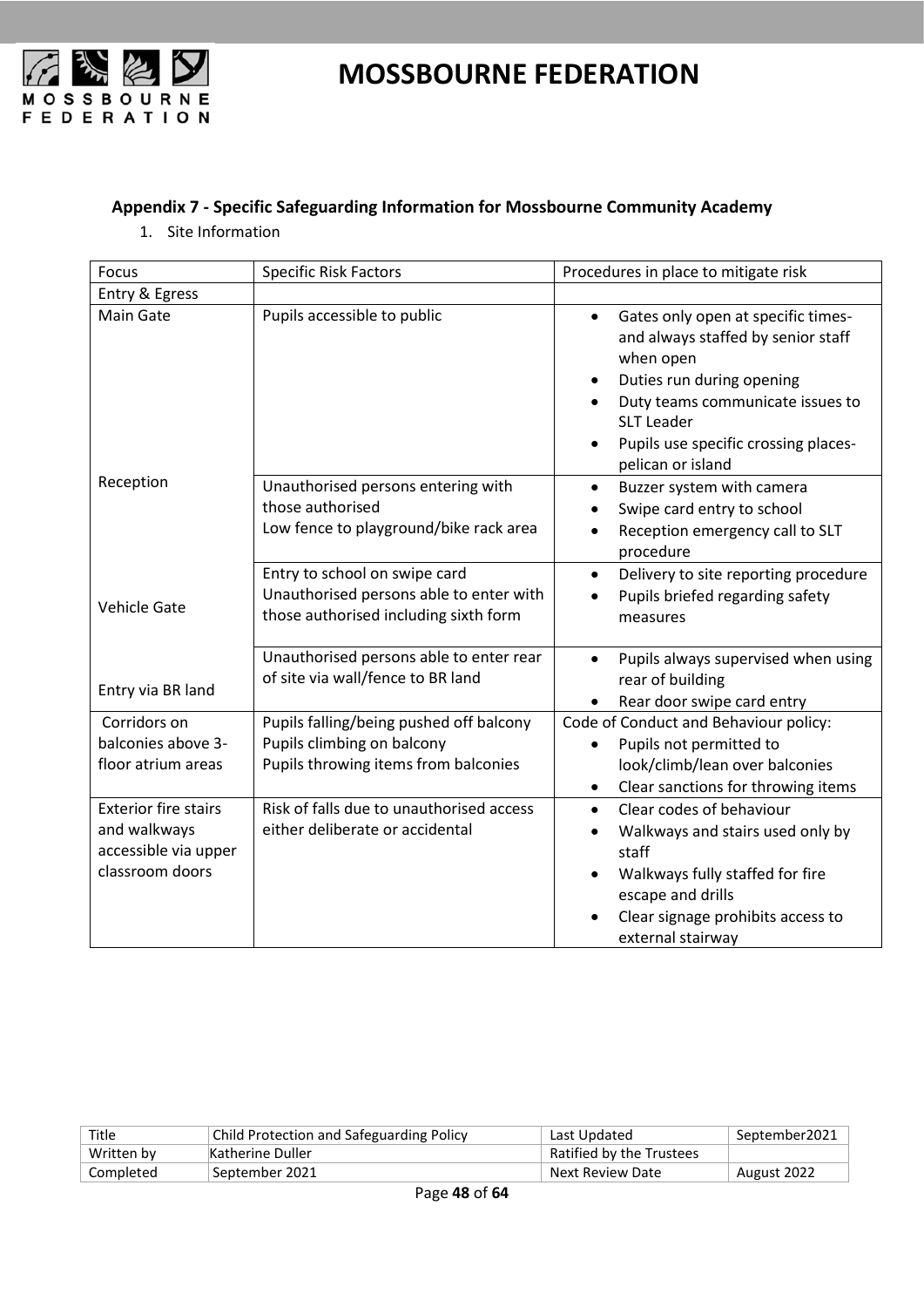### Appendix 7 - Specific Safeguarding Information for Mossbourne Community Academy

1. Site Information

| Focus | Specific Risk Factors | Procedures in place to mitigate risk |
|---|---|---|
| Entry & Egress | | |
| Main Gate | Pupils accessible to public | • Gates only open at specific times- and always staffed by senior staff when open<br>• Duties run during opening<br>• Duty teams communicate issues to SLT Leader<br>• Pupils use specific crossing places- pelican or island |
| Reception | Unauthorised persons entering with those authorised<br>Low fence to playground/bike rack area | • Buzzer system with camera<br>• Swipe card entry to school<br>• Reception emergency call to SLT procedure |
| Vehicle Gate | Entry to school on swipe card<br>Unauthorised persons able to enter with those authorised including sixth form | • Delivery to site reporting procedure<br>• Pupils briefed regarding safety measures |
| Entry via BR land | Unauthorised persons able to enter rear of site via wall/fence to BR land | • Pupils always supervised when using rear of building<br>• Rear door swipe card entry |
| Corridors on balconies above 3-floor atrium areas | Pupils falling/being pushed off balcony<br>Pupils climbing on balcony<br>Pupils throwing items from balconies | Code of Conduct and Behaviour policy:<br>• Pupils not permitted to look/climb/lean over balconies<br>• Clear sanctions for throwing items |
| Exterior fire stairs and walkways accessible via upper classroom doors | Risk of falls due to unauthorised access either deliberate or accidental | • Clear codes of behaviour<br>• Walkways and stairs used only by staff<br>• Walkways fully staffed for fire escape and drills<br>• Clear signage prohibits access to external stairway |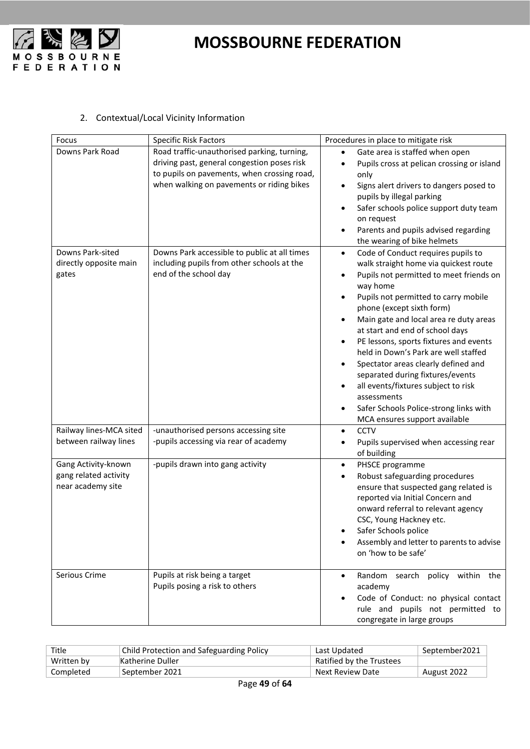2. Contextual/Local Vicinity Information

| Focus | Specific Risk Factors | Procedures in place to mitigate risk |
|---|---|---|
| Downs Park Road | Road traffic-unauthorised parking, turning, driving past, general congestion poses risk to pupils on pavements, when crossing road, when walking on pavements or riding bikes | • Gate area is staffed when open<br>• Pupils cross at pelican crossing or island only<br>• Signs alert drivers to dangers posed to pupils by illegal parking<br>• Safer schools police support duty team on request<br>• Parents and pupils advised regarding the wearing of bike helmets |
| Downs Park-sited directly opposite main gates | Downs Park accessible to public at all times including pupils from other schools at the end of the school day | • Code of Conduct requires pupils to walk straight home via quickest route<br>• Pupils not permitted to meet friends on way home<br>• Pupils not permitted to carry mobile phone (except sixth form)<br>• Main gate and local area re duty areas at start and end of school days<br>• PE lessons, sports fixtures and events held in Down's Park are well staffed<br>• Spectator areas clearly defined and separated during fixtures/events<br>• all events/fixtures subject to risk assessments<br>• Safer Schools Police-strong links with MCA ensures support available |
| Railway lines-MCA sited between railway lines | -unauthorised persons accessing site<br>-pupils accessing via rear of academy | • CCTV<br>• Pupils supervised when accessing rear of building |
| Gang Activity-known gang related activity near academy site | -pupils drawn into gang activity | • PHSCE programme<br>• Robust safeguarding procedures ensure that suspected gang related is reported via Initial Concern and onward referral to relevant agency CSC, Young Hackney etc.<br>• Safer Schools police<br>• Assembly and letter to parents to advise on 'how to be safe' |
| Serious Crime | Pupils at risk being a target<br>Pupils posing a risk to others | • Random search policy within the academy<br>• Code of Conduct: no physical contact rule and pupils not permitted to congregate in large groups |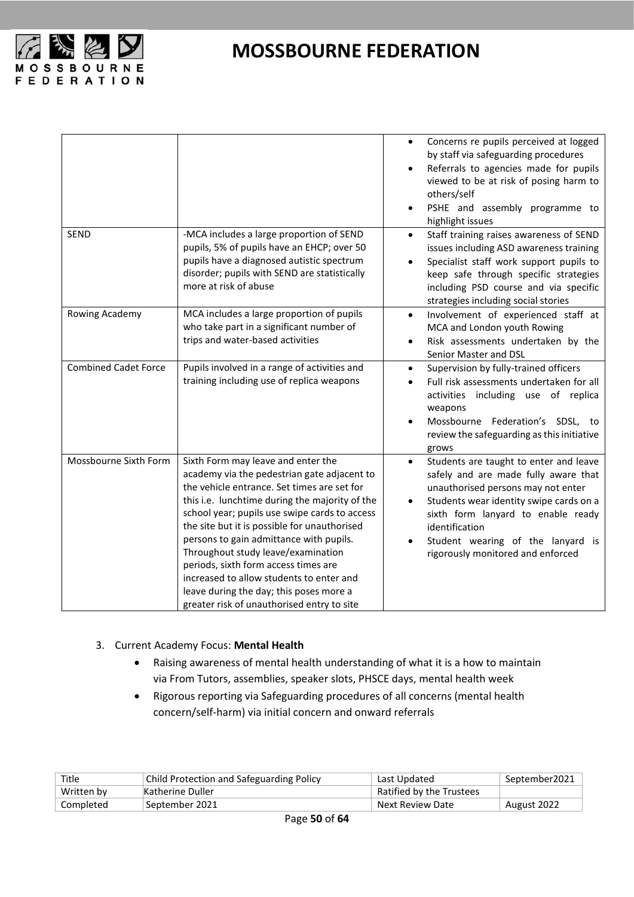| | | |
|---|---|---|
| | | • Concerns re pupils perceived at logged by staff via safeguarding procedures<br>• Referrals to agencies made for pupils viewed to be at risk of posing harm to others/self<br>• PSHE and assembly programme to highlight issues |
| SEND | -MCA includes a large proportion of SEND pupils, 5% of pupils have an EHCP; over 50 pupils have a diagnosed autistic spectrum disorder; pupils with SEND are statistically more at risk of abuse | • Staff training raises awareness of SEND issues including ASD awareness training<br>• Specialist staff work support pupils to keep safe through specific strategies including PSD course and via specific strategies including social stories |
| Rowing Academy | MCA includes a large proportion of pupils who take part in a significant number of trips and water-based activities | • Involvement of experienced staff at MCA and London youth Rowing<br>• Risk assessments undertaken by the Senior Master and DSL |
| Combined Cadet Force | Pupils involved in a range of activities and training including use of replica weapons | • Supervision by fully-trained officers<br>• Full risk assessments undertaken for all activities including use of replica weapons<br>• Mossbourne Federation's SDSL, to review the safeguarding as this initiative grows |
| Mossbourne Sixth Form | Sixth Form may leave and enter the academy via the pedestrian gate adjacent to the vehicle entrance. Set times are set for this i.e. lunchtime during the majority of the school year; pupils use swipe cards to access the site but it is possible for unauthorised persons to gain admittance with pupils. Throughout study leave/examination periods, sixth form access times are increased to allow students to enter and leave during the day; this poses more a greater risk of unauthorised entry to site | • Students are taught to enter and leave safely and are made fully aware that unauthorised persons may not enter<br>• Students wear identity swipe cards on a sixth form lanyard to enable ready identification<br>• Student wearing of the lanyard is rigorously monitored and enforced |

3. Current Academy Focus: **Mental Health**
    - Raising awareness of mental health understanding of what it is a how to maintain via From Tutors, assemblies, speaker slots, PHSCE days, mental health week
    - Rigorous reporting via Safeguarding procedures of all concerns (mental health concern/self-harm) via initial concern and onward referrals

| Title | Child Protection and Safeguarding Policy | Last Updated | September2021 |
|---|---|---|---|
| Written by | Katherine Duller | Ratified by the Trustees | |
| Completed | September 2021 | Next Review Date | August 2022 |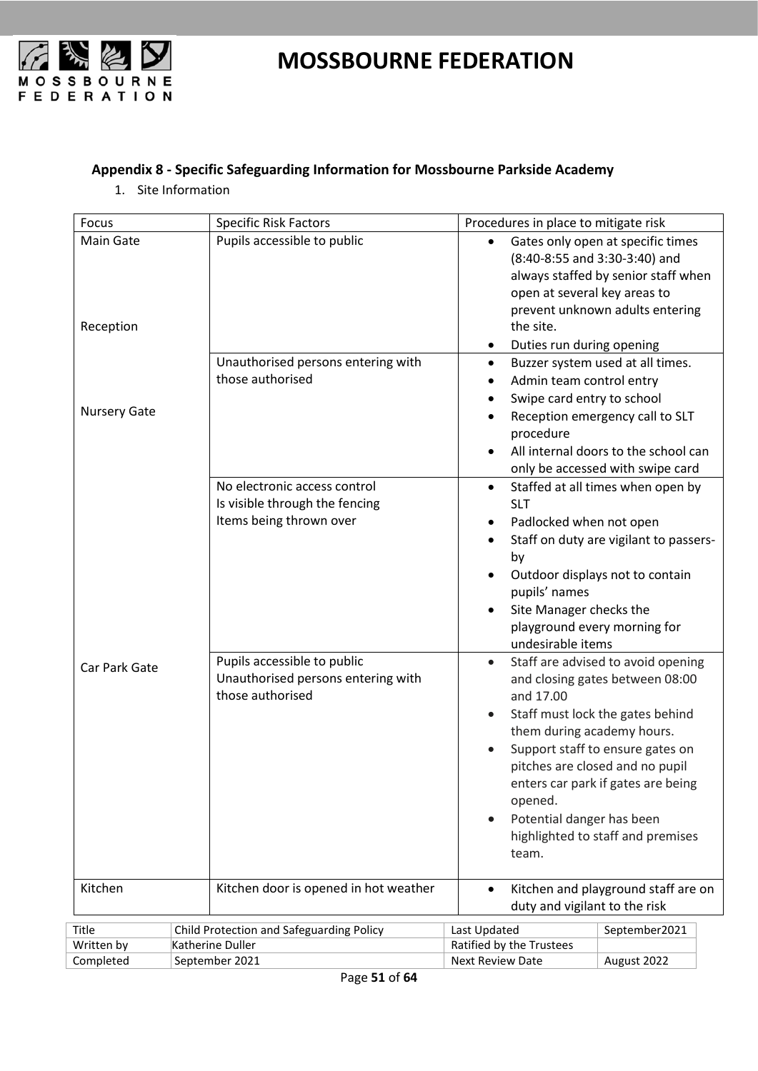## Appendix 8 - Specific Safeguarding Information for Mossbourne Parkside Academy

1. Site Information

| Focus | Specific Risk Factors | Procedures in place to mitigate risk |
|---|---|---|
| Main Gate | Pupils accessible to public | • Gates only open at specific times (8:40-8:55 and 3:30-3:40) and always staffed by senior staff when open at several key areas to prevent unknown adults entering the site.<br>• Duties run during opening |
| Reception | Unauthorised persons entering with those authorised | • Buzzer system used at all times.<br>• Admin team control entry<br>• Swipe card entry to school<br>• Reception emergency call to SLT procedure<br>• All internal doors to the school can only be accessed with swipe card |
| Nursery Gate | No electronic access control<br>Is visible through the fencing<br>Items being thrown over | • Staffed at all times when open by SLT<br>• Padlocked when not open<br>• Staff on duty are vigilant to passers-by<br>• Outdoor displays not to contain pupils' names<br>• Site Manager checks the playground every morning for undesirable items |
| Car Park Gate | Pupils accessible to public<br>Unauthorised persons entering with those authorised | • Staff are advised to avoid opening and closing gates between 08:00 and 17.00<br>• Staff must lock the gates behind them during academy hours.<br>• Support staff to ensure gates on pitches are closed and no pupil enters car park if gates are being opened.<br>• Potential danger has been highlighted to staff and premises team. |
| Kitchen | Kitchen door is opened in hot weather | • Kitchen and playground staff are on duty and vigilant to the risk |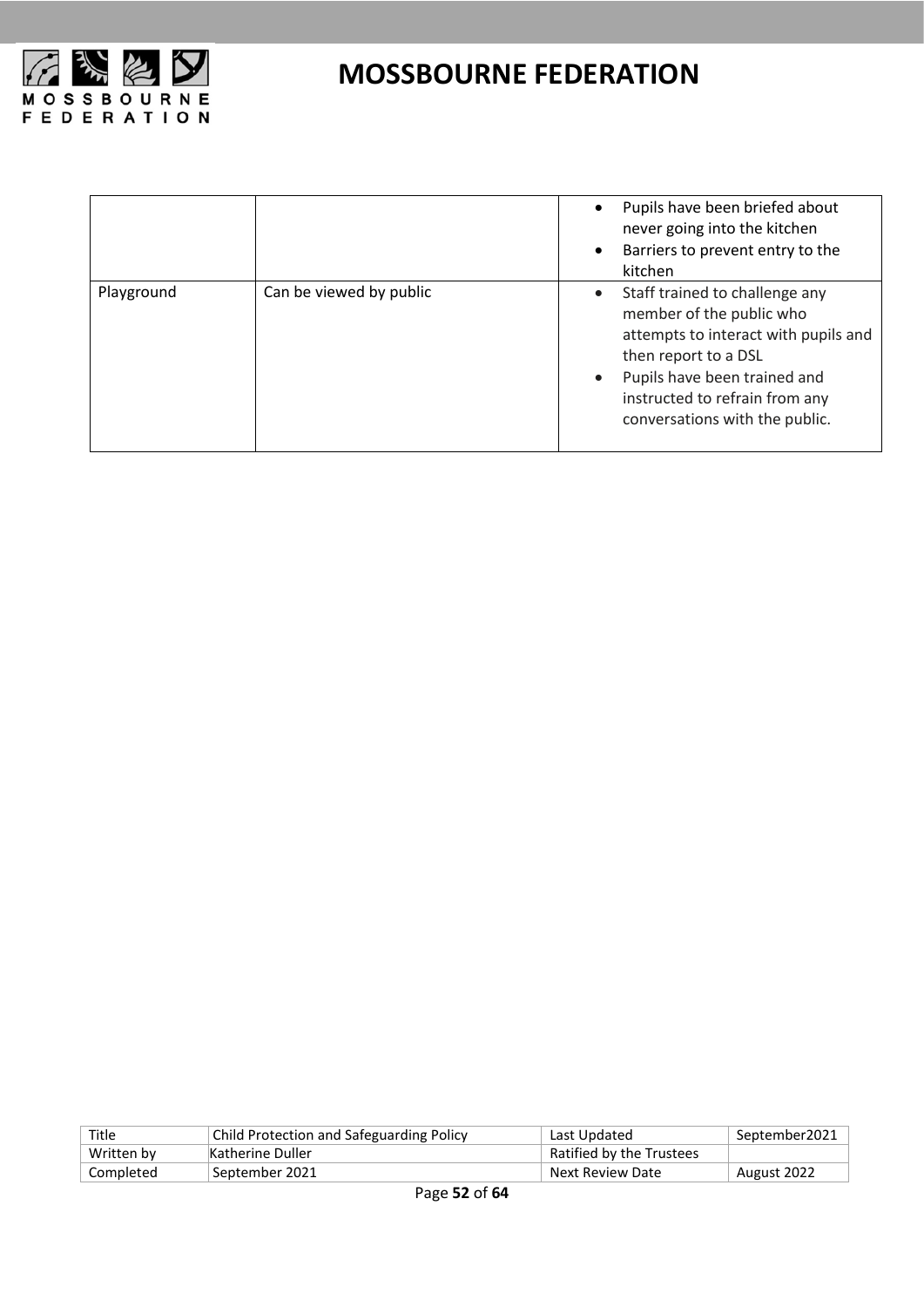| | | |
|---|---|---|
| | | • Pupils have been briefed about never going into the kitchen<br>• Barriers to prevent entry to the kitchen |
| Playground | Can be viewed by public | • Staff trained to challenge any member of the public who attempts to interact with pupils and then report to a DSL<br>• Pupils have been trained and instructed to refrain from any conversations with the public. |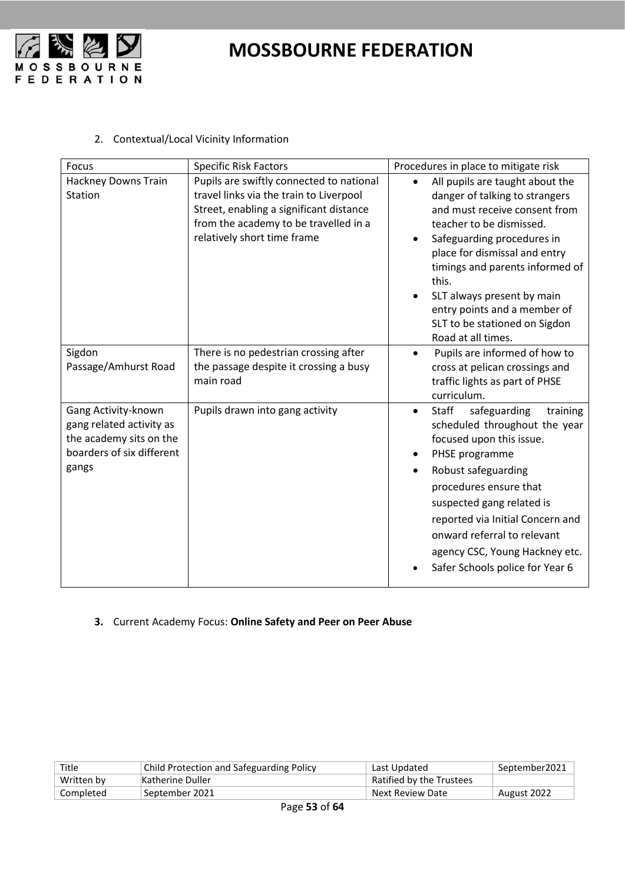2. Contextual/Local Vicinity Information

| Focus | Specific Risk Factors | Procedures in place to mitigate risk |
|---|---|---|
| Hackney Downs Train Station | Pupils are swiftly connected to national travel links via the train to Liverpool Street, enabling a significant distance from the academy to be travelled in a relatively short time frame | • All pupils are taught about the danger of talking to strangers and must receive consent from teacher to be dismissed.<br>• Safeguarding procedures in place for dismissal and entry timings and parents informed of this.<br>• SLT always present by main entry points and a member of SLT to be stationed on Sigdon Road at all times. |
| Sigdon Passage/Amhurst Road | There is no pedestrian crossing after the passage despite it crossing a busy main road | • Pupils are informed of how to cross at pelican crossings and traffic lights as part of PHSE curriculum. |
| Gang Activity-known gang related activity as the academy sits on the boarders of six different gangs | Pupils drawn into gang activity | • Staff safeguarding training scheduled throughout the year focused upon this issue.<br>• PHSE programme<br>• Robust safeguarding procedures ensure that suspected gang related is reported via Initial Concern and onward referral to relevant agency CSC, Young Hackney etc.<br>• Safer Schools police for Year 6 |

**3.** Current Academy Focus: **Online Safety and Peer on Peer Abuse**

| Title | Child Protection and Safeguarding Policy | Last Updated | September2021 |
|---|---|---|---|
| Written by | Katherine Duller | Ratified by the Trustees | |
| Completed | September 2021 | Next Review Date | August 2022 |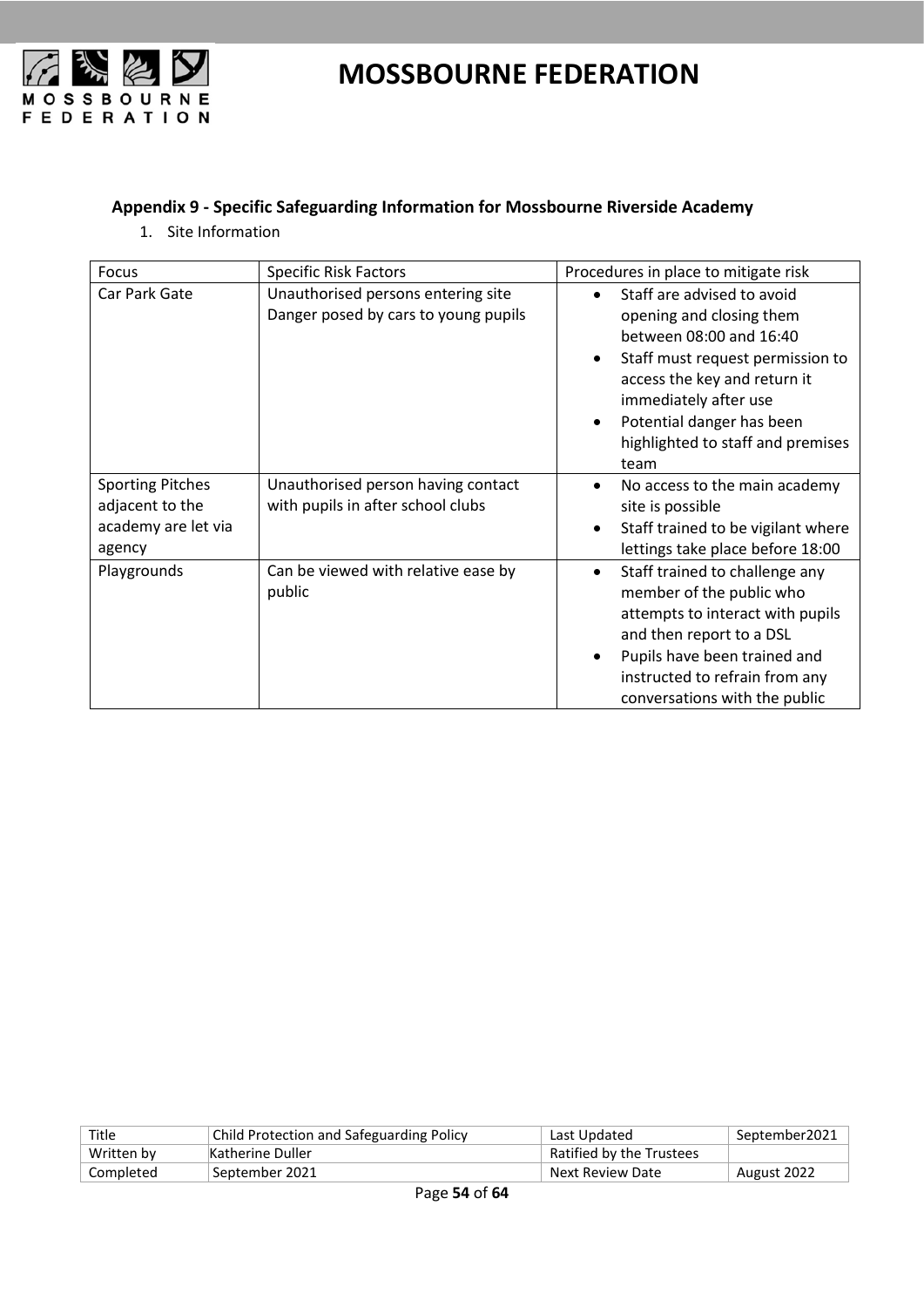### Appendix 9 - Specific Safeguarding Information for Mossbourne Riverside Academy

1. Site Information

| Focus | Specific Risk Factors | Procedures in place to mitigate risk |
|---|---|---|
| Car Park Gate | Unauthorised persons entering site<br>Danger posed by cars to young pupils | • Staff are advised to avoid opening and closing them between 08:00 and 16:40<br>• Staff must request permission to access the key and return it immediately after use<br>• Potential danger has been highlighted to staff and premises team |
| Sporting Pitches adjacent to the academy are let via agency | Unauthorised person having contact with pupils in after school clubs | • No access to the main academy site is possible<br>• Staff trained to be vigilant where lettings take place before 18:00 |
| Playgrounds | Can be viewed with relative ease by public | • Staff trained to challenge any member of the public who attempts to interact with pupils and then report to a DSL<br>• Pupils have been trained and instructed to refrain from any conversations with the public |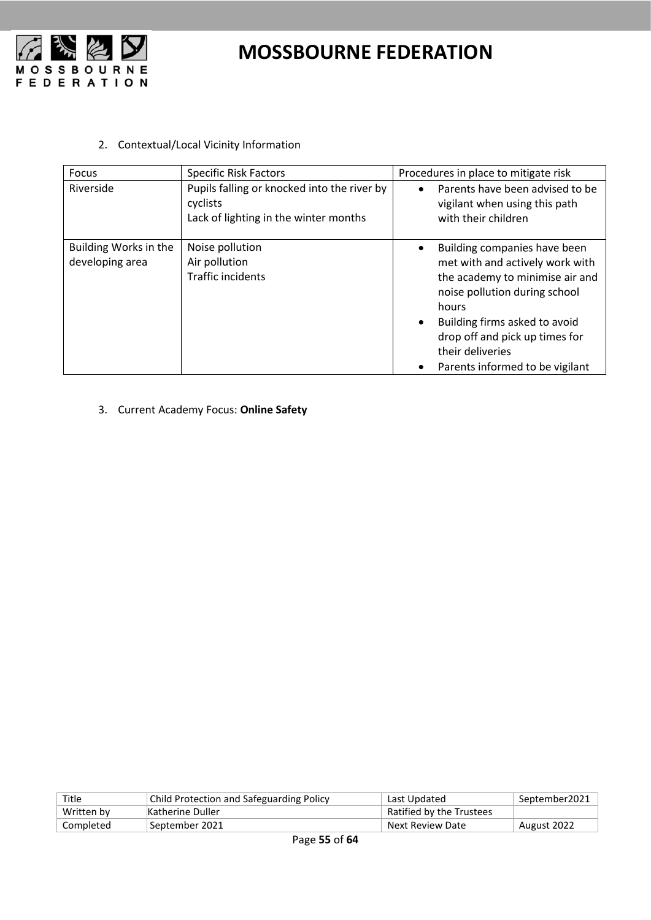2. Contextual/Local Vicinity Information

| Focus | Specific Risk Factors | Procedures in place to mitigate risk |
|---|---|---|
| Riverside | Pupils falling or knocked into the river by cyclists<br>Lack of lighting in the winter months | • Parents have been advised to be vigilant when using this path with their children |
| Building Works in the developing area | Noise pollution<br>Air pollution<br>Traffic incidents | • Building companies have been met with and actively work with the academy to minimise air and noise pollution during school hours<br>• Building firms asked to avoid drop off and pick up times for their deliveries<br>• Parents informed to be vigilant |

3. Current Academy Focus: **Online Safety**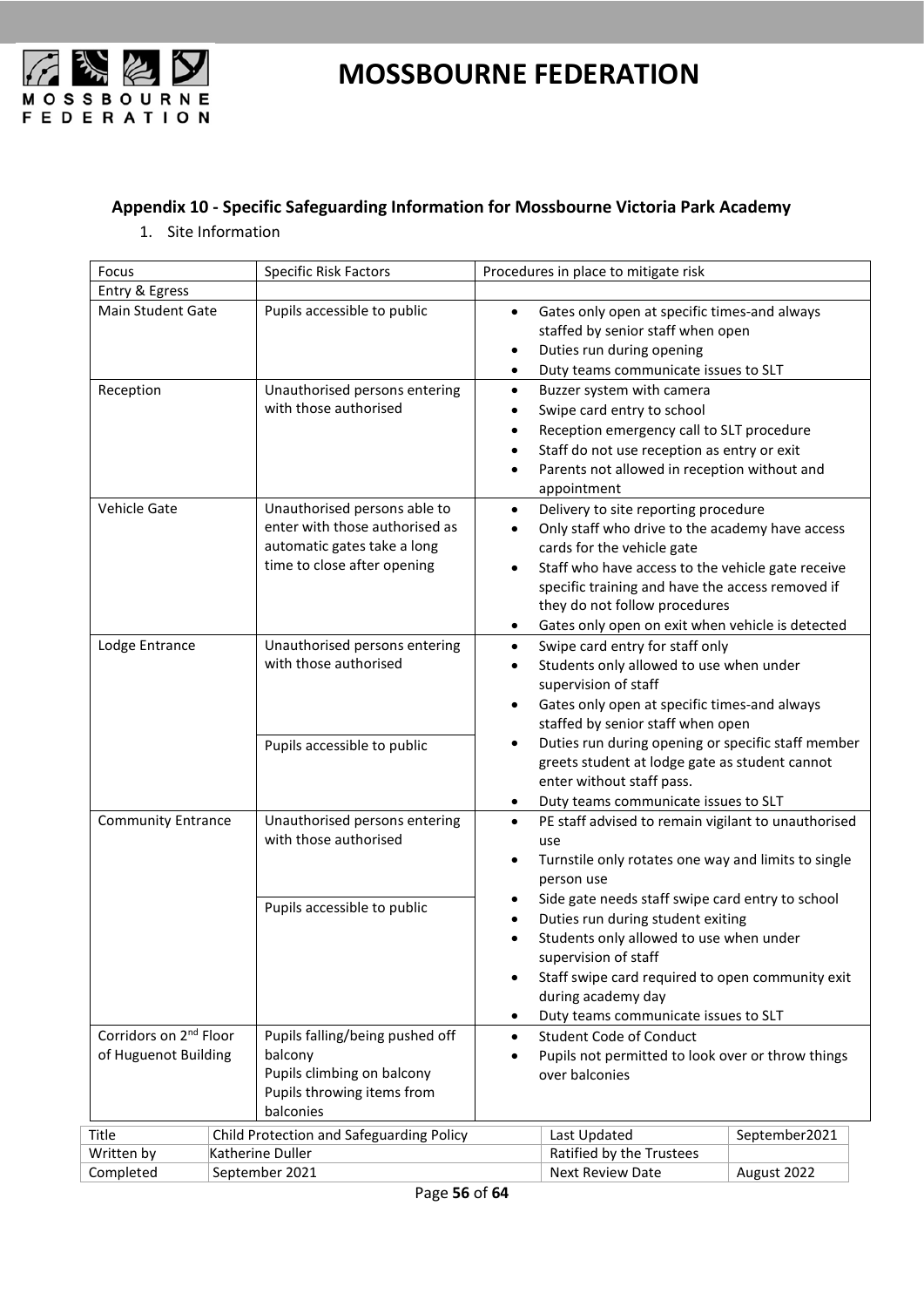## Appendix 10 - Specific Safeguarding Information for Mossbourne Victoria Park Academy

1. Site Information

| Focus | Specific Risk Factors | Procedures in place to mitigate risk |
|---|---|---|
| Entry & Egress | | |
| Main Student Gate | Pupils accessible to public | • Gates only open at specific times-and always staffed by senior staff when open<br>• Duties run during opening<br>• Duty teams communicate issues to SLT |
| Reception | Unauthorised persons entering with those authorised | • Buzzer system with camera<br>• Swipe card entry to school<br>• Reception emergency call to SLT procedure<br>• Staff do not use reception as entry or exit<br>• Parents not allowed in reception without and appointment |
| Vehicle Gate | Unauthorised persons able to enter with those authorised as automatic gates take a long time to close after opening | • Delivery to site reporting procedure<br>• Only staff who drive to the academy have access cards for the vehicle gate<br>• Staff who have access to the vehicle gate receive specific training and have the access removed if they do not follow procedures<br>• Gates only open on exit when vehicle is detected |
| Lodge Entrance | Unauthorised persons entering with those authorised<br><br>Pupils accessible to public | • Swipe card entry for staff only<br>• Students only allowed to use when under supervision of staff<br>• Gates only open at specific times-and always staffed by senior staff when open<br>• Duties run during opening or specific staff member greets student at lodge gate as student cannot enter without staff pass.<br>• Duty teams communicate issues to SLT |
| Community Entrance | Unauthorised persons entering with those authorised<br><br>Pupils accessible to public | • PE staff advised to remain vigilant to unauthorised use<br>• Turnstile only rotates one way and limits to single person use<br>• Side gate needs staff swipe card entry to school<br>• Duties run during student exiting<br>• Students only allowed to use when under supervision of staff<br>• Staff swipe card required to open community exit during academy day<br>• Duty teams communicate issues to SLT |
| Corridors on 2nd Floor of Huguenot Building | Pupils falling/being pushed off balcony<br>Pupils climbing on balcony<br>Pupils throwing items from balconies | • Student Code of Conduct<br>• Pupils not permitted to look over or throw things over balconies |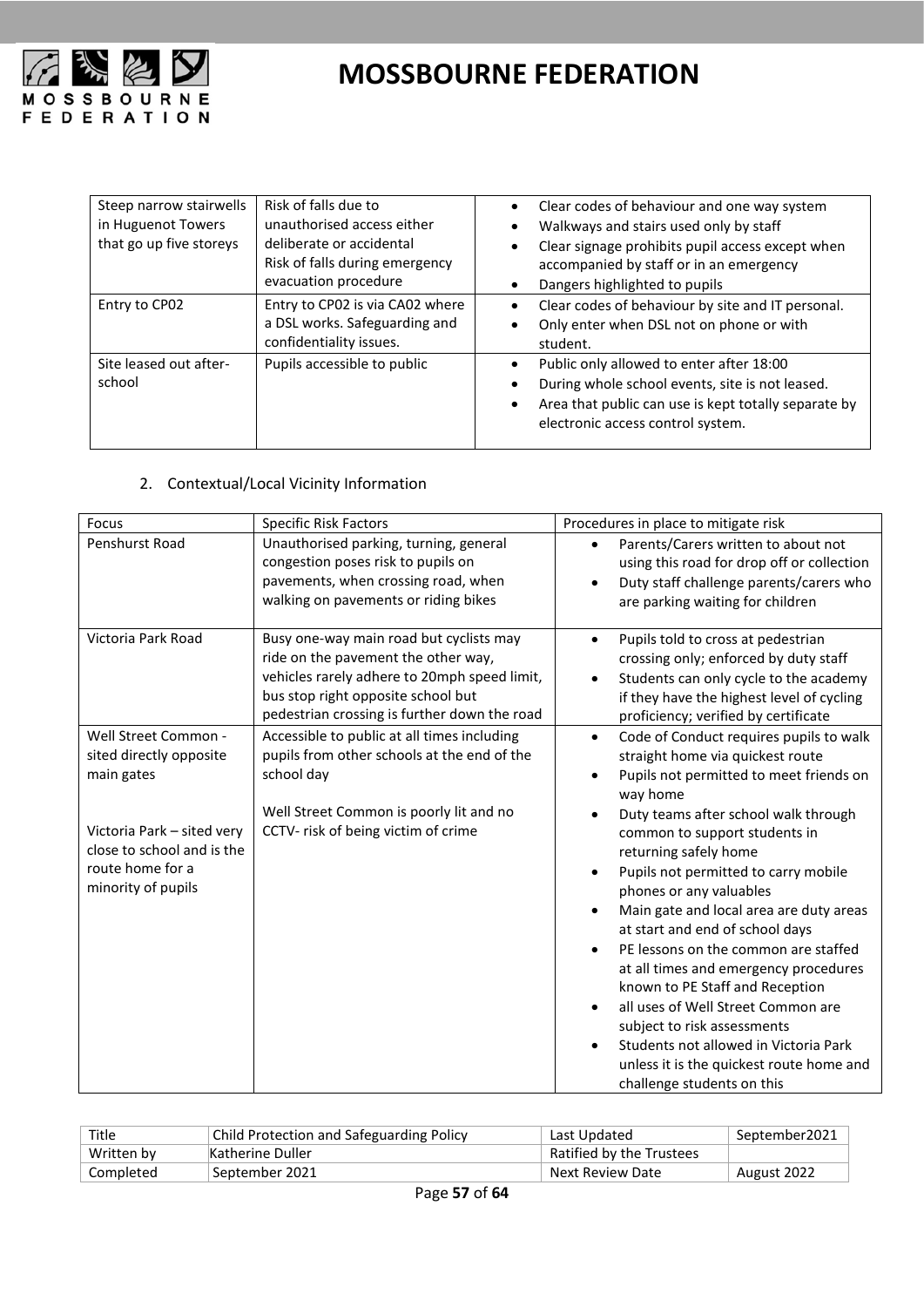| | | |
|---|---|---|
| Steep narrow stairwells in Huguenot Towers that go up five storeys | Risk of falls due to unauthorised access either deliberate or accidental<br>Risk of falls during emergency evacuation procedure | • Clear codes of behaviour and one way system<br>• Walkways and stairs used only by staff<br>• Clear signage prohibits pupil access except when accompanied by staff or in an emergency<br>• Dangers highlighted to pupils |
| Entry to CP02 | Entry to CP02 is via CA02 where a DSL works. Safeguarding and confidentiality issues. | • Clear codes of behaviour by site and IT personal.<br>• Only enter when DSL not on phone or with student. |
| Site leased out after-school | Pupils accessible to public | • Public only allowed to enter after 18:00<br>• During whole school events, site is not leased.<br>• Area that public can use is kept totally separate by electronic access control system. |

2. Contextual/Local Vicinity Information

| Focus | Specific Risk Factors | Procedures in place to mitigate risk |
|---|---|---|
| Penshurst Road | Unauthorised parking, turning, general congestion poses risk to pupils on pavements, when crossing road, when walking on pavements or riding bikes | • Parents/Carers written to about not using this road for drop off or collection<br>• Duty staff challenge parents/carers who are parking waiting for children |
| Victoria Park Road | Busy one-way main road but cyclists may ride on the pavement the other way, vehicles rarely adhere to 20mph speed limit, bus stop right opposite school but pedestrian crossing is further down the road | • Pupils told to cross at pedestrian crossing only; enforced by duty staff<br>• Students can only cycle to the academy if they have the highest level of cycling proficiency; verified by certificate |
| Well Street Common - sited directly opposite main gates<br><br>Victoria Park – sited very close to school and is the route home for a minority of pupils | Accessible to public at all times including pupils from other schools at the end of the school day<br><br>Well Street Common is poorly lit and no CCTV- risk of being victim of crime | • Code of Conduct requires pupils to walk straight home via quickest route<br>• Pupils not permitted to meet friends on way home<br>• Duty teams after school walk through common to support students in returning safely home<br>• Pupils not permitted to carry mobile phones or any valuables<br>• Main gate and local area are duty areas at start and end of school days<br>• PE lessons on the common are staffed at all times and emergency procedures known to PE Staff and Reception<br>• all uses of Well Street Common are subject to risk assessments<br>• Students not allowed in Victoria Park unless it is the quickest route home and challenge students on this |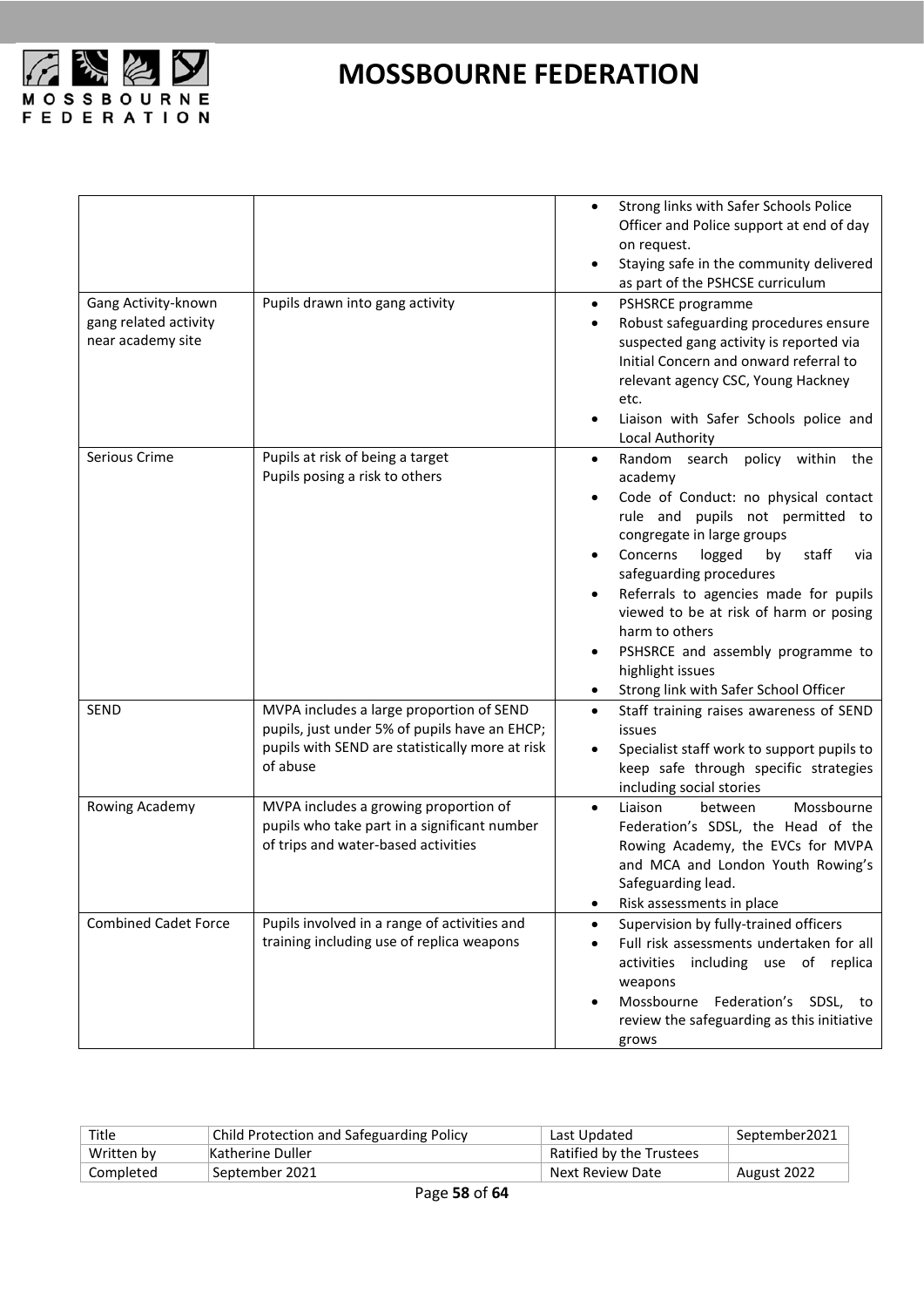| | | |
|---|---|---|
| | | • Strong links with Safer Schools Police Officer and Police support at end of day on request.<br>• Staying safe in the community delivered as part of the PSHCSE curriculum |
| Gang Activity-known gang related activity near academy site | Pupils drawn into gang activity | • PSHSRCE programme<br>• Robust safeguarding procedures ensure suspected gang activity is reported via Initial Concern and onward referral to relevant agency CSC, Young Hackney etc.<br>• Liaison with Safer Schools police and Local Authority |
| Serious Crime | Pupils at risk of being a target<br>Pupils posing a risk to others | • Random search policy within the academy<br>• Code of Conduct: no physical contact rule and pupils not permitted to congregate in large groups<br>• Concerns logged by staff via safeguarding procedures<br>• Referrals to agencies made for pupils viewed to be at risk of harm or posing harm to others<br>• PSHSRCE and assembly programme to highlight issues<br>• Strong link with Safer School Officer |
| SEND | MVPA includes a large proportion of SEND pupils, just under 5% of pupils have an EHCP; pupils with SEND are statistically more at risk of abuse | • Staff training raises awareness of SEND issues<br>• Specialist staff work to support pupils to keep safe through specific strategies including social stories |
| Rowing Academy | MVPA includes a growing proportion of pupils who take part in a significant number of trips and water-based activities | • Liaison between Mossbourne Federation's SDSL, the Head of the Rowing Academy, the EVCs for MVPA and MCA and London Youth Rowing's Safeguarding lead.<br>• Risk assessments in place |
| Combined Cadet Force | Pupils involved in a range of activities and training including use of replica weapons | • Supervision by fully-trained officers<br>• Full risk assessments undertaken for all activities including use of replica weapons<br>• Mossbourne Federation's SDSL, to review the safeguarding as this initiative grows |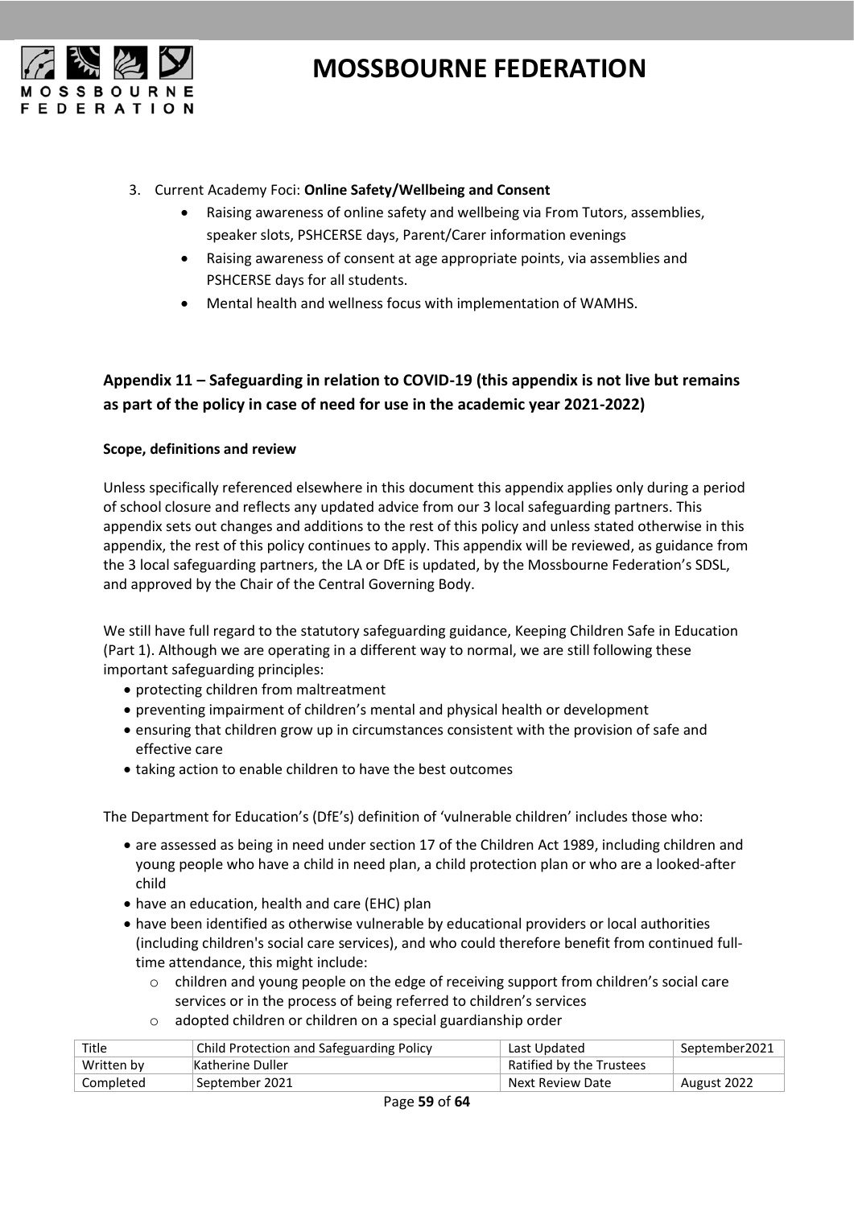3. Current Academy Foci: **Online Safety/Wellbeing and Consent**
    - Raising awareness of online safety and wellbeing via From Tutors, assemblies, speaker slots, PSHCERSE days, Parent/Carer information evenings
    - Raising awareness of consent at age appropriate points, via assemblies and PSHCERSE days for all students.
    - Mental health and wellness focus with implementation of WAMHS.

## Appendix 11 – Safeguarding in relation to COVID-19 (this appendix is not live but remains as part of the policy in case of need for use in the academic year 2021-2022)

### Scope, definitions and review

Unless specifically referenced elsewhere in this document this appendix applies only during a period of school closure and reflects any updated advice from our 3 local safeguarding partners. This appendix sets out changes and additions to the rest of this policy and unless stated otherwise in this appendix, the rest of this policy continues to apply. This appendix will be reviewed, as guidance from the 3 local safeguarding partners, the LA or DfE is updated, by the Mossbourne Federation's SDSL, and approved by the Chair of the Central Governing Body.

We still have full regard to the statutory safeguarding guidance, Keeping Children Safe in Education (Part 1). Although we are operating in a different way to normal, we are still following these important safeguarding principles:

- protecting children from maltreatment
- preventing impairment of children's mental and physical health or development
- ensuring that children grow up in circumstances consistent with the provision of safe and effective care
- taking action to enable children to have the best outcomes

The Department for Education's (DfE's) definition of 'vulnerable children' includes those who:

- are assessed as being in need under section 17 of the Children Act 1989, including children and young people who have a child in need plan, a child protection plan or who are a looked-after child
- have an education, health and care (EHC) plan
- have been identified as otherwise vulnerable by educational providers or local authorities (including children's social care services), and who could therefore benefit from continued full-time attendance, this might include:
    - children and young people on the edge of receiving support from children's social care services or in the process of being referred to children's services
    - adopted children or children on a special guardianship order

| Title | Child Protection and Safeguarding Policy | Last Updated | September2021 |
|---|---|---|---|
| Written by | Katherine Duller | Ratified by the Trustees | |
| Completed | September 2021 | Next Review Date | August 2022 |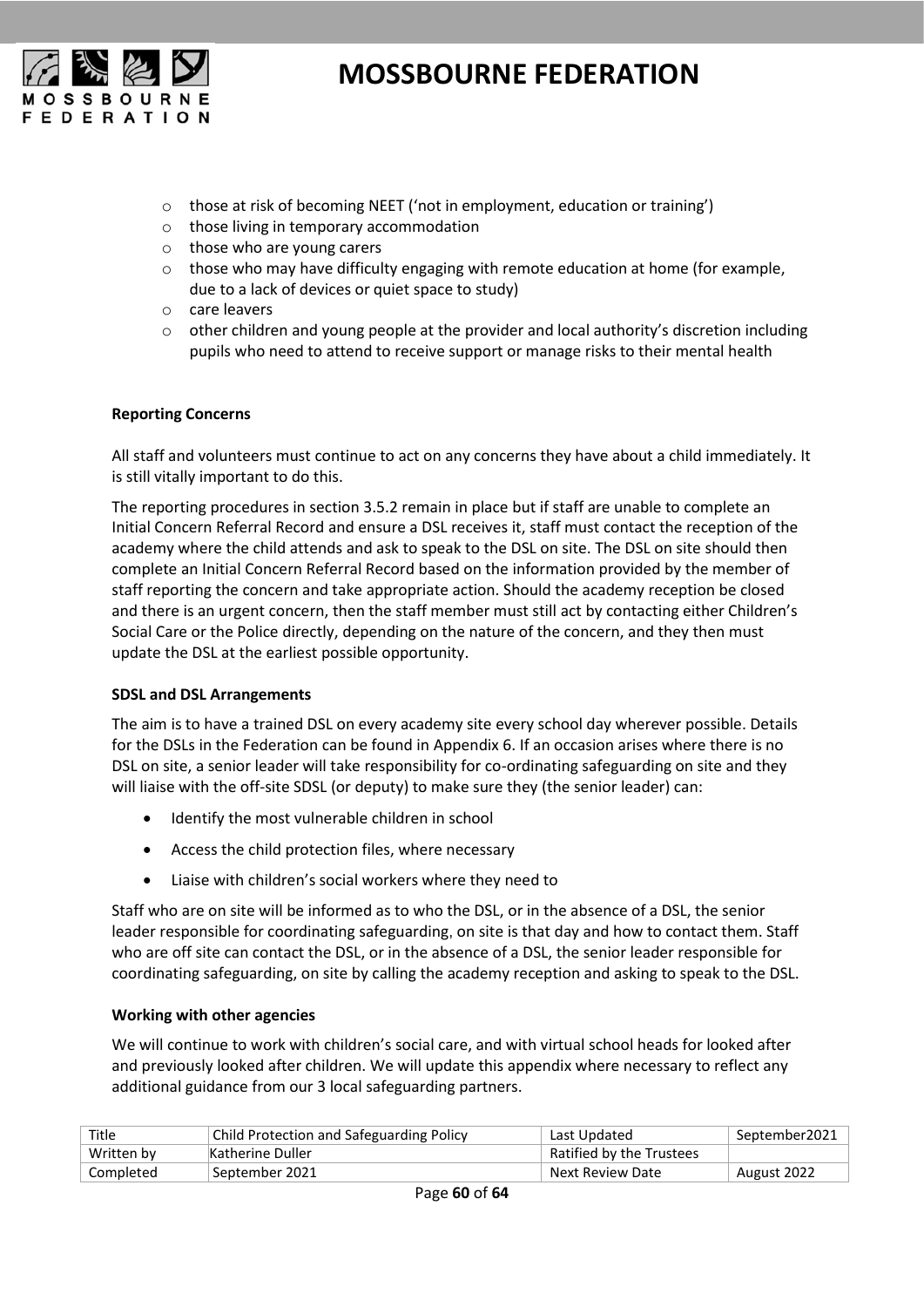- those at risk of becoming NEET ('not in employment, education or training')
- those living in temporary accommodation
- those who are young carers
- those who may have difficulty engaging with remote education at home (for example, due to a lack of devices or quiet space to study)
- care leavers
- other children and young people at the provider and local authority's discretion including pupils who need to attend to receive support or manage risks to their mental health

**Reporting Concerns**

All staff and volunteers must continue to act on any concerns they have about a child immediately. It is still vitally important to do this.

The reporting procedures in section 3.5.2 remain in place but if staff are unable to complete an Initial Concern Referral Record and ensure a DSL receives it, staff must contact the reception of the academy where the child attends and ask to speak to the DSL on site. The DSL on site should then complete an Initial Concern Referral Record based on the information provided by the member of staff reporting the concern and take appropriate action. Should the academy reception be closed and there is an urgent concern, then the staff member must still act by contacting either Children's Social Care or the Police directly, depending on the nature of the concern, and they then must update the DSL at the earliest possible opportunity.

**SDSL and DSL Arrangements**

The aim is to have a trained DSL on every academy site every school day wherever possible. Details for the DSLs in the Federation can be found in Appendix 6. If an occasion arises where there is no DSL on site, a senior leader will take responsibility for co-ordinating safeguarding on site and they will liaise with the off-site SDSL (or deputy) to make sure they (the senior leader) can:

- Identify the most vulnerable children in school
- Access the child protection files, where necessary
- Liaise with children's social workers where they need to

Staff who are on site will be informed as to who the DSL, or in the absence of a DSL, the senior leader responsible for coordinating safeguarding, on site is that day and how to contact them. Staff who are off site can contact the DSL, or in the absence of a DSL, the senior leader responsible for coordinating safeguarding, on site by calling the academy reception and asking to speak to the DSL.

**Working with other agencies**

We will continue to work with children's social care, and with virtual school heads for looked after and previously looked after children. We will update this appendix where necessary to reflect any additional guidance from our 3 local safeguarding partners.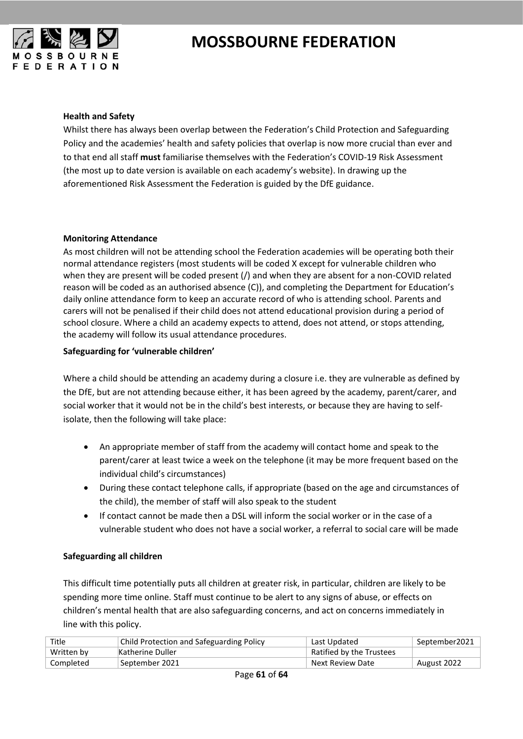**Health and Safety**

Whilst there has always been overlap between the Federation's Child Protection and Safeguarding Policy and the academies' health and safety policies that overlap is now more crucial than ever and to that end all staff **must** familiarise themselves with the Federation's COVID-19 Risk Assessment (the most up to date version is available on each academy's website). In drawing up the aforementioned Risk Assessment the Federation is guided by the DfE guidance.

**Monitoring Attendance**

As most children will not be attending school the Federation academies will be operating both their normal attendance registers (most students will be coded X except for vulnerable children who when they are present will be coded present (/) and when they are absent for a non-COVID related reason will be coded as an authorised absence (C)), and completing the Department for Education's daily online attendance form to keep an accurate record of who is attending school. Parents and carers will not be penalised if their child does not attend educational provision during a period of school closure. Where a child an academy expects to attend, does not attend, or stops attending, the academy will follow its usual attendance procedures.

**Safeguarding for 'vulnerable children'**

Where a child should be attending an academy during a closure i.e. they are vulnerable as defined by the DfE, but are not attending because either, it has been agreed by the academy, parent/carer, and social worker that it would not be in the child's best interests, or because they are having to self-isolate, then the following will take place:

- An appropriate member of staff from the academy will contact home and speak to the parent/carer at least twice a week on the telephone (it may be more frequent based on the individual child's circumstances)
- During these contact telephone calls, if appropriate (based on the age and circumstances of the child), the member of staff will also speak to the student
- If contact cannot be made then a DSL will inform the social worker or in the case of a vulnerable student who does not have a social worker, a referral to social care will be made

**Safeguarding all children**

This difficult time potentially puts all children at greater risk, in particular, children are likely to be spending more time online. Staff must continue to be alert to any signs of abuse, or effects on children's mental health that are also safeguarding concerns, and act on concerns immediately in line with this policy.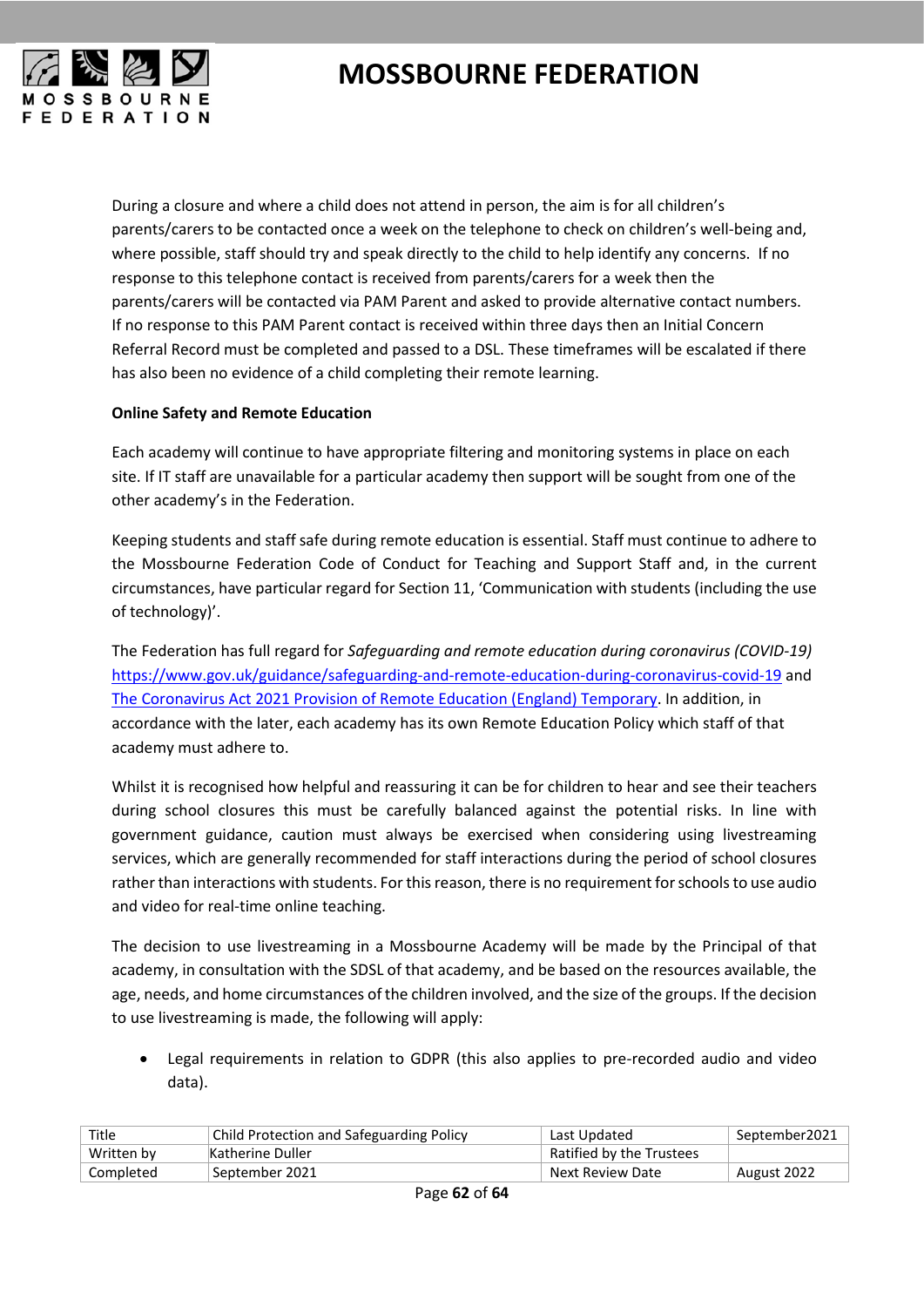During a closure and where a child does not attend in person, the aim is for all children's parents/carers to be contacted once a week on the telephone to check on children's well-being and, where possible, staff should try and speak directly to the child to help identify any concerns. If no response to this telephone contact is received from parents/carers for a week then the parents/carers will be contacted via PAM Parent and asked to provide alternative contact numbers. If no response to this PAM Parent contact is received within three days then an Initial Concern Referral Record must be completed and passed to a DSL. These timeframes will be escalated if there has also been no evidence of a child completing their remote learning.

**Online Safety and Remote Education**

Each academy will continue to have appropriate filtering and monitoring systems in place on each site. If IT staff are unavailable for a particular academy then support will be sought from one of the other academy's in the Federation.

Keeping students and staff safe during remote education is essential. Staff must continue to adhere to the Mossbourne Federation Code of Conduct for Teaching and Support Staff and, in the current circumstances, have particular regard for Section 11, 'Communication with students (including the use of technology)'.

The Federation has full regard for *Safeguarding and remote education during coronavirus (COVID-19)* [https://www.gov.uk/guidance/safeguarding-and-remote-education-during-coronavirus-covid-19](https://www.gov.uk/guidance/safeguarding-and-remote-education-during-coronavirus-covid-19) and [The Coronavirus Act 2021 Provision of Remote Education (England) Temporary](). In addition, in accordance with the later, each academy has its own Remote Education Policy which staff of that academy must adhere to.

Whilst it is recognised how helpful and reassuring it can be for children to hear and see their teachers during school closures this must be carefully balanced against the potential risks. In line with government guidance, caution must always be exercised when considering using livestreaming services, which are generally recommended for staff interactions during the period of school closures rather than interactions with students. For this reason, there is no requirement for schools to use audio and video for real-time online teaching.

The decision to use livestreaming in a Mossbourne Academy will be made by the Principal of that academy, in consultation with the SDSL of that academy, and be based on the resources available, the age, needs, and home circumstances of the children involved, and the size of the groups. If the decision to use livestreaming is made, the following will apply:

- Legal requirements in relation to GDPR (this also applies to pre-recorded audio and video data).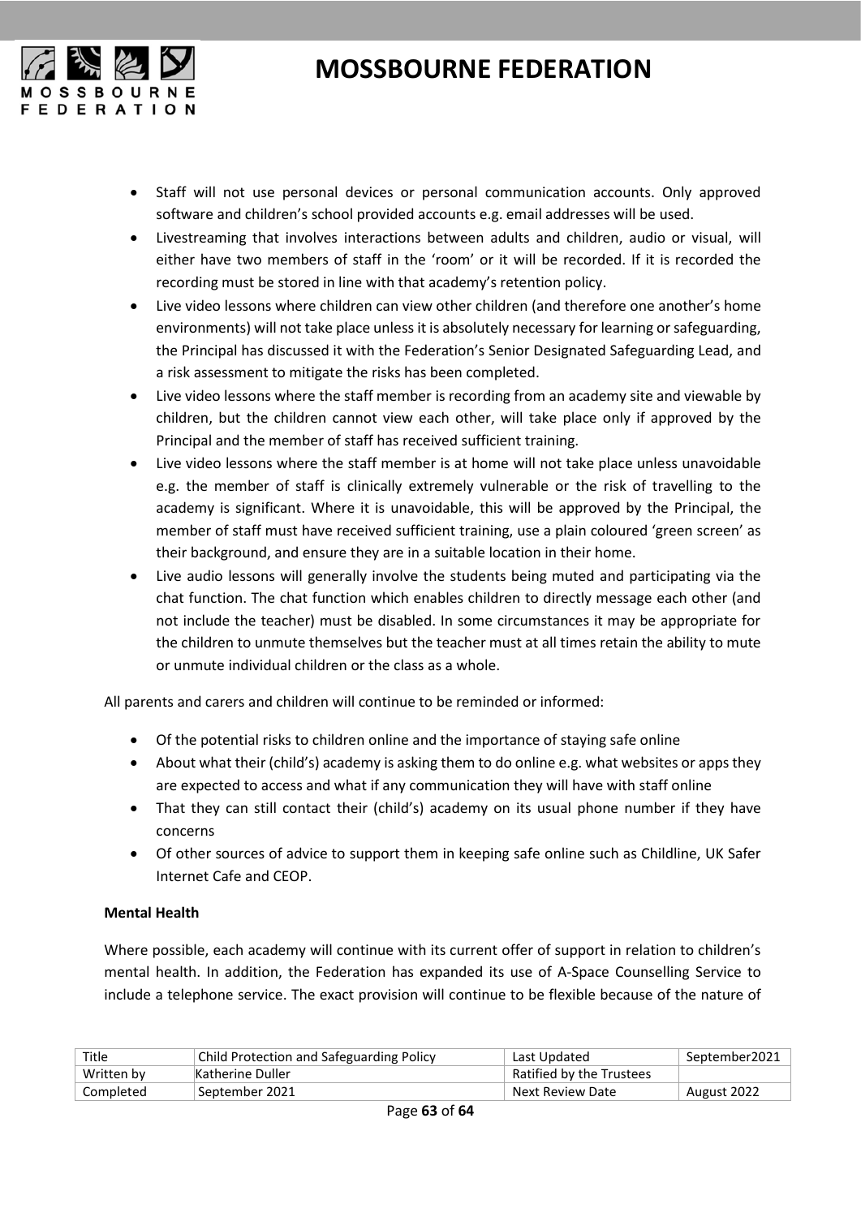- Staff will not use personal devices or personal communication accounts. Only approved software and children's school provided accounts e.g. email addresses will be used.
- Livestreaming that involves interactions between adults and children, audio or visual, will either have two members of staff in the 'room' or it will be recorded. If it is recorded the recording must be stored in line with that academy's retention policy.
- Live video lessons where children can view other children (and therefore one another's home environments) will not take place unless it is absolutely necessary for learning or safeguarding, the Principal has discussed it with the Federation's Senior Designated Safeguarding Lead, and a risk assessment to mitigate the risks has been completed.
- Live video lessons where the staff member is recording from an academy site and viewable by children, but the children cannot view each other, will take place only if approved by the Principal and the member of staff has received sufficient training.
- Live video lessons where the staff member is at home will not take place unless unavoidable e.g. the member of staff is clinically extremely vulnerable or the risk of travelling to the academy is significant. Where it is unavoidable, this will be approved by the Principal, the member of staff must have received sufficient training, use a plain coloured 'green screen' as their background, and ensure they are in a suitable location in their home.
- Live audio lessons will generally involve the students being muted and participating via the chat function. The chat function which enables children to directly message each other (and not include the teacher) must be disabled. In some circumstances it may be appropriate for the children to unmute themselves but the teacher must at all times retain the ability to mute or unmute individual children or the class as a whole.

All parents and carers and children will continue to be reminded or informed:

- Of the potential risks to children online and the importance of staying safe online
- About what their (child's) academy is asking them to do online e.g. what websites or apps they are expected to access and what if any communication they will have with staff online
- That they can still contact their (child's) academy on its usual phone number if they have concerns
- Of other sources of advice to support them in keeping safe online such as Childline, UK Safer Internet Cafe and CEOP.

**Mental Health**

Where possible, each academy will continue with its current offer of support in relation to children's mental health. In addition, the Federation has expanded its use of A-Space Counselling Service to include a telephone service. The exact provision will continue to be flexible because of the nature of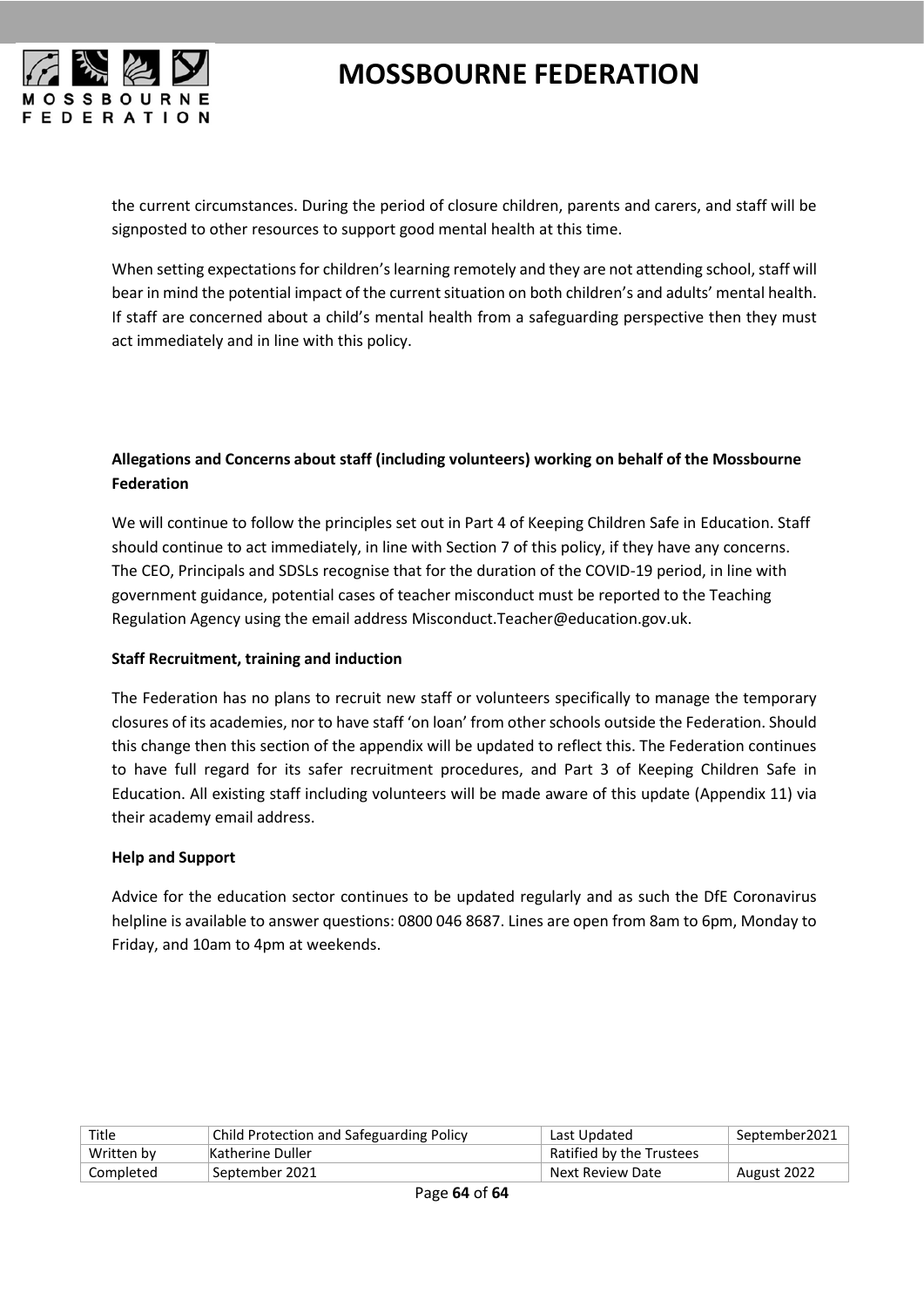the current circumstances. During the period of closure children, parents and carers, and staff will be signposted to other resources to support good mental health at this time.

When setting expectations for children's learning remotely and they are not attending school, staff will bear in mind the potential impact of the current situation on both children's and adults' mental health. If staff are concerned about a child's mental health from a safeguarding perspective then they must act immediately and in line with this policy.

**Allegations and Concerns about staff (including volunteers) working on behalf of the Mossbourne Federation**

We will continue to follow the principles set out in Part 4 of Keeping Children Safe in Education. Staff should continue to act immediately, in line with Section 7 of this policy, if they have any concerns. The CEO, Principals and SDSLs recognise that for the duration of the COVID-19 period, in line with government guidance, potential cases of teacher misconduct must be reported to the Teaching Regulation Agency using the email address Misconduct.Teacher@education.gov.uk.

**Staff Recruitment, training and induction**

The Federation has no plans to recruit new staff or volunteers specifically to manage the temporary closures of its academies, nor to have staff 'on loan' from other schools outside the Federation. Should this change then this section of the appendix will be updated to reflect this. The Federation continues to have full regard for its safer recruitment procedures, and Part 3 of Keeping Children Safe in Education. All existing staff including volunteers will be made aware of this update (Appendix 11) via their academy email address.

**Help and Support**

Advice for the education sector continues to be updated regularly and as such the DfE Coronavirus helpline is available to answer questions: 0800 046 8687. Lines are open from 8am to 6pm, Monday to Friday, and 10am to 4pm at weekends.